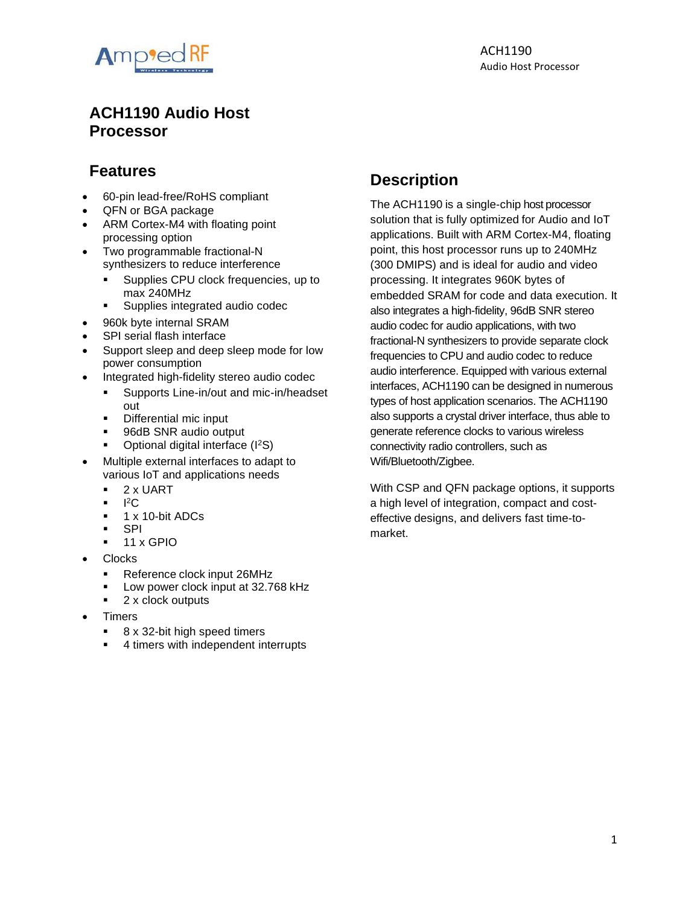# ACH1190 Audio Host Processor

## Features

- 60-pin lead-free/RoHS compliant
- QFN or BGA package
- ARM Cortex-M4 with floating point processing option
- Two programmable fractional-N synthesizers to reduce interference
  - Supplies CPU clock frequencies, up to max 240MHz
  - Supplies integrated audio codec
- 960k byte internal SRAM
- SPI serial flash interface
- Support sleep and deep sleep mode for low power consumption
- Integrated high-fidelity stereo audio codec
  - Supports Line-in/out and mic-in/headset out
  - Differential mic input
  - 96dB SNR audio output
  - Optional digital interface ($I^2S$)
- Multiple external interfaces to adapt to various IoT and applications needs
  - 2 x UART
  - $I^2C$
  - 1 x 10-bit ADCs
  - SPI
  - 11 x GPIO
- Clocks
  - Reference clock input 26MHz
  - Low power clock input at 32.768 kHz
  - 2 x clock outputs
- Timers
  - 8 x 32-bit high speed timers
  - 4 timers with independent interrupts

## Description

The ACH1190 is a single-chip host processor solution that is fully optimized for Audio and IoT applications. Built with ARM Cortex-M4, floating point, this host processor runs up to 240MHz (300 DMIPS) and is ideal for audio and video processing. It integrates 960K bytes of embedded SRAM for code and data execution. It also integrates a high-fidelity, 96dB SNR stereo audio codec for audio applications, with two fractional-N synthesizers to provide separate clock frequencies to CPU and audio codec to reduce audio interference. Equipped with various external interfaces, ACH1190 can be designed in numerous types of host application scenarios. The ACH1190 also supports a crystal driver interface, thus able to generate reference clocks to various wireless connectivity radio controllers, such as Wifi/Bluetooth/Zigbee.

With CSP and QFN package options, it supports a high level of integration, compact and cost-effective designs, and delivers fast time-to-market.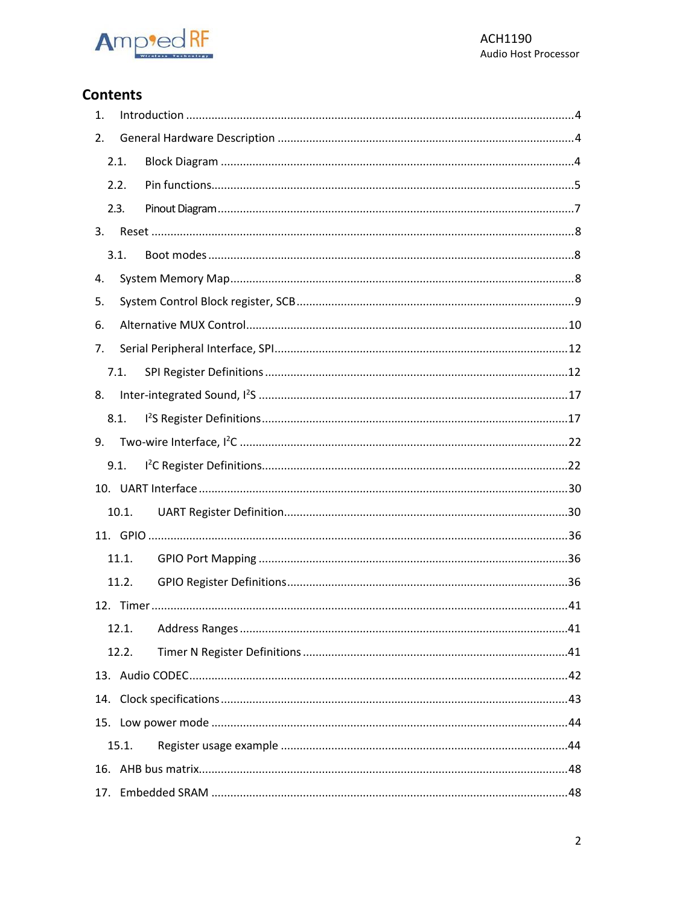## Contents

1. Introduction ....................................................................................................4
2. General Hardware Description ......................................................................4
   - 2.1. Block Diagram ........................................................................................4
   - 2.2. Pin functions...........................................................................................5
   - 2.3. Pinout Diagram .......................................................................................7
3. Reset ..............................................................................................................8
   - 3.1. Boot modes .............................................................................................8
4. System Memory Map.......................................................................................8
5. System Control Block register, SCB .................................................................9
6. Alternative MUX Control..................................................................................10
7. Serial Peripheral Interface, SPI........................................................................12
   - 7.1. SPI Register Definitions .........................................................................12
8. Inter-integrated Sound, I$^2$S ...........................................................................17
   - 8.1. I$^2$S Register Definitions ..........................................................................17
9. Two-wire Interface, I$^2$C ..................................................................................22
   - 9.1. I$^2$C Register Definitions..........................................................................22
10. UART Interface ..............................................................................................30
    - 10.1. UART Register Definition.....................................................................30
11. GPIO ..............................................................................................................36
    - 11.1. GPIO Port Mapping ..............................................................................36
    - 11.2. GPIO Register Definitions.....................................................................36
12. Timer .............................................................................................................41
    - 12.1. Address Ranges ....................................................................................41
    - 12.2. Timer N Register Definitions ................................................................41
13. Audio CODEC.................................................................................................42
14. Clock specifications .......................................................................................43
15. Low power mode ..........................................................................................44
    - 15.1. Register usage example .......................................................................44
16. AHB bus matrix..............................................................................................48
17. Embedded SRAM ..........................................................................................48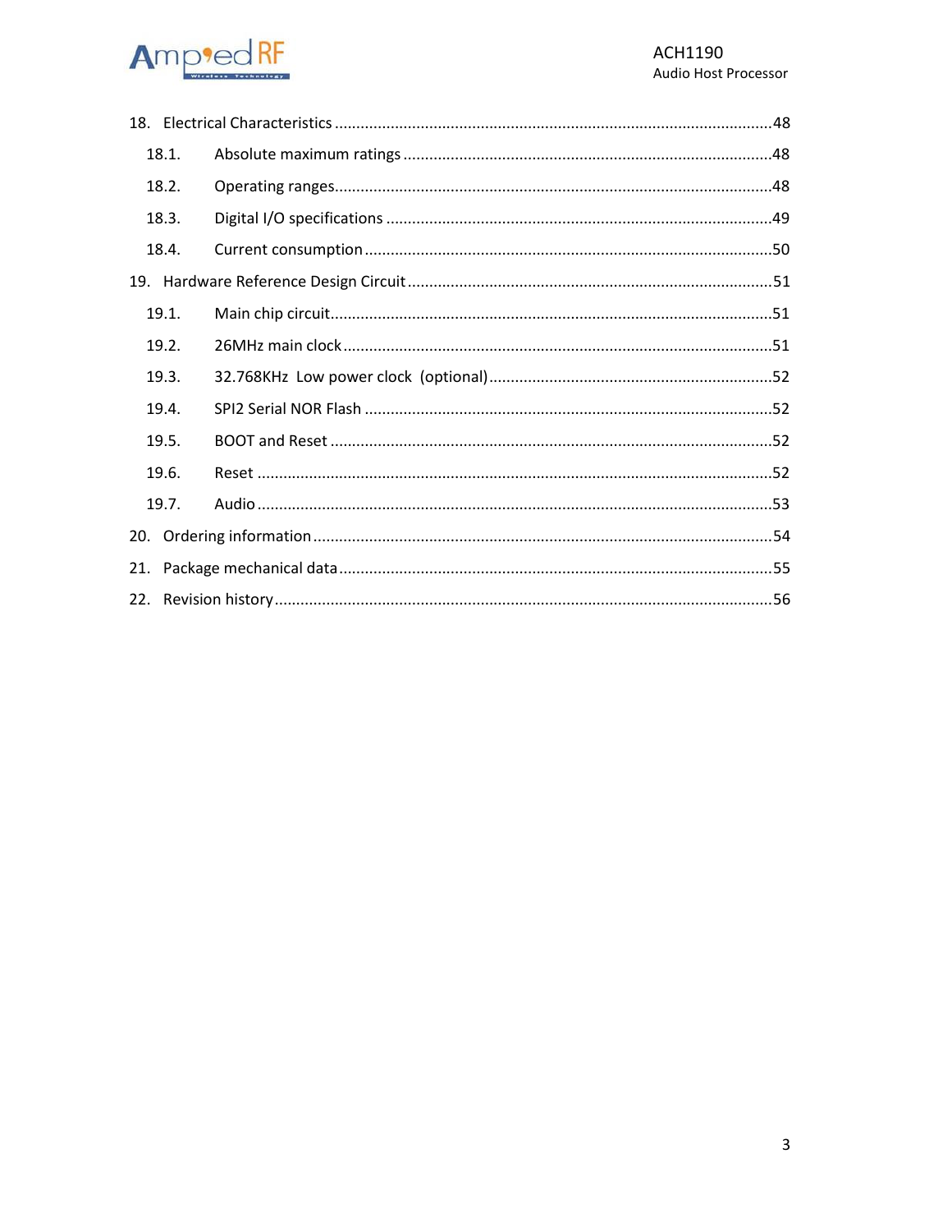18. Electrical Characteristics ........................................................................................................48

18.1. Absolute maximum ratings .........................................................................................48

18.2. Operating ranges.........................................................................................................48

18.3. Digital I/O specifications .............................................................................................49

18.4. Current consumption ..................................................................................................50

19. Hardware Reference Design Circuit .........................................................................................51

19.1. Main chip circuit..........................................................................................................51

19.2. 26MHz main clock .......................................................................................................51

19.3. 32.768KHz Low power clock (optional).....................................................................52

19.4. SPI2 Serial NOR Flash ..................................................................................................52

19.5. BOOT and Reset ..........................................................................................................52

19.6. Reset ............................................................................................................................52

19.7. Audio ...........................................................................................................................53

20. Ordering information ...............................................................................................................54

21. Package mechanical data .........................................................................................................55

22. Revision history ........................................................................................................................56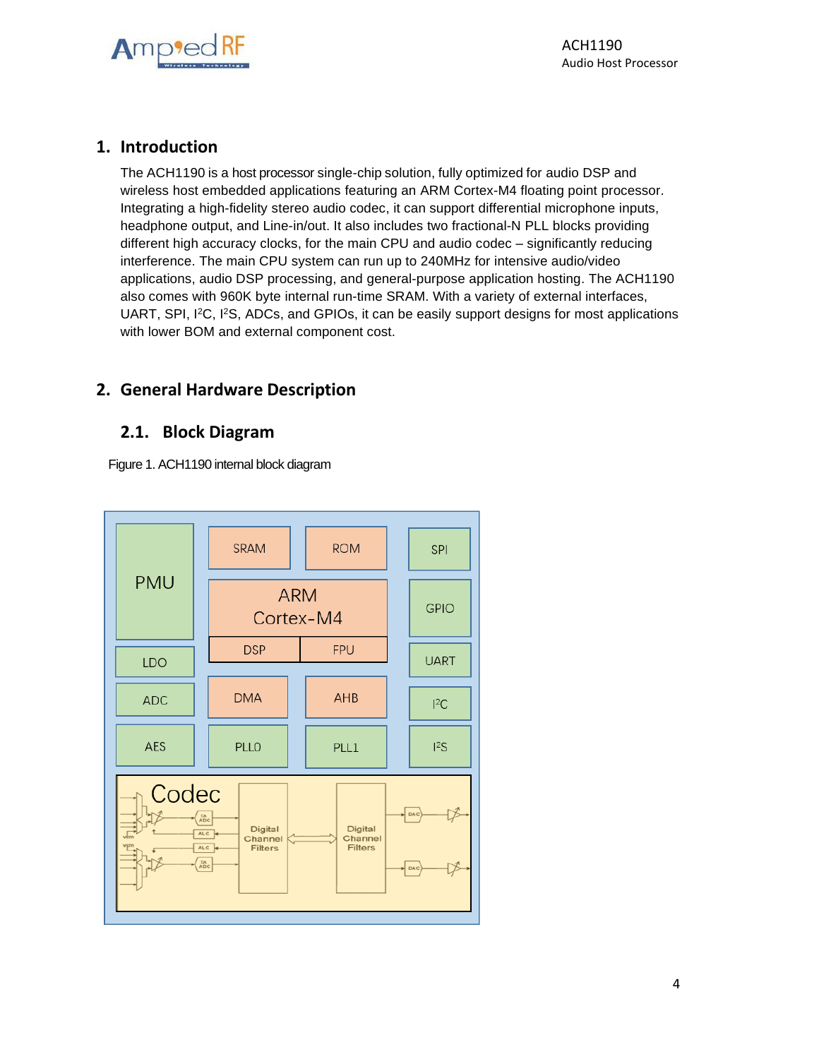# 1. Introduction

The ACH1190 is a host processor single-chip solution, fully optimized for audio DSP and wireless host embedded applications featuring an ARM Cortex-M4 floating point processor. Integrating a high-fidelity stereo audio codec, it can support differential microphone inputs, headphone output, and Line-in/out. It also includes two fractional-N PLL blocks providing different high accuracy clocks, for the main CPU and audio codec – significantly reducing interference. The main CPU system can run up to 240MHz for intensive audio/video applications, audio DSP processing, and general-purpose application hosting. The ACH1190 also comes with 960K byte internal run-time SRAM. With a variety of external interfaces, UART, SPI, I²C, I²S, ADCs, and GPIOs, it can be easily support designs for most applications with lower BOM and external component cost.

# 2. General Hardware Description

## 2.1. Block Diagram

Figure 1. ACH1190 internal block diagram

PMU | SRAM | ROM | SPI | ARM Cortex-M4 | DSP | FPU | GPIO | LDO | UART | ADC | DMA | AHB | I²C | AES | PLL0 | PLL1 | I²S | Codec | Digital Channel Filters | Digital Channel Filters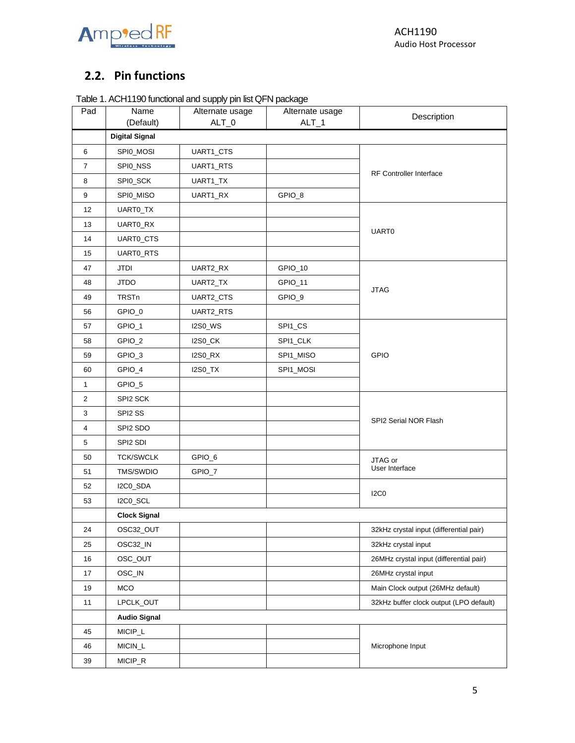## 2.2. Pin functions

Table 1. ACH1190 functional and supply pin list QFN package

| Pad | Name (Default) | Alternate usage ALT_0 | Alternate usage ALT_1 | Description |
|---|---|---|---|---|
| | **Digital Signal** | | | |
| 6 | SPI0_MOSI | UART1_CTS | | RF Controller Interface |
| 7 | SPI0_NSS | UART1_RTS | | |
| 8 | SPI0_SCK | UART1_TX | | |
| 9 | SPI0_MISO | UART1_RX | GPIO_8 | |
| 12 | UART0_TX | | | UART0 |
| 13 | UART0_RX | | | |
| 14 | UART0_CTS | | | |
| 15 | UART0_RTS | | | |
| 47 | JTDI | UART2_RX | GPIO_10 | JTAG |
| 48 | JTDO | UART2_TX | GPIO_11 | |
| 49 | TRSTn | UART2_CTS | GPIO_9 | |
| 56 | GPIO_0 | UART2_RTS | | |
| 57 | GPIO_1 | I2S0_WS | SPI1_CS | GPIO |
| 58 | GPIO_2 | I2S0_CK | SPI1_CLK | |
| 59 | GPIO_3 | I2S0_RX | SPI1_MISO | |
| 60 | GPIO_4 | I2S0_TX | SPI1_MOSI | |
| 1 | GPIO_5 | | | |
| 2 | SPI2 SCK | | | SPI2 Serial NOR Flash |
| 3 | SPI2 SS | | | |
| 4 | SPI2 SDO | | | |
| 5 | SPI2 SDI | | | |
| 50 | TCK/SWCLK | GPIO_6 | | JTAG or User Interface |
| 51 | TMS/SWDIO | GPIO_7 | | |
| 52 | I2C0_SDA | | | I2C0 |
| 53 | I2C0_SCL | | | |
| | **Clock Signal** | | | |
| 24 | OSC32_OUT | | | 32kHz crystal input (differential pair) |
| 25 | OSC32_IN | | | 32kHz crystal input |
| 16 | OSC_OUT | | | 26MHz crystal input (differential pair) |
| 17 | OSC_IN | | | 26MHz crystal input |
| 19 | MCO | | | Main Clock output (26MHz default) |
| 11 | LPCLK_OUT | | | 32kHz buffer clock output (LPO default) |
| | **Audio Signal** | | | |
| 45 | MICIP_L | | | Microphone Input |
| 46 | MICIN_L | | | |
| 39 | MICIP_R | | | |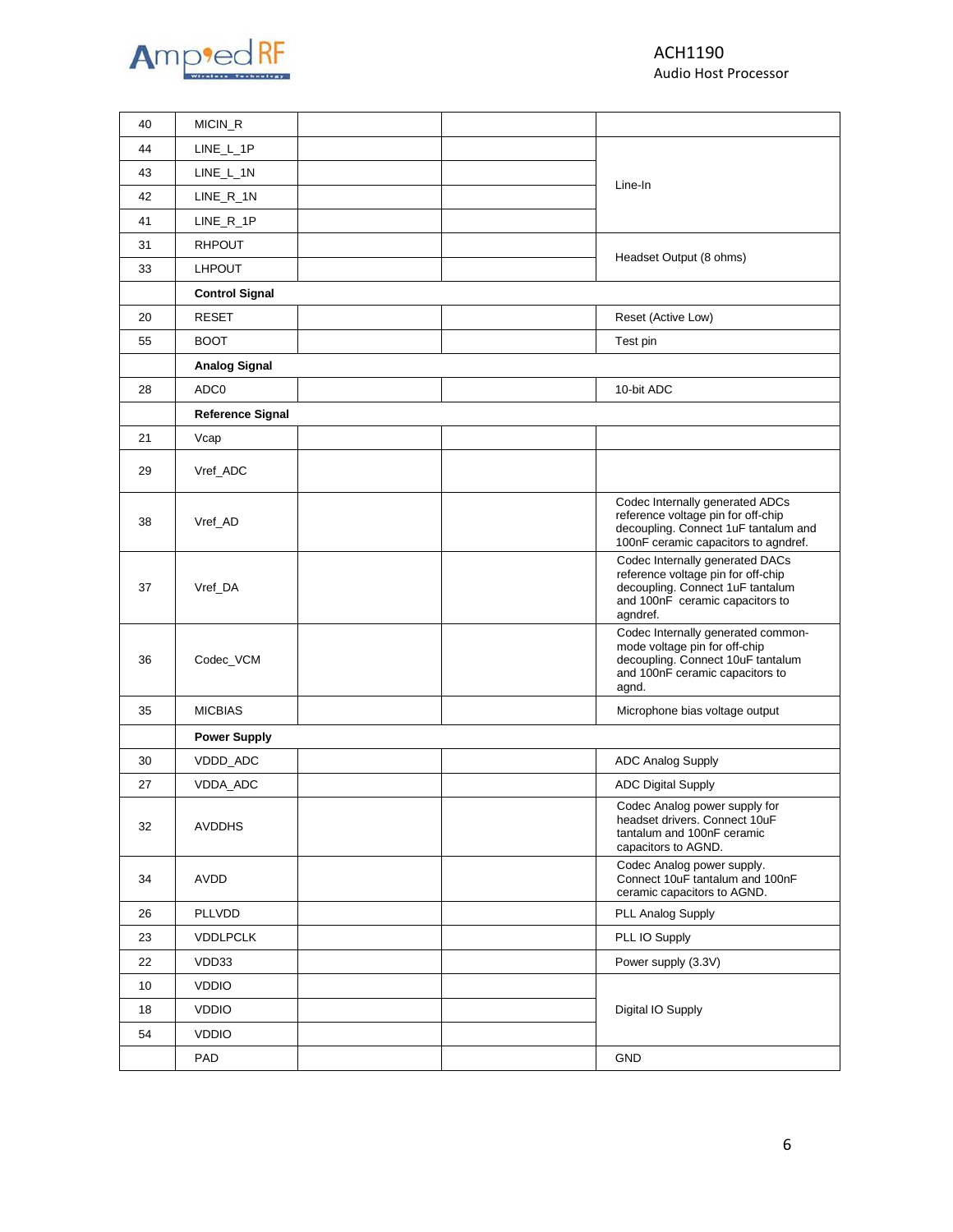| | | | | |
|---|---|---|---|---|
| 40 | MICIN_R | | | |
| 44 | LINE_L_1P | | | Line-In |
| 43 | LINE_L_1N | | | |
| 42 | LINE_R_1N | | | |
| 41 | LINE_R_1P | | | |
| 31 | RHPOUT | | | Headset Output (8 ohms) |
| 33 | LHPOUT | | | |
| | **Control Signal** | | | |
| 20 | RESET | | | Reset (Active Low) |
| 55 | BOOT | | | Test pin |
| | **Analog Signal** | | | |
| 28 | ADC0 | | | 10-bit ADC |
| | **Reference Signal** | | | |
| 21 | Vcap | | | |
| 29 | Vref_ADC | | | |
| 38 | Vref_AD | | | Codec Internally generated ADCs reference voltage pin for off-chip decoupling. Connect 1uF tantalum and 100nF ceramic capacitors to agndref. |
| 37 | Vref_DA | | | Codec Internally generated DACs reference voltage pin for off-chip decoupling. Connect 1uF tantalum and 100nF ceramic capacitors to agndref. |
| 36 | Codec_VCM | | | Codec Internally generated common-mode voltage pin for off-chip decoupling. Connect 10uF tantalum and 100nF ceramic capacitors to agnd. |
| 35 | MICBIAS | | | Microphone bias voltage output |
| | **Power Supply** | | | |
| 30 | VDDD_ADC | | | ADC Analog Supply |
| 27 | VDDA_ADC | | | ADC Digital Supply |
| 32 | AVDDHS | | | Codec Analog power supply for headset drivers. Connect 10uF tantalum and 100nF ceramic capacitors to AGND. |
| 34 | AVDD | | | Codec Analog power supply. Connect 10uF tantalum and 100nF ceramic capacitors to AGND. |
| 26 | PLLVDD | | | PLL Analog Supply |
| 23 | VDDLPCLK | | | PLL IO Supply |
| 22 | VDD33 | | | Power supply (3.3V) |
| 10 | VDDIO | | | Digital IO Supply |
| 18 | VDDIO | | | |
| 54 | VDDIO | | | |
| | PAD | | | GND |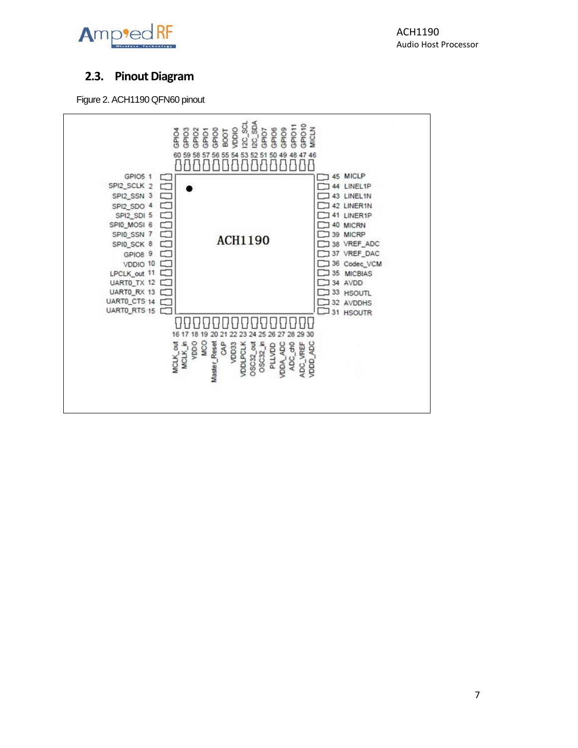## 2.3. Pinout Diagram

Figure 2. ACH1190 QFN60 pinout

| Pin | Name | Pin | Name |
|---|---|---|---|
| 1 | GPIO5 | 31 | HSOUTR |
| 2 | SPI2_SCLK | 32 | AVDDHS |
| 3 | SPI2_SSN | 33 | HSOUTL |
| 4 | SPI2_SDO | 34 | AVDD |
| 5 | SPI2_SDI | 35 | MICBIAS |
| 6 | SPI0_MOSI | 36 | Codec_VCM |
| 7 | SPI0_SSN | 37 | VREF_DAC |
| 8 | SPI0_SCK | 38 | VREF_ADC |
| 9 | GPIO8 | 39 | MICRP |
| 10 | VDDIO | 40 | MICRN |
| 11 | LPCLK_out | 41 | LINER1P |
| 12 | UART0_TX | 42 | LINER1N |
| 13 | UART0_RX | 43 | LINEL1N |
| 14 | UART0_CTS | 44 | LINEL1P |
| 15 | UART0_RTS | 45 | MICLP |
| 16 | MCLK_out | 46 | MICLN |
| 17 | MCLK_in | 47 | GPIO10 |
| 18 | VDDIO | 48 | GPIO11 |
| 19 | MCO | 49 | GPIO9 |
| 20 | Master_Reset | 50 | GPIO6 |
| 21 | CAP | 51 | GPIO7 |
| 22 | VDD33 | 52 | I2C_SDA |
| 23 | VDDLPCLK | 53 | I2C_SCL |
| 24 | OSC32_out | 54 | VDDIO |
| 25 | OSC32_in | 55 | BOOT |
| 26 | PLLVDD | 56 | GPIO0 |
| 27 | VDDA_ADC | 57 | GPIO1 |
| 28 | ADC_ch0 | 58 | GPIO2 |
| 29 | ADC_VREF | 59 | GPIO3 |
| 30 | VDDD_ADC | 60 | GPIO4 |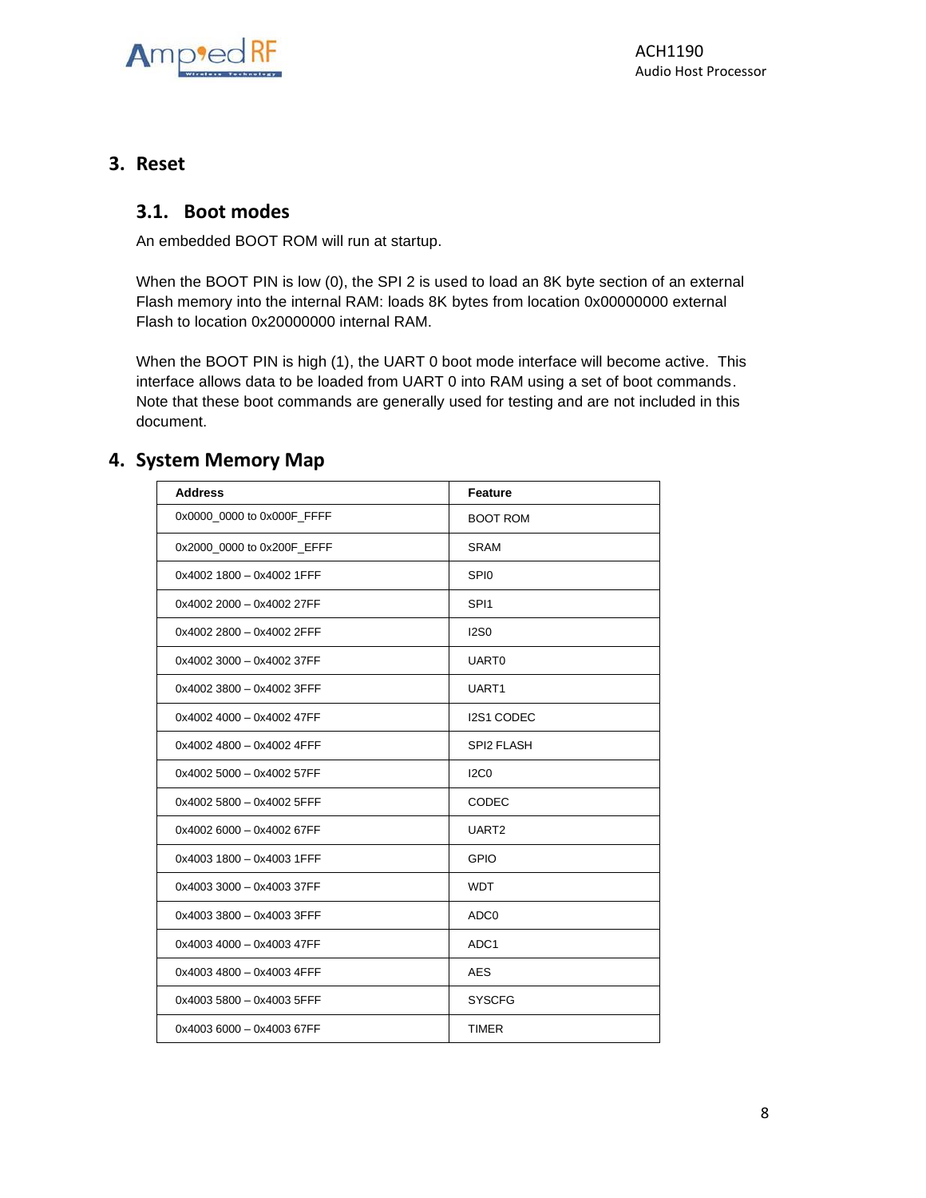# 3. Reset

## 3.1. Boot modes

An embedded BOOT ROM will run at startup.

When the BOOT PIN is low (0), the SPI 2 is used to load an 8K byte section of an external Flash memory into the internal RAM: loads 8K bytes from location 0x00000000 external Flash to location 0x20000000 internal RAM.

When the BOOT PIN is high (1), the UART 0 boot mode interface will become active. This interface allows data to be loaded from UART 0 into RAM using a set of boot commands. Note that these boot commands are generally used for testing and are not included in this document.

# 4. System Memory Map

| Address | Feature |
|---|---|
| 0x0000_0000 to 0x000F_FFFF | BOOT ROM |
| 0x2000_0000 to 0x200F_EFFF | SRAM |
| 0x4002 1800 – 0x4002 1FFF | SPI0 |
| 0x4002 2000 – 0x4002 27FF | SPI1 |
| 0x4002 2800 – 0x4002 2FFF | I2S0 |
| 0x4002 3000 – 0x4002 37FF | UART0 |
| 0x4002 3800 – 0x4002 3FFF | UART1 |
| 0x4002 4000 – 0x4002 47FF | I2S1 CODEC |
| 0x4002 4800 – 0x4002 4FFF | SPI2 FLASH |
| 0x4002 5000 – 0x4002 57FF | I2C0 |
| 0x4002 5800 – 0x4002 5FFF | CODEC |
| 0x4002 6000 – 0x4002 67FF | UART2 |
| 0x4003 1800 – 0x4003 1FFF | GPIO |
| 0x4003 3000 – 0x4003 37FF | WDT |
| 0x4003 3800 – 0x4003 3FFF | ADC0 |
| 0x4003 4000 – 0x4003 47FF | ADC1 |
| 0x4003 4800 – 0x4003 4FFF | AES |
| 0x4003 5800 – 0x4003 5FFF | SYSCFG |
| 0x4003 6000 – 0x4003 67FF | TIMER |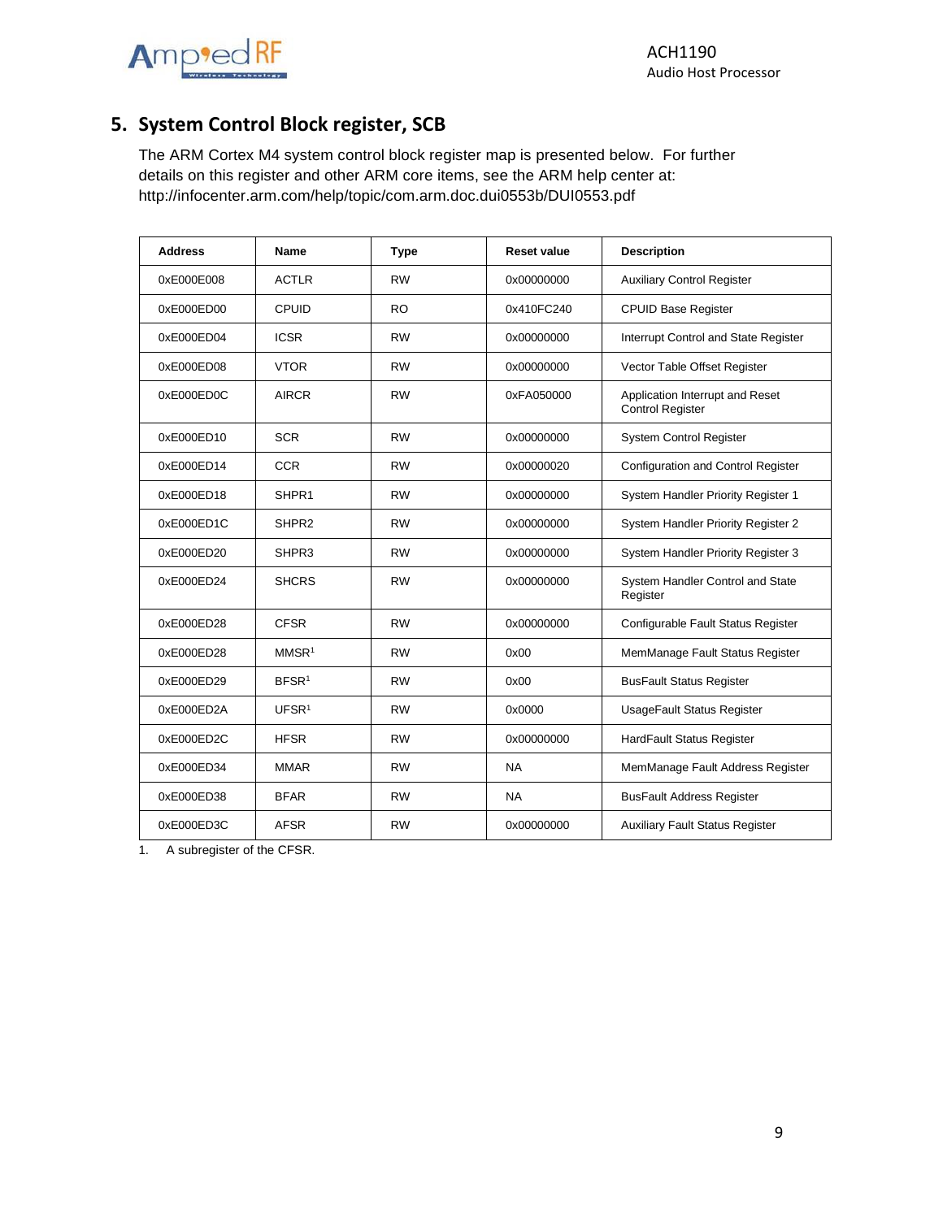## 5. System Control Block register, SCB

The ARM Cortex M4 system control block register map is presented below. For further details on this register and other ARM core items, see the ARM help center at: http://infocenter.arm.com/help/topic/com.arm.doc.dui0553b/DUI0553.pdf

| Address | Name | Type | Reset value | Description |
|---|---|---|---|---|
| 0xE000E008 | ACTLR | RW | 0x00000000 | Auxiliary Control Register |
| 0xE000ED00 | CPUID | RO | 0x410FC240 | CPUID Base Register |
| 0xE000ED04 | ICSR | RW | 0x00000000 | Interrupt Control and State Register |
| 0xE000ED08 | VTOR | RW | 0x00000000 | Vector Table Offset Register |
| 0xE000ED0C | AIRCR | RW | 0xFA050000 | Application Interrupt and Reset Control Register |
| 0xE000ED10 | SCR | RW | 0x00000000 | System Control Register |
| 0xE000ED14 | CCR | RW | 0x00000020 | Configuration and Control Register |
| 0xE000ED18 | SHPR1 | RW | 0x00000000 | System Handler Priority Register 1 |
| 0xE000ED1C | SHPR2 | RW | 0x00000000 | System Handler Priority Register 2 |
| 0xE000ED20 | SHPR3 | RW | 0x00000000 | System Handler Priority Register 3 |
| 0xE000ED24 | SHCRS | RW | 0x00000000 | System Handler Control and State Register |
| 0xE000ED28 | CFSR | RW | 0x00000000 | Configurable Fault Status Register |
| 0xE000ED28 | MMSR[1] | RW | 0x00 | MemManage Fault Status Register |
| 0xE000ED29 | BFSR[1] | RW | 0x00 | BusFault Status Register |
| 0xE000ED2A | UFSR[1] | RW | 0x0000 | UsageFault Status Register |
| 0xE000ED2C | HFSR | RW | 0x00000000 | HardFault Status Register |
| 0xE000ED34 | MMAR | RW | NA | MemManage Fault Address Register |
| 0xE000ED38 | BFAR | RW | NA | BusFault Address Register |
| 0xE000ED3C | AFSR | RW | 0x00000000 | Auxiliary Fault Status Register |

1. A subregister of the CFSR.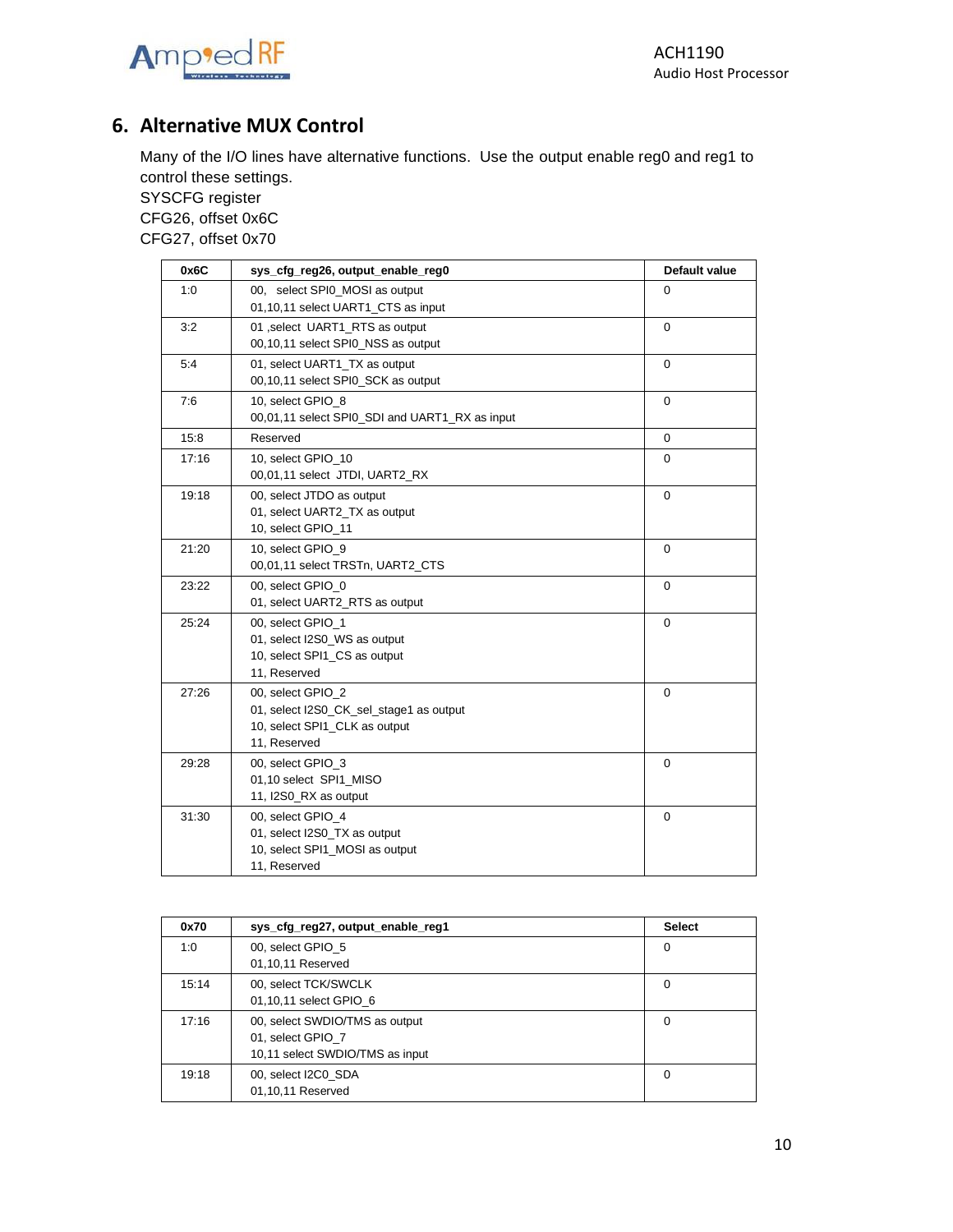## 6. Alternative MUX Control

Many of the I/O lines have alternative functions. Use the output enable reg0 and reg1 to control these settings.
SYSCFG register
CFG26, offset 0x6C
CFG27, offset 0x70

| 0x6C | sys_cfg_reg26, output_enable_reg0 | Default value |
|---|---|---|
| 1:0 | 00, select SPI0_MOSI as output<br>01,10,11 select UART1_CTS as input | 0 |
| 3:2 | 01 ,select UART1_RTS as output<br>00,10,11 select SPI0_NSS as output | 0 |
| 5:4 | 01, select UART1_TX as output<br>00,10,11 select SPI0_SCK as output | 0 |
| 7:6 | 10, select GPIO_8<br>00,01,11 select SPI0_SDI and UART1_RX as input | 0 |
| 15:8 | Reserved | 0 |
| 17:16 | 10, select GPIO_10<br>00,01,11 select JTDI, UART2_RX | 0 |
| 19:18 | 00, select JTDO as output<br>01, select UART2_TX as output<br>10, select GPIO_11 | 0 |
| 21:20 | 10, select GPIO_9<br>00,01,11 select TRSTn, UART2_CTS | 0 |
| 23:22 | 00, select GPIO_0<br>01, select UART2_RTS as output | 0 |
| 25:24 | 00, select GPIO_1<br>01, select I2S0_WS as output<br>10, select SPI1_CS as output<br>11, Reserved | 0 |
| 27:26 | 00, select GPIO_2<br>01, select I2S0_CK_sel_stage1 as output<br>10, select SPI1_CLK as output<br>11, Reserved | 0 |
| 29:28 | 00, select GPIO_3<br>01,10 select SPI1_MISO<br>11, I2S0_RX as output | 0 |
| 31:30 | 00, select GPIO_4<br>01, select I2S0_TX as output<br>10, select SPI1_MOSI as output<br>11, Reserved | 0 |

| 0x70 | sys_cfg_reg27, output_enable_reg1 | Select |
|---|---|---|
| 1:0 | 00, select GPIO_5<br>01,10,11 Reserved | 0 |
| 15:14 | 00, select TCK/SWCLK<br>01,10,11 select GPIO_6 | 0 |
| 17:16 | 00, select SWDIO/TMS as output<br>01, select GPIO_7<br>10,11 select SWDIO/TMS as input | 0 |
| 19:18 | 00, select I2C0_SDA<br>01,10,11 Reserved | 0 |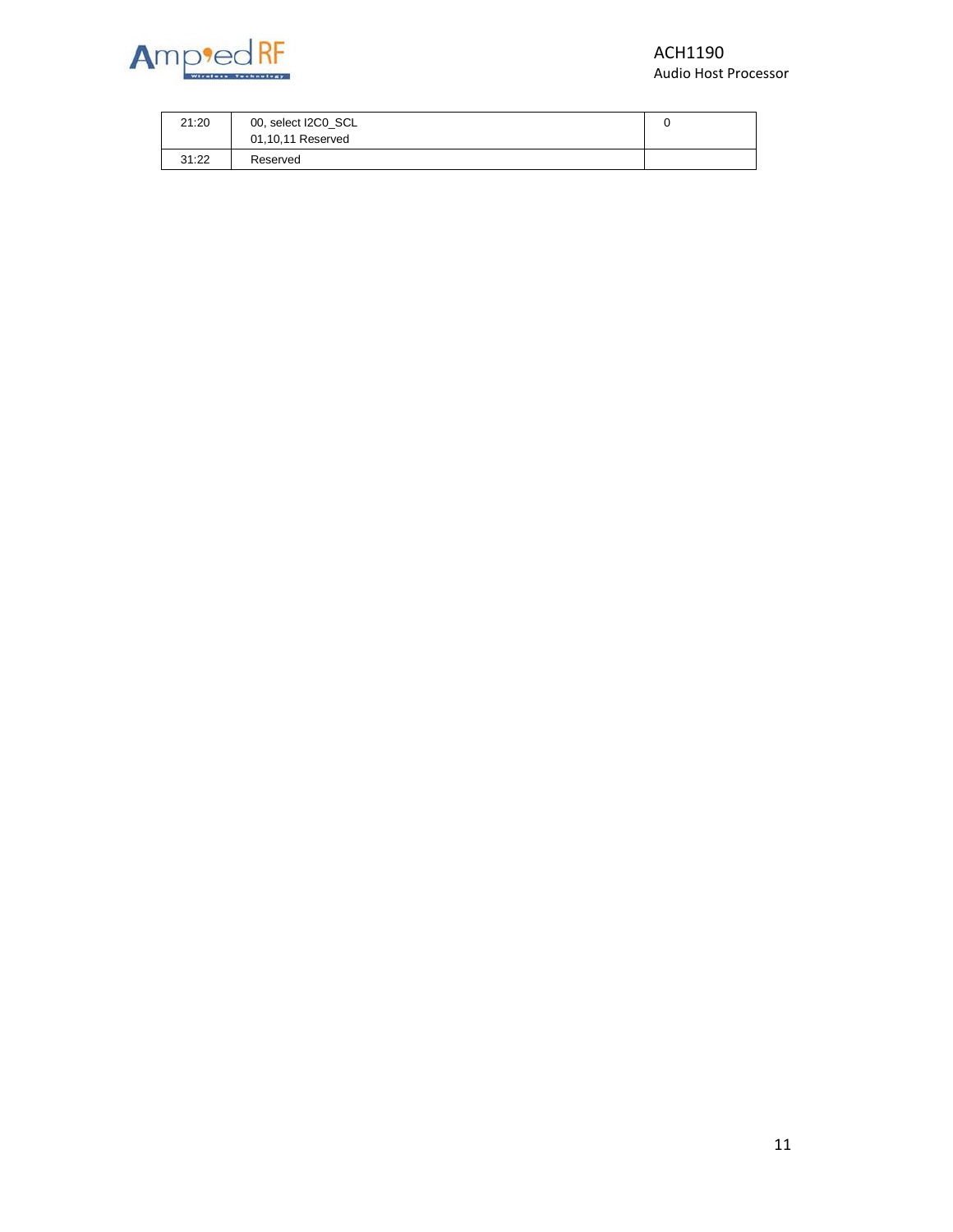| 21:20 | 00, select I2C0_SCL<br>01,10,11 Reserved | 0 |
|---|---|---|
| 31:22 | Reserved | |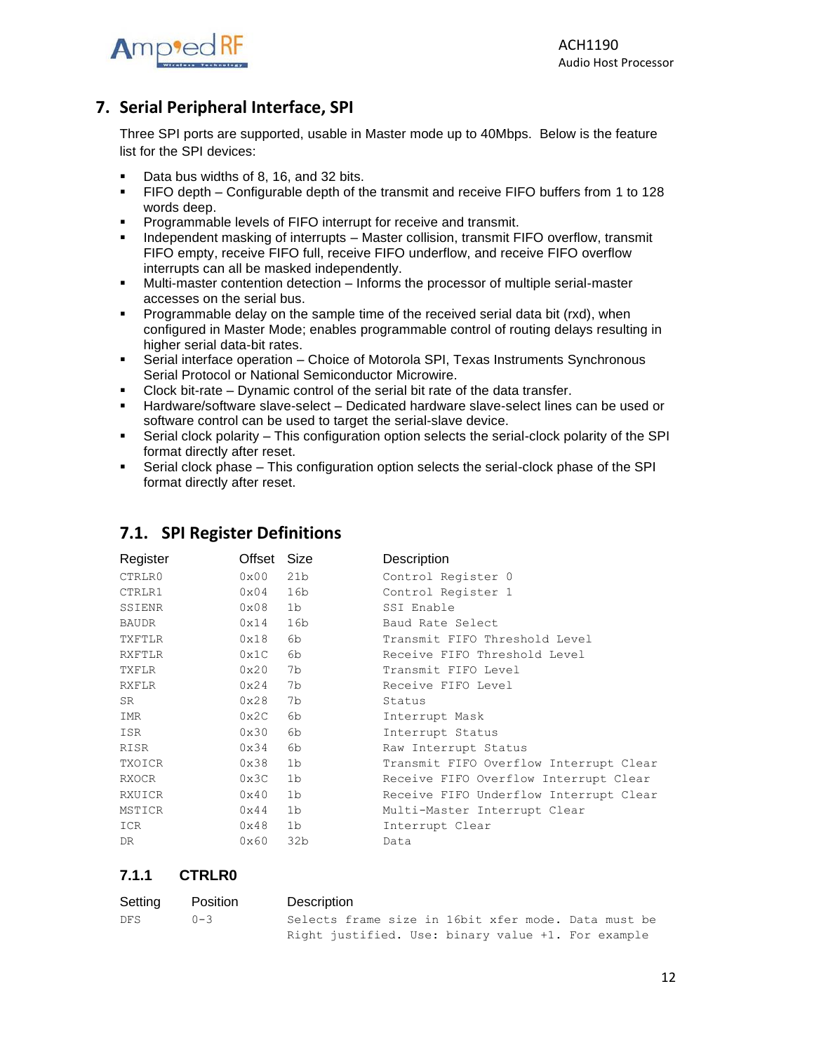# 7. Serial Peripheral Interface, SPI

Three SPI ports are supported, usable in Master mode up to 40Mbps. Below is the feature list for the SPI devices:

- Data bus widths of 8, 16, and 32 bits.
- FIFO depth – Configurable depth of the transmit and receive FIFO buffers from 1 to 128 words deep.
- Programmable levels of FIFO interrupt for receive and transmit.
- Independent masking of interrupts – Master collision, transmit FIFO overflow, transmit FIFO empty, receive FIFO full, receive FIFO underflow, and receive FIFO overflow interrupts can all be masked independently.
- Multi-master contention detection – Informs the processor of multiple serial-master accesses on the serial bus.
- Programmable delay on the sample time of the received serial data bit (rxd), when configured in Master Mode; enables programmable control of routing delays resulting in higher serial data-bit rates.
- Serial interface operation – Choice of Motorola SPI, Texas Instruments Synchronous Serial Protocol or National Semiconductor Microwire.
- Clock bit-rate – Dynamic control of the serial bit rate of the data transfer.
- Hardware/software slave-select – Dedicated hardware slave-select lines can be used or software control can be used to target the serial-slave device.
- Serial clock polarity – This configuration option selects the serial-clock polarity of the SPI format directly after reset.
- Serial clock phase – This configuration option selects the serial-clock phase of the SPI format directly after reset.

## 7.1. SPI Register Definitions

| Register | Offset | Size | Description |
|---|---|---|---|
| CTRLR0 | 0x00 | 21b | Control Register 0 |
| CTRLR1 | 0x04 | 16b | Control Register 1 |
| SSIENR | 0x08 | 1b | SSI Enable |
| BAUDR | 0x14 | 16b | Baud Rate Select |
| TXFTLR | 0x18 | 6b | Transmit FIFO Threshold Level |
| RXFTLR | 0x1C | 6b | Receive FIFO Threshold Level |
| TXFLR | 0x20 | 7b | Transmit FIFO Level |
| RXFLR | 0x24 | 7b | Receive FIFO Level |
| SR | 0x28 | 7b | Status |
| IMR | 0x2C | 6b | Interrupt Mask |
| ISR | 0x30 | 6b | Interrupt Status |
| RISR | 0x34 | 6b | Raw Interrupt Status |
| TXOICR | 0x38 | 1b | Transmit FIFO Overflow Interrupt Clear |
| RXOCR | 0x3C | 1b | Receive FIFO Overflow Interrupt Clear |
| RXUICR | 0x40 | 1b | Receive FIFO Underflow Interrupt Clear |
| MSTICR | 0x44 | 1b | Multi-Master Interrupt Clear |
| ICR | 0x48 | 1b | Interrupt Clear |
| DR | 0x60 | 32b | Data |

### 7.1.1 CTRLR0

| Setting | Position | Description |
|---|---|---|
| DFS | 0-3 | Selects frame size in 16bit xfer mode. Data must be Right justified. Use: binary value +1. For example |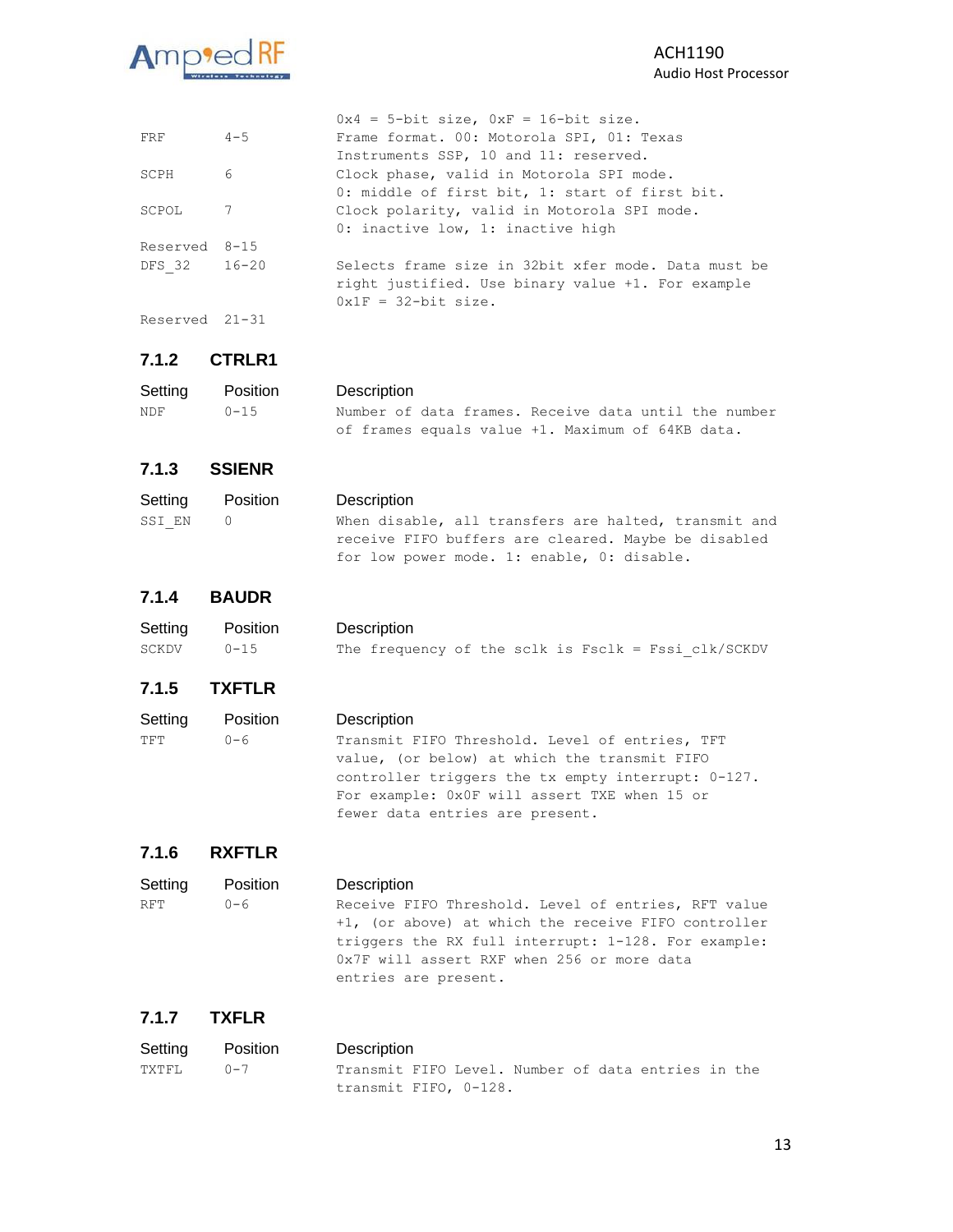| | | |
|---|---|---|
| | | 0x4 = 5-bit size, 0xF = 16-bit size. |
| FRF | 4-5 | Frame format. 00: Motorola SPI, 01: Texas Instruments SSP, 10 and 11: reserved. |
| SCPH | 6 | Clock phase, valid in Motorola SPI mode. 0: middle of first bit, 1: start of first bit. |
| SCPOL | 7 | Clock polarity, valid in Motorola SPI mode. 0: inactive low, 1: inactive high |
| Reserved | 8-15 | |
| DFS_32 | 16-20 | Selects frame size in 32bit xfer mode. Data must be right justified. Use binary value +1. For example 0x1F = 32-bit size. |
| Reserved | 21-31 | |

### 7.1.2 CTRLR1

| Setting | Position | Description |
|---|---|---|
| NDF | 0-15 | Number of data frames. Receive data until the number of frames equals value +1. Maximum of 64KB data. |

### 7.1.3 SSIENR

| Setting | Position | Description |
|---|---|---|
| SSI_EN | 0 | When disable, all transfers are halted, transmit and receive FIFO buffers are cleared. Maybe be disabled for low power mode. 1: enable, 0: disable. |

### 7.1.4 BAUDR

| Setting | Position | Description |
|---|---|---|
| SCKDV | 0-15 | The frequency of the sclk is Fsclk = Fssi_clk/SCKDV |

### 7.1.5 TXFTLR

| Setting | Position | Description |
|---|---|---|
| TFT | 0-6 | Transmit FIFO Threshold. Level of entries, TFT value, (or below) at which the transmit FIFO controller triggers the tx empty interrupt: 0-127. For example: 0x0F will assert TXE when 15 or fewer data entries are present. |

### 7.1.6 RXFTLR

| Setting | Position | Description |
|---|---|---|
| RFT | 0-6 | Receive FIFO Threshold. Level of entries, RFT value +1, (or above) at which the receive FIFO controller triggers the RX full interrupt: 1-128. For example: 0x7F will assert RXF when 256 or more data entries are present. |

### 7.1.7 TXFLR

| Setting | Position | Description |
|---|---|---|
| TXTFL | 0-7 | Transmit FIFO Level. Number of data entries in the transmit FIFO, 0-128. |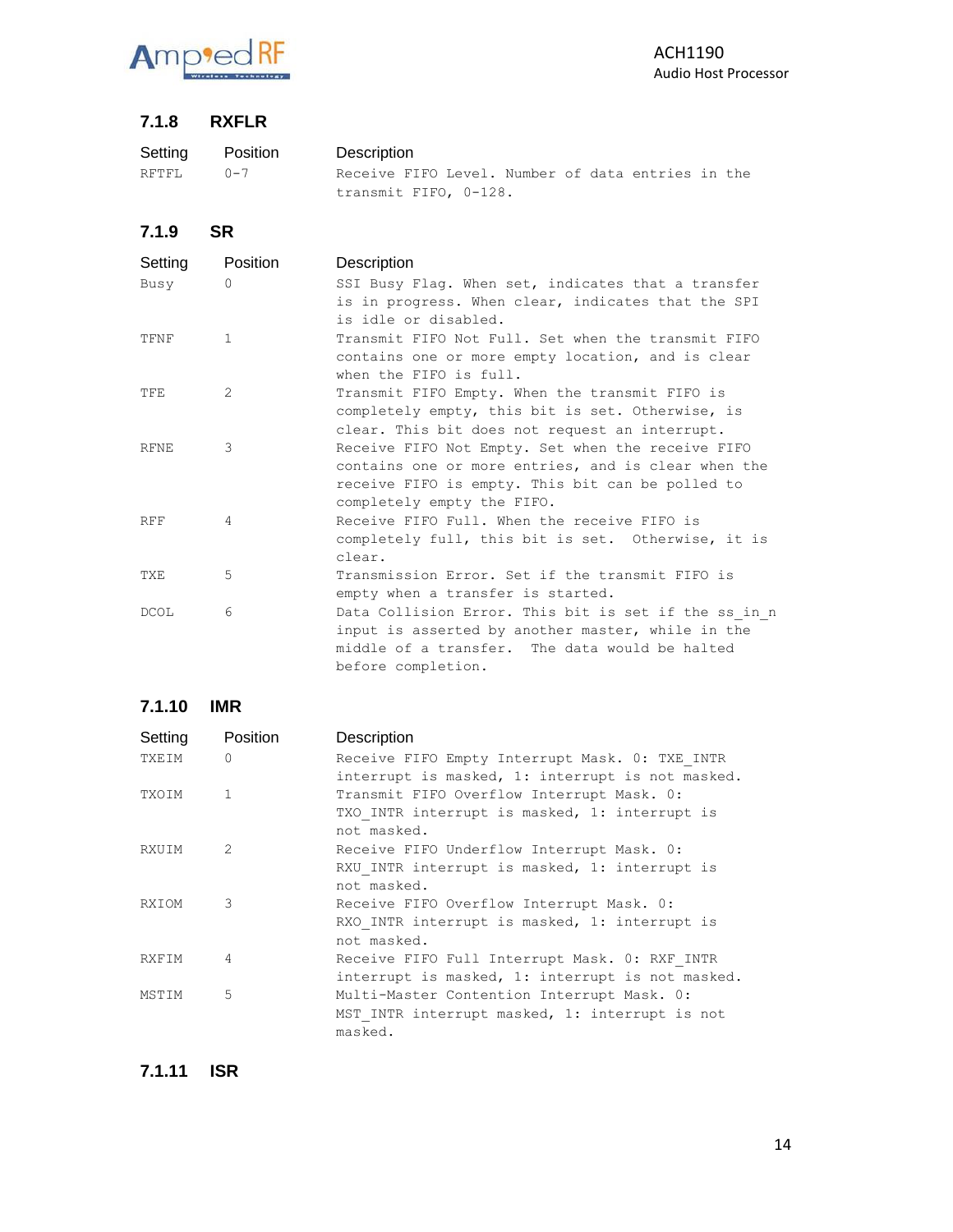### 7.1.8 RXFLR

| Setting | Position | Description |
|---|---|---|
| RFTFL | 0-7 | Receive FIFO Level. Number of data entries in the transmit FIFO, 0-128. |

### 7.1.9 SR

| Setting | Position | Description |
|---|---|---|
| Busy | 0 | SSI Busy Flag. When set, indicates that a transfer is in progress. When clear, indicates that the SPI is idle or disabled. |
| TFNF | 1 | Transmit FIFO Not Full. Set when the transmit FIFO contains one or more empty location, and is clear when the FIFO is full. |
| TFE | 2 | Transmit FIFO Empty. When the transmit FIFO is completely empty, this bit is set. Otherwise, is clear. This bit does not request an interrupt. |
| RFNE | 3 | Receive FIFO Not Empty. Set when the receive FIFO contains one or more entries, and is clear when the receive FIFO is empty. This bit can be polled to completely empty the FIFO. |
| RFF | 4 | Receive FIFO Full. When the receive FIFO is completely full, this bit is set. Otherwise, it is clear. |
| TXE | 5 | Transmission Error. Set if the transmit FIFO is empty when a transfer is started. |
| DCOL | 6 | Data Collision Error. This bit is set if the ss_in_n input is asserted by another master, while in the middle of a transfer. The data would be halted before completion. |

### 7.1.10 IMR

| Setting | Position | Description |
|---|---|---|
| TXEIM | 0 | Receive FIFO Empty Interrupt Mask. 0: TXE_INTR interrupt is masked, 1: interrupt is not masked. |
| TXOIM | 1 | Transmit FIFO Overflow Interrupt Mask. 0: TXO_INTR interrupt is masked, 1: interrupt is not masked. |
| RXUIM | 2 | Receive FIFO Underflow Interrupt Mask. 0: RXU_INTR interrupt is masked, 1: interrupt is not masked. |
| RXIOM | 3 | Receive FIFO Overflow Interrupt Mask. 0: RXO_INTR interrupt is masked, 1: interrupt is not masked. |
| RXFIM | 4 | Receive FIFO Full Interrupt Mask. 0: RXF_INTR interrupt is masked, 1: interrupt is not masked. |
| MSTIM | 5 | Multi-Master Contention Interrupt Mask. 0: MST_INTR interrupt masked, 1: interrupt is not masked. |

### 7.1.11 ISR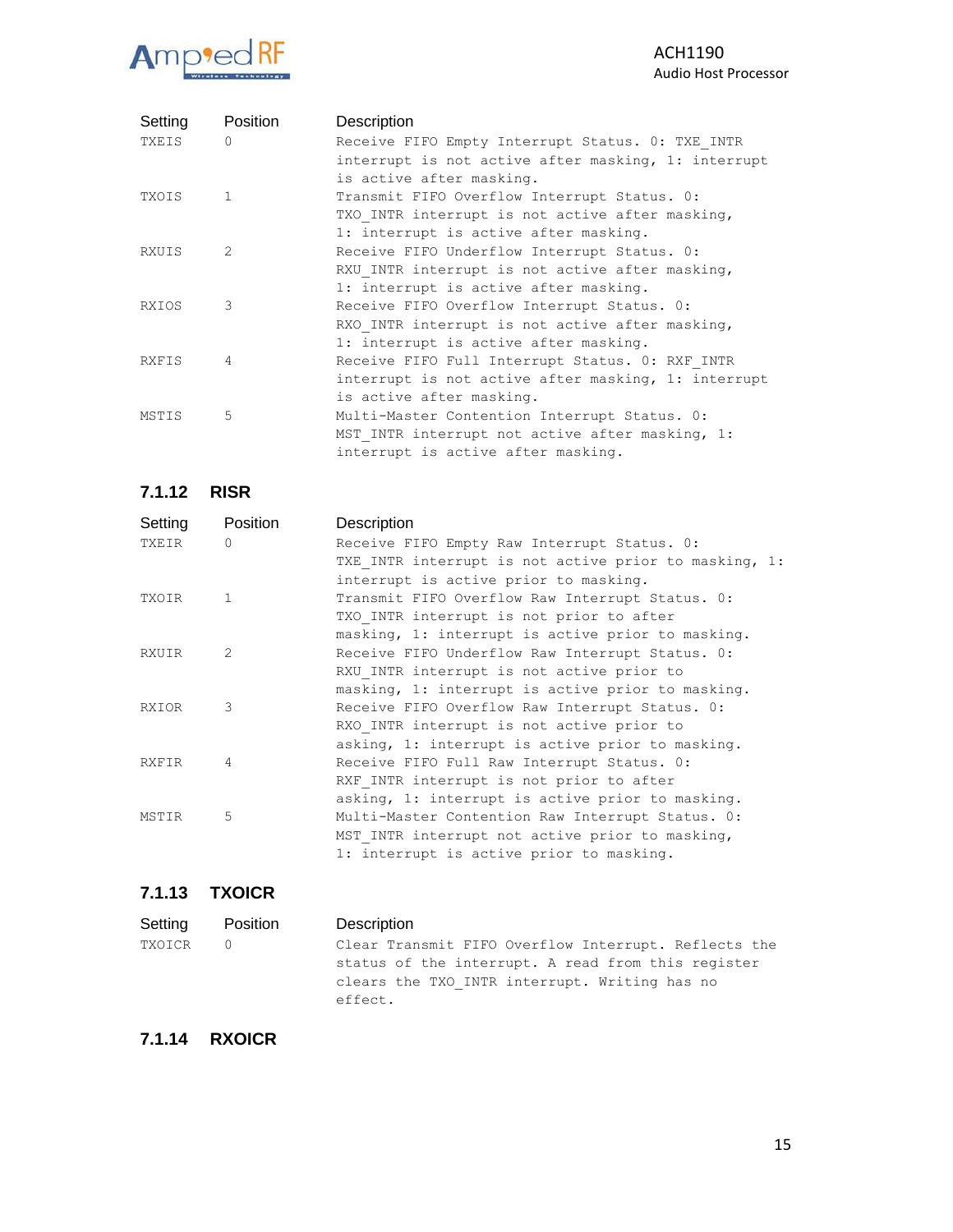| Setting | Position | Description |
|---|---|---|
| TXEIS | 0 | Receive FIFO Empty Interrupt Status. 0: TXE_INTR interrupt is not active after masking, 1: interrupt is active after masking. |
| TXOIS | 1 | Transmit FIFO Overflow Interrupt Status. 0: TXO_INTR interrupt is not active after masking, 1: interrupt is active after masking. |
| RXUIS | 2 | Receive FIFO Underflow Interrupt Status. 0: RXU_INTR interrupt is not active after masking, 1: interrupt is active after masking. |
| RXIOS | 3 | Receive FIFO Overflow Interrupt Status. 0: RXO_INTR interrupt is not active after masking, 1: interrupt is active after masking. |
| RXFIS | 4 | Receive FIFO Full Interrupt Status. 0: RXF_INTR interrupt is not active after masking, 1: interrupt is active after masking. |
| MSTIS | 5 | Multi-Master Contention Interrupt Status. 0: MST_INTR interrupt not active after masking, 1: interrupt is active after masking. |

### 7.1.12 RISR

| Setting | Position | Description |
|---|---|---|
| TXEIR | 0 | Receive FIFO Empty Raw Interrupt Status. 0: TXE_INTR interrupt is not active prior to masking, 1: interrupt is active prior to masking. |
| TXOIR | 1 | Transmit FIFO Overflow Raw Interrupt Status. 0: TXO_INTR interrupt is not prior to after masking, 1: interrupt is active prior to masking. |
| RXUIR | 2 | Receive FIFO Underflow Raw Interrupt Status. 0: RXU_INTR interrupt is not active prior to masking, 1: interrupt is active prior to masking. |
| RXIOR | 3 | Receive FIFO Overflow Raw Interrupt Status. 0: RXO_INTR interrupt is not active prior to asking, 1: interrupt is active prior to masking. |
| RXFIR | 4 | Receive FIFO Full Raw Interrupt Status. 0: RXF_INTR interrupt is not prior to after asking, 1: interrupt is active prior to masking. |
| MSTIR | 5 | Multi-Master Contention Raw Interrupt Status. 0: MST_INTR interrupt not active prior to masking, 1: interrupt is active prior to masking. |

### 7.1.13 TXOICR

| Setting | Position | Description |
|---|---|---|
| TXOICR | 0 | Clear Transmit FIFO Overflow Interrupt. Reflects the status of the interrupt. A read from this register clears the TXO_INTR interrupt. Writing has no effect. |

### 7.1.14 RXOICR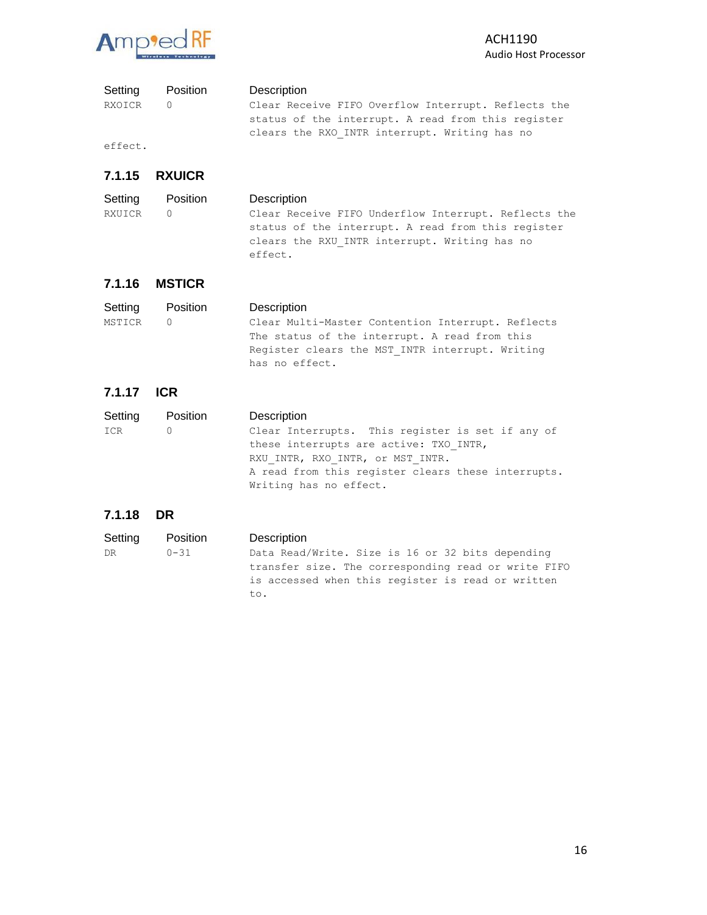| Setting | Position | Description |
|---|---|---|
| RXOICR | 0 | Clear Receive FIFO Overflow Interrupt. Reflects the status of the interrupt. A read from this register clears the RXO_INTR interrupt. Writing has no effect. |

### 7.1.15 RXUICR

| Setting | Position | Description |
|---|---|---|
| RXUICR | 0 | Clear Receive FIFO Underflow Interrupt. Reflects the status of the interrupt. A read from this register clears the RXU_INTR interrupt. Writing has no effect. |

### 7.1.16 MSTICR

| Setting | Position | Description |
|---|---|---|
| MSTICR | 0 | Clear Multi-Master Contention Interrupt. Reflects The status of the interrupt. A read from this Register clears the MST_INTR interrupt. Writing has no effect. |

### 7.1.17 ICR

| Setting | Position | Description |
|---|---|---|
| ICR | 0 | Clear Interrupts. This register is set if any of these interrupts are active: TXO_INTR, RXU_INTR, RXO_INTR, or MST_INTR. A read from this register clears these interrupts. Writing has no effect. |

### 7.1.18 DR

| Setting | Position | Description |
|---|---|---|
| DR | 0-31 | Data Read/Write. Size is 16 or 32 bits depending transfer size. The corresponding read or write FIFO is accessed when this register is read or written to. |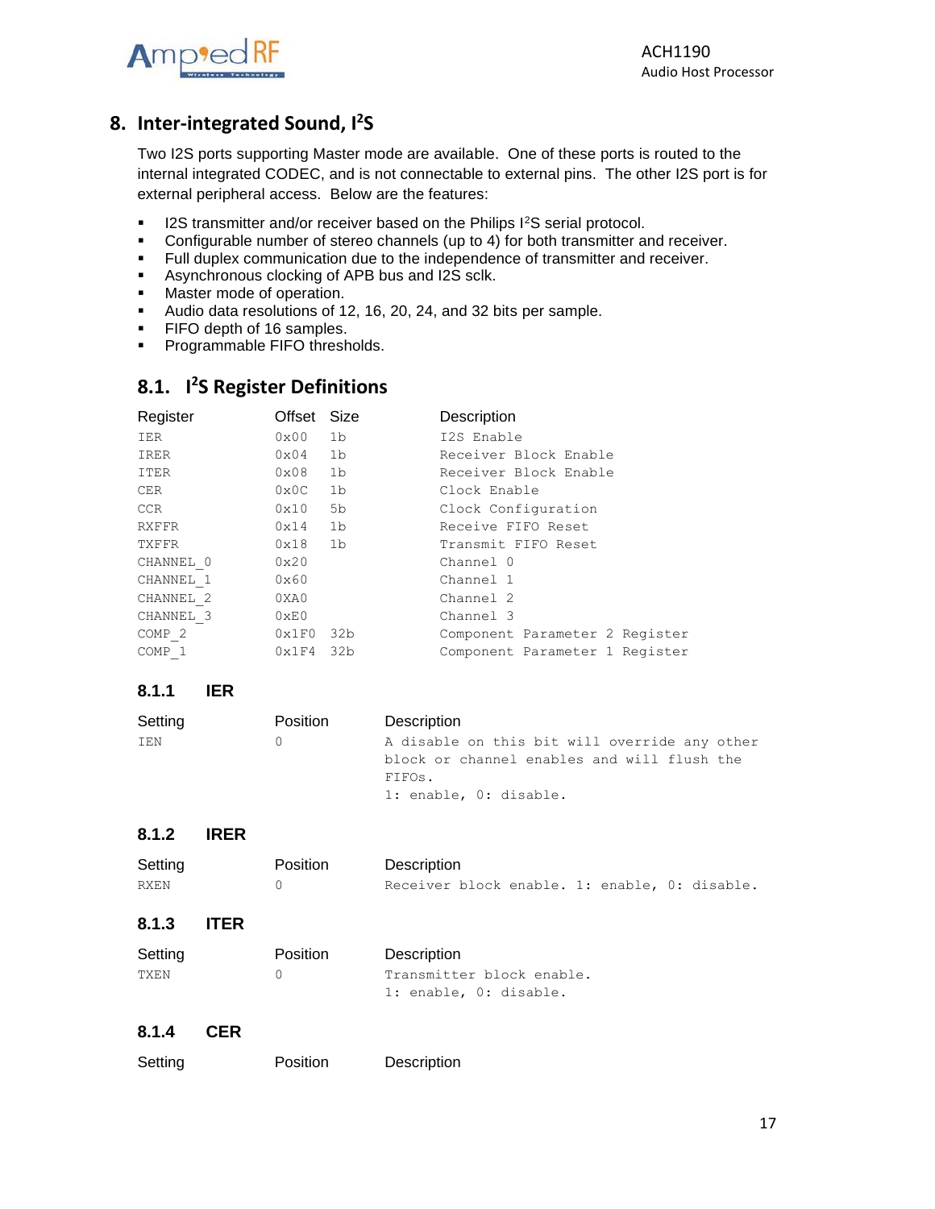## 8. Inter-integrated Sound, I²S

Two I2S ports supporting Master mode are available. One of these ports is routed to the internal integrated CODEC, and is not connectable to external pins. The other I2S port is for external peripheral access. Below are the features:

- I2S transmitter and/or receiver based on the Philips I²S serial protocol.
- Configurable number of stereo channels (up to 4) for both transmitter and receiver.
- Full duplex communication due to the independence of transmitter and receiver.
- Asynchronous clocking of APB bus and I2S sclk.
- Master mode of operation.
- Audio data resolutions of 12, 16, 20, 24, and 32 bits per sample.
- FIFO depth of 16 samples.
- Programmable FIFO thresholds.

### 8.1. I²S Register Definitions

| Register | Offset | Size | Description |
|---|---|---|---|
| IER | 0x00 | 1b | I2S Enable |
| IRER | 0x04 | 1b | Receiver Block Enable |
| ITER | 0x08 | 1b | Receiver Block Enable |
| CER | 0x0C | 1b | Clock Enable |
| CCR | 0x10 | 5b | Clock Configuration |
| RXFFR | 0x14 | 1b | Receive FIFO Reset |
| TXFFR | 0x18 | 1b | Transmit FIFO Reset |
| CHANNEL_0 | 0x20 | | Channel 0 |
| CHANNEL_1 | 0x60 | | Channel 1 |
| CHANNEL_2 | 0XA0 | | Channel 2 |
| CHANNEL_3 | 0xE0 | | Channel 3 |
| COMP_2 | 0x1F0 | 32b | Component Parameter 2 Register |
| COMP_1 | 0x1F4 | 32b | Component Parameter 1 Register |

#### 8.1.1 IER

| Setting | Position | Description |
|---|---|---|
| IEN | 0 | A disable on this bit will override any other block or channel enables and will flush the FIFOs.<br>1: enable, 0: disable. |

#### 8.1.2 IRER

| Setting | Position | Description |
|---|---|---|
| RXEN | 0 | Receiver block enable. 1: enable, 0: disable. |

#### 8.1.3 ITER

| Setting | Position | Description |
|---|---|---|
| TXEN | 0 | Transmitter block enable.<br>1: enable, 0: disable. |

#### 8.1.4 CER

| Setting | Position | Description |
|---|---|---|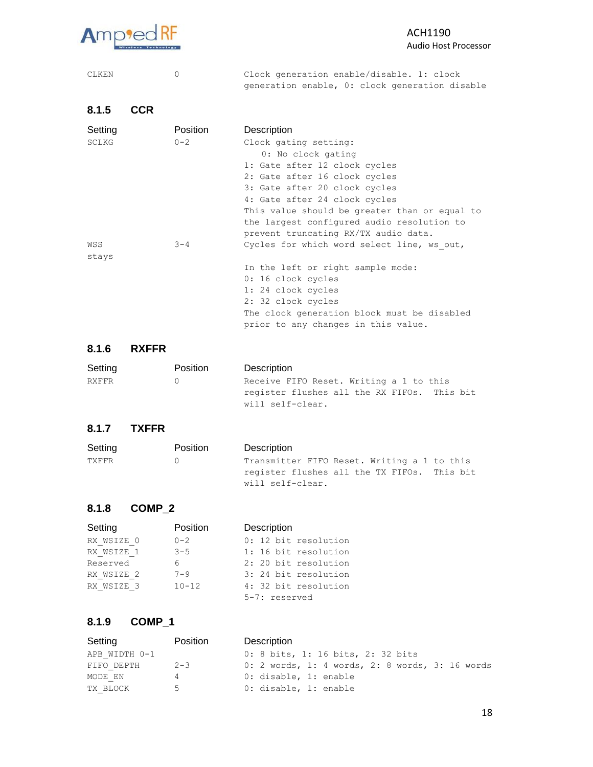| | | |
|---|---|---|
| CLKEN | 0 | Clock generation enable/disable. 1: clock generation enable, 0: clock generation disable |

### 8.1.5 CCR

| Setting | Position | Description |
|---|---|---|
| SCLKG | 0-2 | Clock gating setting:<br>0: No clock gating<br>1: Gate after 12 clock cycles<br>2: Gate after 16 clock cycles<br>3: Gate after 20 clock cycles<br>4: Gate after 24 clock cycles<br>This value should be greater than or equal to the largest configured audio resolution to prevent truncating RX/TX audio data. |
| WSS stays | 3-4 | Cycles for which word select line, ws_out,<br><br>In the left or right sample mode:<br>0: 16 clock cycles<br>1: 24 clock cycles<br>2: 32 clock cycles<br>The clock generation block must be disabled prior to any changes in this value. |

### 8.1.6 RXFFR

| Setting | Position | Description |
|---|---|---|
| RXFFR | 0 | Receive FIFO Reset. Writing a 1 to this register flushes all the RX FIFOs. This bit will self-clear. |

### 8.1.7 TXFFR

| Setting | Position | Description |
|---|---|---|
| TXFFR | 0 | Transmitter FIFO Reset. Writing a 1 to this register flushes all the TX FIFOs. This bit will self-clear. |

### 8.1.8 COMP_2

| Setting | Position | Description |
|---|---|---|
| RX_WSIZE_0 | 0-2 | 0: 12 bit resolution |
| RX_WSIZE_1 | 3-5 | 1: 16 bit resolution |
| Reserved | 6 | 2: 20 bit resolution |
| RX_WSIZE_2 | 7-9 | 3: 24 bit resolution |
| RX_WSIZE_3 | 10-12 | 4: 32 bit resolution |
| | | 5-7: reserved |

### 8.1.9 COMP_1

| Setting | Position | Description |
|---|---|---|
| APB_WIDTH | 0-1 | 0: 8 bits, 1: 16 bits, 2: 32 bits |
| FIFO_DEPTH | 2-3 | 0: 2 words, 1: 4 words, 2: 8 words, 3: 16 words |
| MODE_EN | 4 | 0: disable, 1: enable |
| TX_BLOCK | 5 | 0: disable, 1: enable |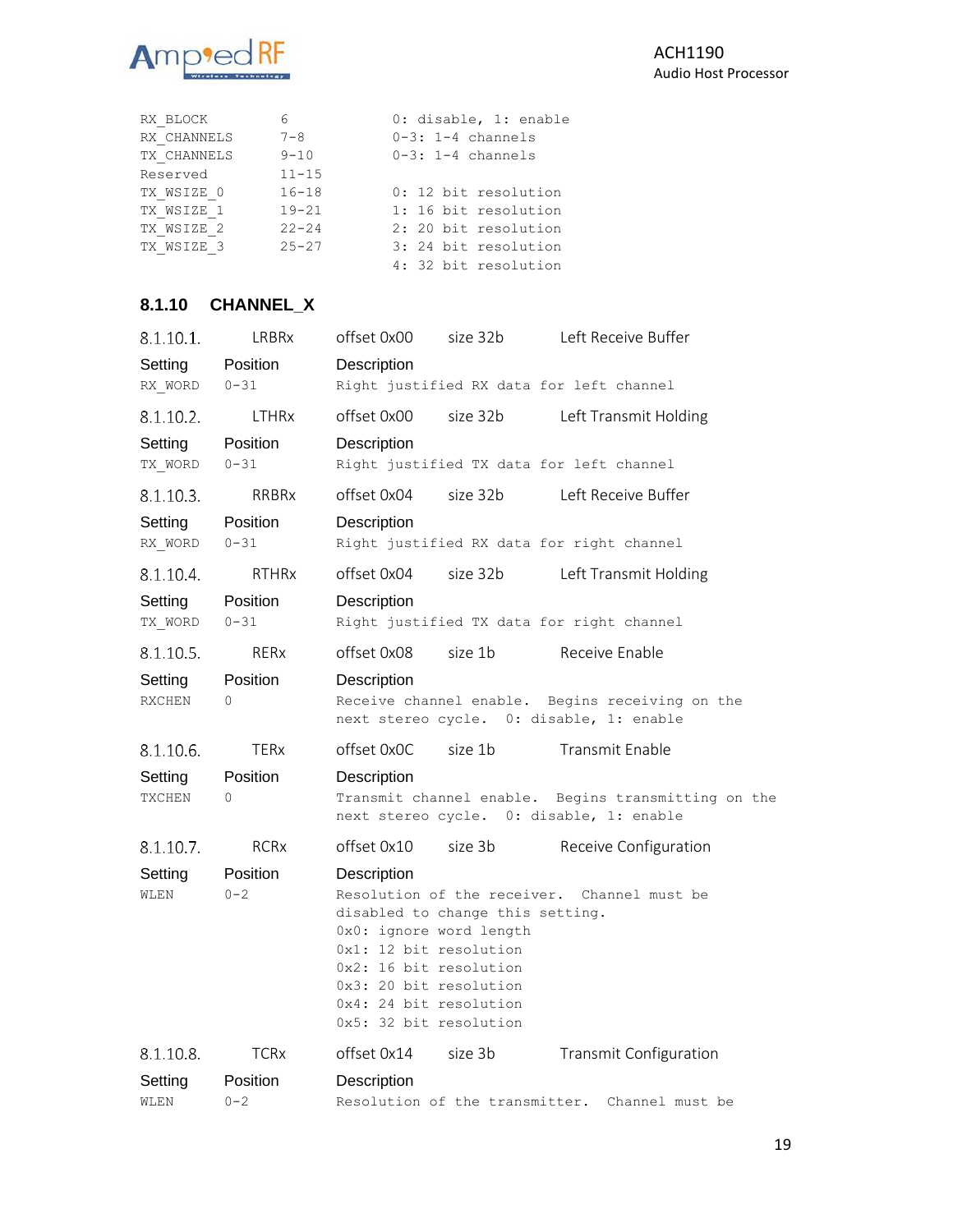| | | |
|---|---|---|
| RX_BLOCK | 6 | 0: disable, 1: enable |
| RX_CHANNELS | 7-8 | 0-3: 1-4 channels |
| TX_CHANNELS | 9-10 | 0-3: 1-4 channels |
| Reserved | 11-15 | |
| TX_WSIZE_0 | 16-18 | 0: 12 bit resolution |
| TX_WSIZE_1 | 19-21 | 1: 16 bit resolution |
| TX_WSIZE_2 | 22-24 | 2: 20 bit resolution |
| TX_WSIZE_3 | 25-27 | 3: 24 bit resolution |
| | | 4: 32 bit resolution |

### 8.1.10 CHANNEL_X

#### 8.1.10.1. LRBRx offset 0x00 size 32b Left Receive Buffer

| Setting | Position | Description |
|---|---|---|
| RX_WORD | 0-31 | Right justified RX data for left channel |

#### 8.1.10.2. LTHRx offset 0x00 size 32b Left Transmit Holding

| Setting | Position | Description |
|---|---|---|
| TX_WORD | 0-31 | Right justified TX data for left channel |

#### 8.1.10.3. RRBRx offset 0x04 size 32b Left Receive Buffer

| Setting | Position | Description |
|---|---|---|
| RX_WORD | 0-31 | Right justified RX data for right channel |

#### 8.1.10.4. RTHRx offset 0x04 size 32b Left Transmit Holding

| Setting | Position | Description |
|---|---|---|
| TX_WORD | 0-31 | Right justified TX data for right channel |

#### 8.1.10.5. RERx offset 0x08 size 1b Receive Enable

| Setting | Position | Description |
|---|---|---|
| RXCHEN | 0 | Receive channel enable. Begins receiving on the next stereo cycle. 0: disable, 1: enable |

#### 8.1.10.6. TERx offset 0x0C size 1b Transmit Enable

| Setting | Position | Description |
|---|---|---|
| TXCHEN | 0 | Transmit channel enable. Begins transmitting on the next stereo cycle. 0: disable, 1: enable |

#### 8.1.10.7. RCRx offset 0x10 size 3b Receive Configuration

| Setting | Position | Description |
|---|---|---|
| WLEN | 0-2 | Resolution of the receiver. Channel must be disabled to change this setting.<br>0x0: ignore word length<br>0x1: 12 bit resolution<br>0x2: 16 bit resolution<br>0x3: 20 bit resolution<br>0x4: 24 bit resolution<br>0x5: 32 bit resolution |

#### 8.1.10.8. TCRx offset 0x14 size 3b Transmit Configuration

| Setting | Position | Description |
|---|---|---|
| WLEN | 0-2 | Resolution of the transmitter. Channel must be |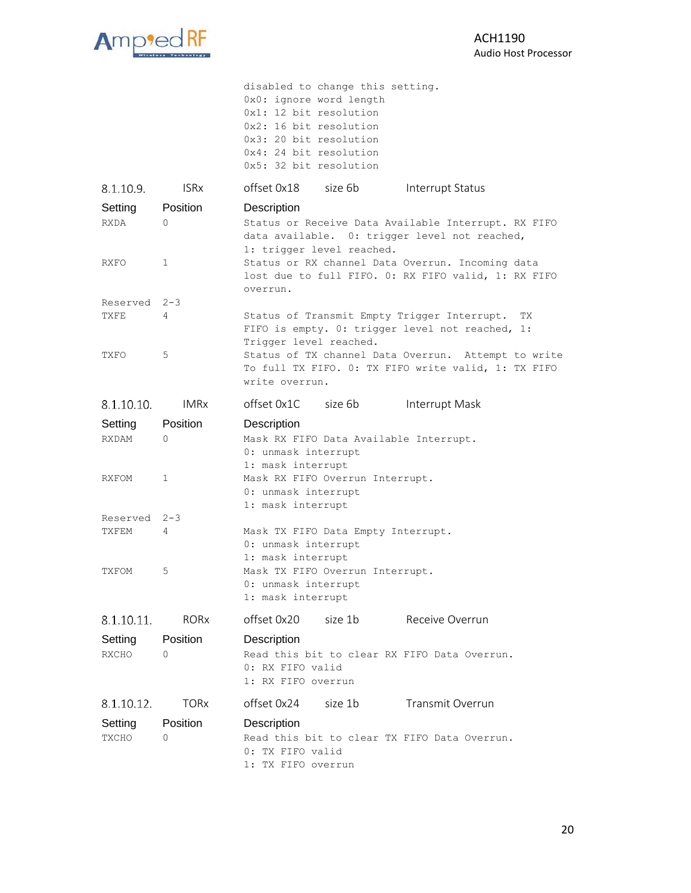disabled to change this setting.
0x0: ignore word length
0x1: 12 bit resolution
0x2: 16 bit resolution
0x3: 20 bit resolution
0x4: 24 bit resolution
0x5: 32 bit resolution

### 8.1.10.9. ISRx — offset 0x18 — size 6b — Interrupt Status

| Setting | Position | Description |
|---|---|---|
| RXDA | 0 | Status or Receive Data Available Interrupt. RX FIFO data available. 0: trigger level not reached, 1: trigger level reached. |
| RXFO | 1 | Status or RX channel Data Overrun. Incoming data lost due to full FIFO. 0: RX FIFO valid, 1: RX FIFO overrun. |
| Reserved | 2-3 | |
| TXFE | 4 | Status of Transmit Empty Trigger Interrupt. TX FIFO is empty. 0: trigger level not reached, 1: Trigger level reached. |
| TXFO | 5 | Status of TX channel Data Overrun. Attempt to write To full TX FIFO. 0: TX FIFO write valid, 1: TX FIFO write overrun. |

### 8.1.10.10. IMRx — offset 0x1C — size 6b — Interrupt Mask

| Setting | Position | Description |
|---|---|---|
| RXDAM | 0 | Mask RX FIFO Data Available Interrupt.<br>0: unmask interrupt<br>1: mask interrupt |
| RXFOM | 1 | Mask RX FIFO Overrun Interrupt.<br>0: unmask interrupt<br>1: mask interrupt |
| Reserved | 2-3 | |
| TXFEM | 4 | Mask TX FIFO Data Empty Interrupt.<br>0: unmask interrupt<br>1: mask interrupt |
| TXFOM | 5 | Mask TX FIFO Overrun Interrupt.<br>0: unmask interrupt<br>1: mask interrupt |

### 8.1.10.11. RORx — offset 0x20 — size 1b — Receive Overrun

| Setting | Position | Description |
|---|---|---|
| RXCHO | 0 | Read this bit to clear RX FIFO Data Overrun.<br>0: RX FIFO valid<br>1: RX FIFO overrun |

### 8.1.10.12. TORx — offset 0x24 — size 1b — Transmit Overrun

| Setting | Position | Description |
|---|---|---|
| TXCHO | 0 | Read this bit to clear TX FIFO Data Overrun.<br>0: TX FIFO valid<br>1: TX FIFO overrun |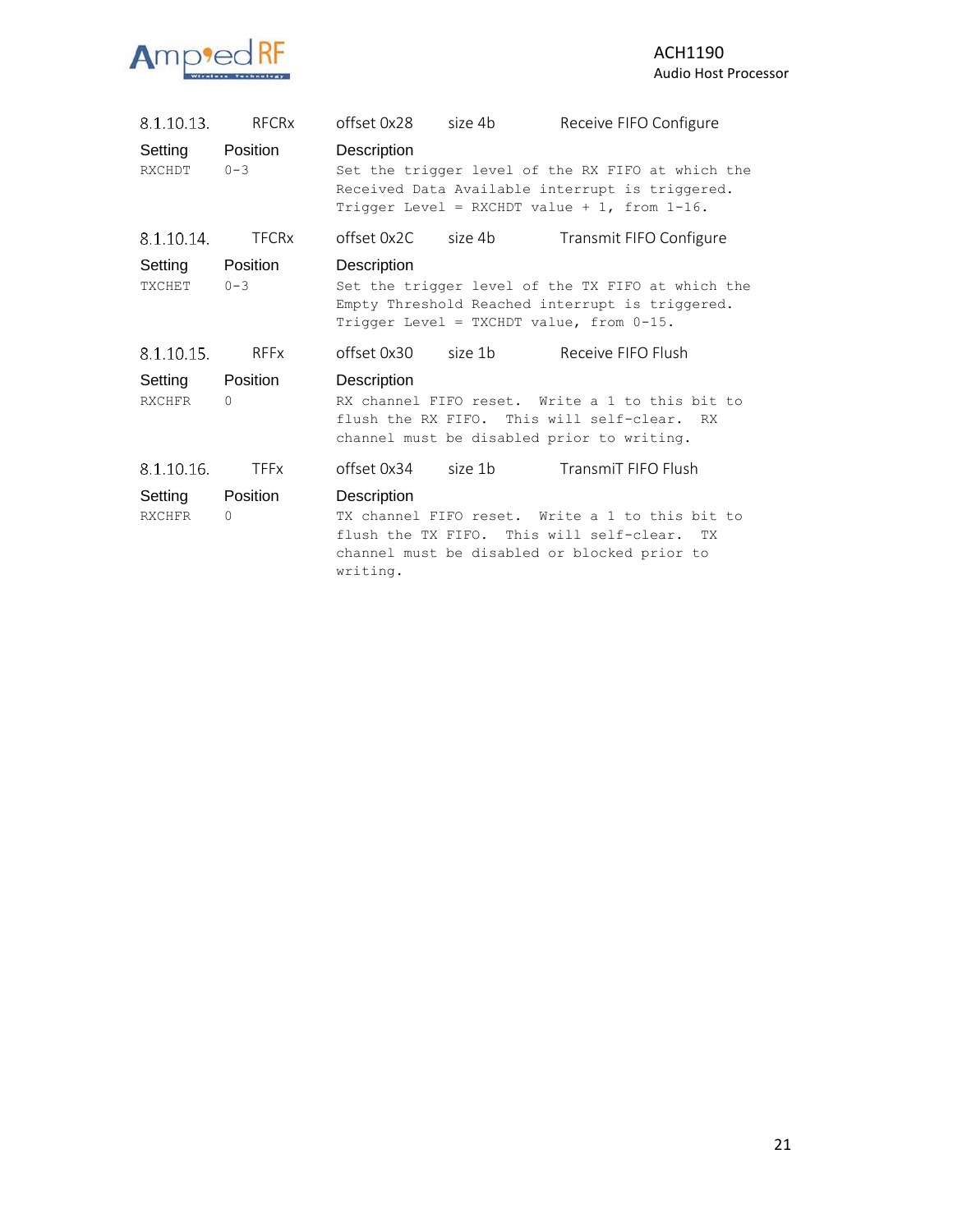8.1.10.13. RFCRx offset 0x28 size 4b Receive FIFO Configure

| Setting | Position | Description |
| --- | --- | --- |
| RXCHDT | 0-3 | Set the trigger level of the RX FIFO at which the Received Data Available interrupt is triggered. Trigger Level = RXCHDT value + 1, from 1-16. |

8.1.10.14. TFCRx offset 0x2C size 4b Transmit FIFO Configure

| Setting | Position | Description |
| --- | --- | --- |
| TXCHET | 0-3 | Set the trigger level of the TX FIFO at which the Empty Threshold Reached interrupt is triggered. Trigger Level = TXCHDT value, from 0-15. |

8.1.10.15. RFFx offset 0x30 size 1b Receive FIFO Flush

| Setting | Position | Description |
| --- | --- | --- |
| RXCHFR | 0 | RX channel FIFO reset. Write a 1 to this bit to flush the RX FIFO. This will self-clear. RX channel must be disabled prior to writing. |

8.1.10.16. TFFx offset 0x34 size 1b TransmiT FIFO Flush

| Setting | Position | Description |
| --- | --- | --- |
| RXCHFR | 0 | TX channel FIFO reset. Write a 1 to this bit to flush the TX FIFO. This will self-clear. TX channel must be disabled or blocked prior to writing. |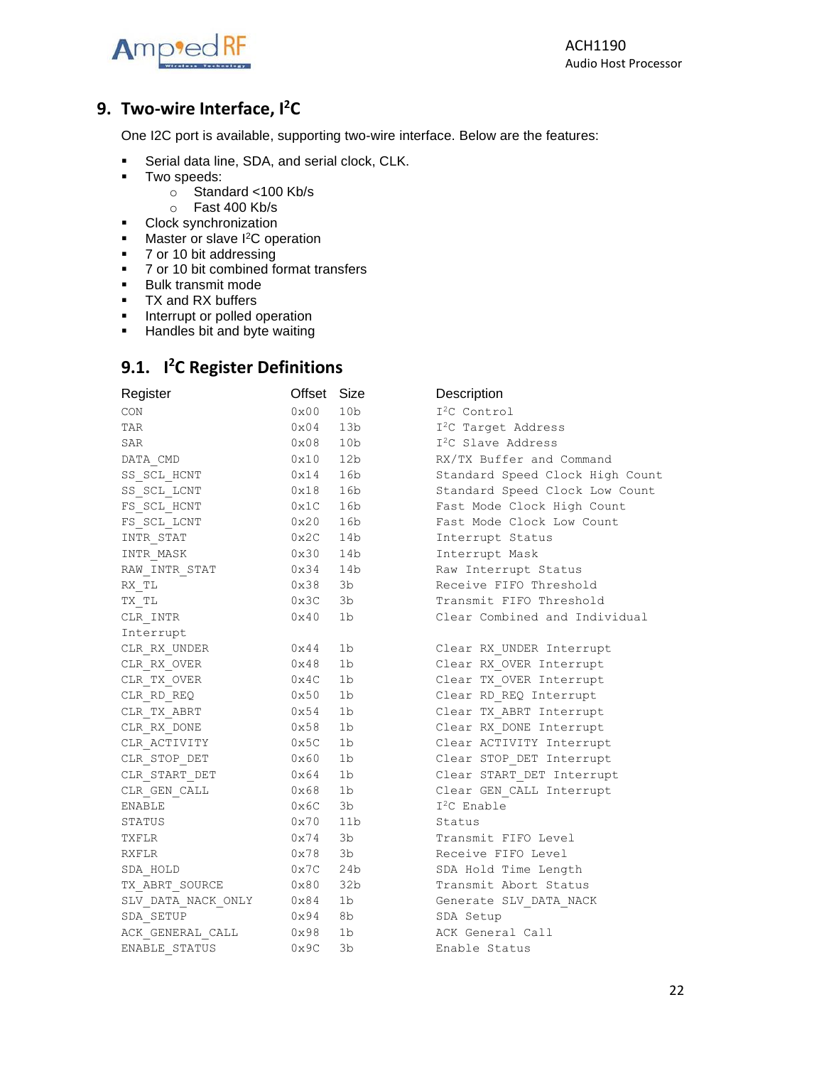# 9. Two-wire Interface, I²C

One I2C port is available, supporting two-wire interface. Below are the features:

- Serial data line, SDA, and serial clock, CLK.
- Two speeds:
  - Standard <100 Kb/s
  - Fast 400 Kb/s
- Clock synchronization
- Master or slave I²C operation
- 7 or 10 bit addressing
- 7 or 10 bit combined format transfers
- Bulk transmit mode
- TX and RX buffers
- Interrupt or polled operation
- Handles bit and byte waiting

## 9.1. I²C Register Definitions

| Register | Offset | Size | Description |
|---|---|---|---|
| CON | 0x00 | 10b | I²C Control |
| TAR | 0x04 | 13b | I²C Target Address |
| SAR | 0x08 | 10b | I²C Slave Address |
| DATA_CMD | 0x10 | 12b | RX/TX Buffer and Command |
| SS_SCL_HCNT | 0x14 | 16b | Standard Speed Clock High Count |
| SS_SCL_LCNT | 0x18 | 16b | Standard Speed Clock Low Count |
| FS_SCL_HCNT | 0x1C | 16b | Fast Mode Clock High Count |
| FS_SCL_LCNT | 0x20 | 16b | Fast Mode Clock Low Count |
| INTR_STAT | 0x2C | 14b | Interrupt Status |
| INTR_MASK | 0x30 | 14b | Interrupt Mask |
| RAW_INTR_STAT | 0x34 | 14b | Raw Interrupt Status |
| RX_TL | 0x38 | 3b | Receive FIFO Threshold |
| TX_TL | 0x3C | 3b | Transmit FIFO Threshold |
| CLR_INTR | 0x40 | 1b | Clear Combined and Individual Interrupt |
| CLR_RX_UNDER | 0x44 | 1b | Clear RX_UNDER Interrupt |
| CLR_RX_OVER | 0x48 | 1b | Clear RX_OVER Interrupt |
| CLR_TX_OVER | 0x4C | 1b | Clear TX_OVER Interrupt |
| CLR_RD_REQ | 0x50 | 1b | Clear RD_REQ Interrupt |
| CLR_TX_ABRT | 0x54 | 1b | Clear TX_ABRT Interrupt |
| CLR_RX_DONE | 0x58 | 1b | Clear RX_DONE Interrupt |
| CLR_ACTIVITY | 0x5C | 1b | Clear ACTIVITY Interrupt |
| CLR_STOP_DET | 0x60 | 1b | Clear STOP_DET Interrupt |
| CLR_START_DET | 0x64 | 1b | Clear START_DET Interrupt |
| CLR_GEN_CALL | 0x68 | 1b | Clear GEN_CALL Interrupt |
| ENABLE | 0x6C | 3b | I²C Enable |
| STATUS | 0x70 | 11b | Status |
| TXFLR | 0x74 | 3b | Transmit FIFO Level |
| RXFLR | 0x78 | 3b | Receive FIFO Level |
| SDA_HOLD | 0x7C | 24b | SDA Hold Time Length |
| TX_ABRT_SOURCE | 0x80 | 32b | Transmit Abort Status |
| SLV_DATA_NACK_ONLY | 0x84 | 1b | Generate SLV_DATA_NACK |
| SDA_SETUP | 0x94 | 8b | SDA Setup |
| ACK_GENERAL_CALL | 0x98 | 1b | ACK General Call |
| ENABLE_STATUS | 0x9C | 3b | Enable Status |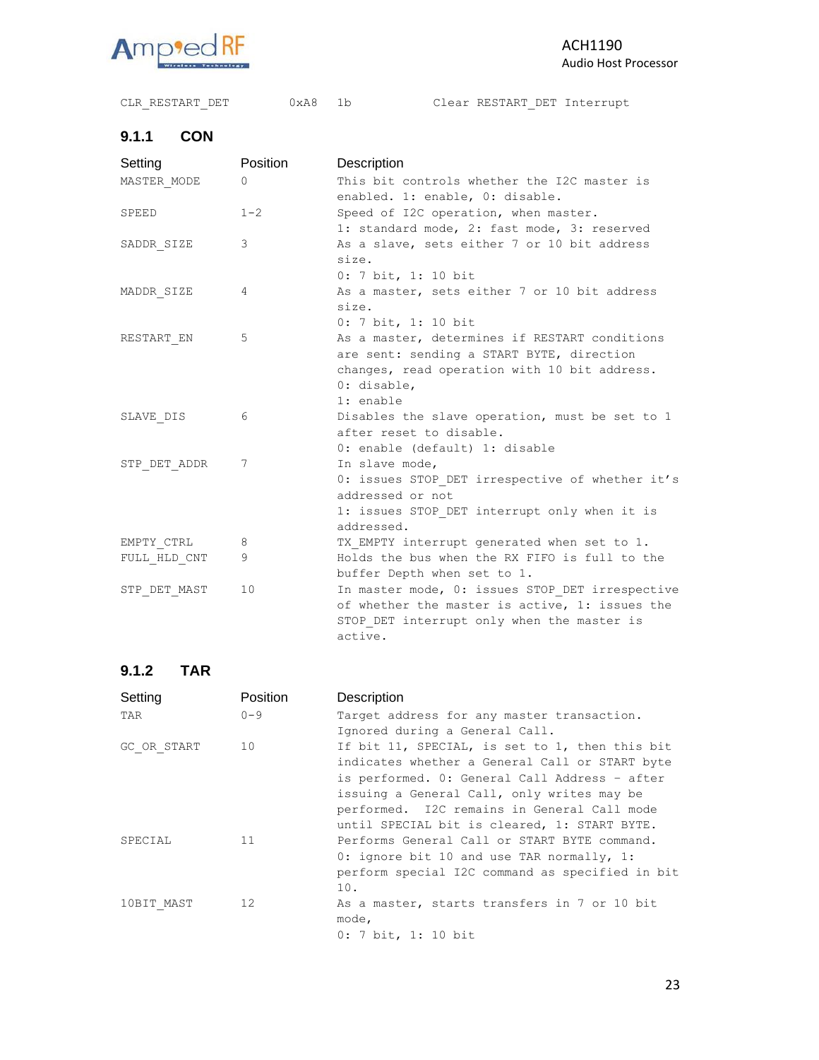| CLR_RESTART_DET | 0xA8 | 1b | Clear RESTART_DET Interrupt |
|---|---|---|---|

### 9.1.1 CON

| Setting | Position | Description |
|---|---|---|
| MASTER_MODE | 0 | This bit controls whether the I2C master is enabled. 1: enable, 0: disable. |
| SPEED | 1-2 | Speed of I2C operation, when master. 1: standard mode, 2: fast mode, 3: reserved |
| SADDR_SIZE | 3 | As a slave, sets either 7 or 10 bit address size. 0: 7 bit, 1: 10 bit |
| MADDR_SIZE | 4 | As a master, sets either 7 or 10 bit address size. 0: 7 bit, 1: 10 bit |
| RESTART_EN | 5 | As a master, determines if RESTART conditions are sent: sending a START BYTE, direction changes, read operation with 10 bit address. 0: disable, 1: enable |
| SLAVE_DIS | 6 | Disables the slave operation, must be set to 1 after reset to disable. 0: enable (default) 1: disable |
| STP_DET_ADDR | 7 | In slave mode, 0: issues STOP_DET irrespective of whether it's addressed or not 1: issues STOP_DET interrupt only when it is addressed. |
| EMPTY_CTRL | 8 | TX_EMPTY interrupt generated when set to 1. |
| FULL_HLD_CNT | 9 | Holds the bus when the RX FIFO is full to the buffer Depth when set to 1. |
| STP_DET_MAST | 10 | In master mode, 0: issues STOP_DET irrespective of whether the master is active, 1: issues the STOP_DET interrupt only when the master is active. |

### 9.1.2 TAR

| Setting | Position | Description |
|---|---|---|
| TAR | 0-9 | Target address for any master transaction. Ignored during a General Call. |
| GC_OR_START | 10 | If bit 11, SPECIAL, is set to 1, then this bit indicates whether a General Call or START byte is performed. 0: General Call Address – after issuing a General Call, only writes may be performed. I2C remains in General Call mode until SPECIAL bit is cleared, 1: START BYTE. |
| SPECIAL | 11 | Performs General Call or START BYTE command. 0: ignore bit 10 and use TAR normally, 1: perform special I2C command as specified in bit 10. |
| 10BIT_MAST | 12 | As a master, starts transfers in 7 or 10 bit mode, 0: 7 bit, 1: 10 bit |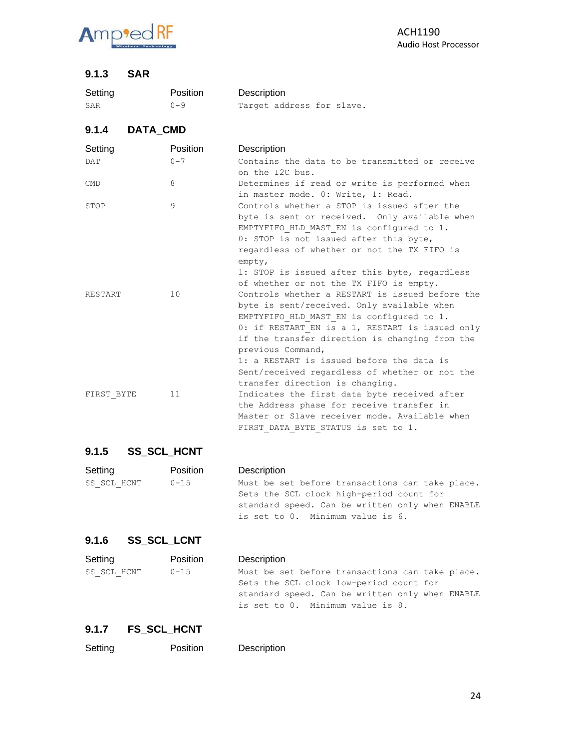### 9.1.3 SAR

| Setting | Position | Description |
|---|---|---|
| SAR | 0-9 | Target address for slave. |

### 9.1.4 DATA_CMD

| Setting | Position | Description |
|---|---|---|
| DAT | 0-7 | Contains the data to be transmitted or receive on the I2C bus. |
| CMD | 8 | Determines if read or write is performed when in master mode. 0: Write, 1: Read. |
| STOP | 9 | Controls whether a STOP is issued after the byte is sent or received. Only available when EMPTYFIFO_HLD_MAST_EN is configured to 1.<br>0: STOP is not issued after this byte, regardless of whether or not the TX FIFO is empty,<br>1: STOP is issued after this byte, regardless of whether or not the TX FIFO is empty. |
| RESTART | 10 | Controls whether a RESTART is issued before the byte is sent/received. Only available when EMPTYFIFO_HLD_MAST_EN is configured to 1.<br>0: if RESTART_EN is a 1, RESTART is issued only if the transfer direction is changing from the previous Command,<br>1: a RESTART is issued before the data is Sent/received regardless of whether or not the transfer direction is changing. |
| FIRST_BYTE | 11 | Indicates the first data byte received after the Address phase for receive transfer in Master or Slave receiver mode. Available when FIRST_DATA_BYTE_STATUS is set to 1. |

### 9.1.5 SS_SCL_HCNT

| Setting | Position | Description |
|---|---|---|
| SS_SCL_HCNT | 0-15 | Must be set before transactions can take place. Sets the SCL clock high-period count for standard speed. Can be written only when ENABLE is set to 0. Minimum value is 6. |

### 9.1.6 SS_SCL_LCNT

| Setting | Position | Description |
|---|---|---|
| SS_SCL_HCNT | 0-15 | Must be set before transactions can take place. Sets the SCL clock low-period count for standard speed. Can be written only when ENABLE is set to 0. Minimum value is 8. |

### 9.1.7 FS_SCL_HCNT

| Setting | Position | Description |
|---|---|---|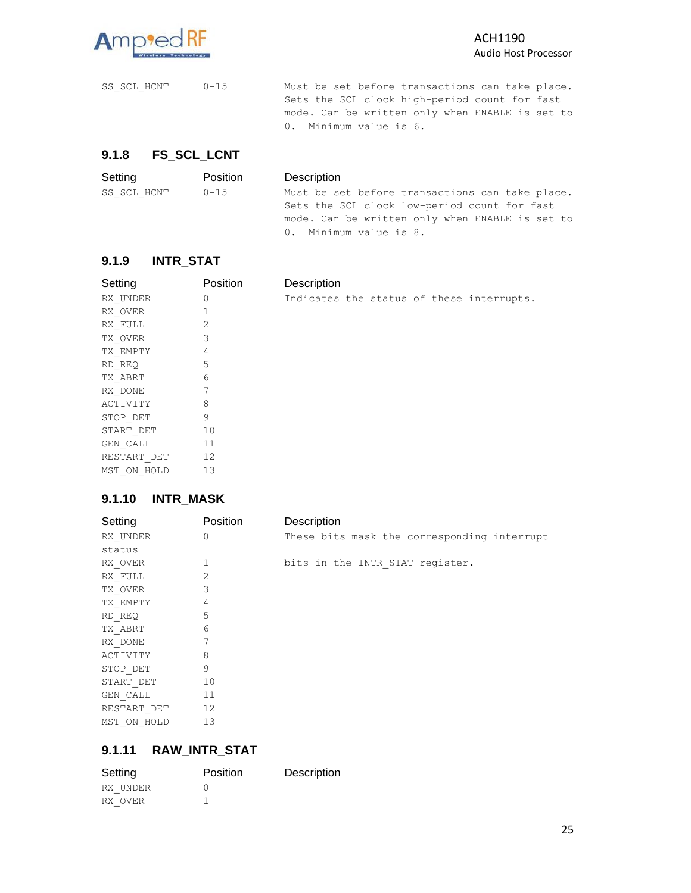| Setting | Position | Description |
|---|---|---|
| SS_SCL_HCNT | 0-15 | Must be set before transactions can take place. Sets the SCL clock high-period count for fast mode. Can be written only when ENABLE is set to 0. Minimum value is 6. |

### 9.1.8 FS_SCL_LCNT

| Setting | Position | Description |
|---|---|---|
| SS_SCL_HCNT | 0-15 | Must be set before transactions can take place. Sets the SCL clock low-period count for fast mode. Can be written only when ENABLE is set to 0. Minimum value is 8. |

### 9.1.9 INTR_STAT

| Setting | Position | Description |
|---|---|---|
| RX_UNDER | 0 | Indicates the status of these interrupts. |
| RX_OVER | 1 | |
| RX_FULL | 2 | |
| TX_OVER | 3 | |
| TX_EMPTY | 4 | |
| RD_REQ | 5 | |
| TX_ABRT | 6 | |
| RX_DONE | 7 | |
| ACTIVITY | 8 | |
| STOP_DET | 9 | |
| START_DET | 10 | |
| GEN_CALL | 11 | |
| RESTART_DET | 12 | |
| MST_ON_HOLD | 13 | |

### 9.1.10 INTR_MASK

| Setting | Position | Description |
|---|---|---|
| RX_UNDER status | 0 | These bits mask the corresponding interrupt |
| RX_OVER | 1 | bits in the INTR_STAT register. |
| RX_FULL | 2 | |
| TX_OVER | 3 | |
| TX_EMPTY | 4 | |
| RD_REQ | 5 | |
| TX_ABRT | 6 | |
| RX_DONE | 7 | |
| ACTIVITY | 8 | |
| STOP_DET | 9 | |
| START_DET | 10 | |
| GEN_CALL | 11 | |
| RESTART_DET | 12 | |
| MST_ON_HOLD | 13 | |

### 9.1.11 RAW_INTR_STAT

| Setting | Position | Description |
|---|---|---|
| RX_UNDER | 0 | |
| RX_OVER | 1 | |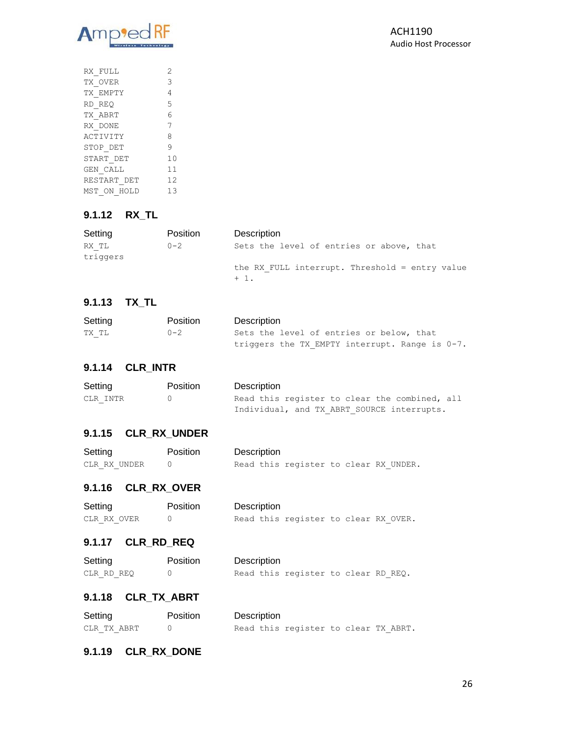| | |
|---|---|
| RX_FULL | 2 |
| TX_OVER | 3 |
| TX_EMPTY | 4 |
| RD_REQ | 5 |
| TX_ABRT | 6 |
| RX_DONE | 7 |
| ACTIVITY | 8 |
| STOP_DET | 9 |
| START_DET | 10 |
| GEN_CALL | 11 |
| RESTART_DET | 12 |
| MST_ON_HOLD | 13 |

### 9.1.12 RX_TL

| Setting | Position | Description |
|---|---|---|
| RX_TL | 0-2 | Sets the level of entries or above, that triggers the RX_FULL interrupt. Threshold = entry value + 1. |

### 9.1.13 TX_TL

| Setting | Position | Description |
|---|---|---|
| TX_TL | 0-2 | Sets the level of entries or below, that triggers the TX_EMPTY interrupt. Range is 0-7. |

### 9.1.14 CLR_INTR

| Setting | Position | Description |
|---|---|---|
| CLR_INTR | 0 | Read this register to clear the combined, all Individual, and TX_ABRT_SOURCE interrupts. |

### 9.1.15 CLR_RX_UNDER

| Setting | Position | Description |
|---|---|---|
| CLR_RX_UNDER | 0 | Read this register to clear RX_UNDER. |

### 9.1.16 CLR_RX_OVER

| Setting | Position | Description |
|---|---|---|
| CLR_RX_OVER | 0 | Read this register to clear RX_OVER. |

### 9.1.17 CLR_RD_REQ

| Setting | Position | Description |
|---|---|---|
| CLR_RD_REQ | 0 | Read this register to clear RD_REQ. |

### 9.1.18 CLR_TX_ABRT

| Setting | Position | Description |
|---|---|---|
| CLR_TX_ABRT | 0 | Read this register to clear TX_ABRT. |

### 9.1.19 CLR_RX_DONE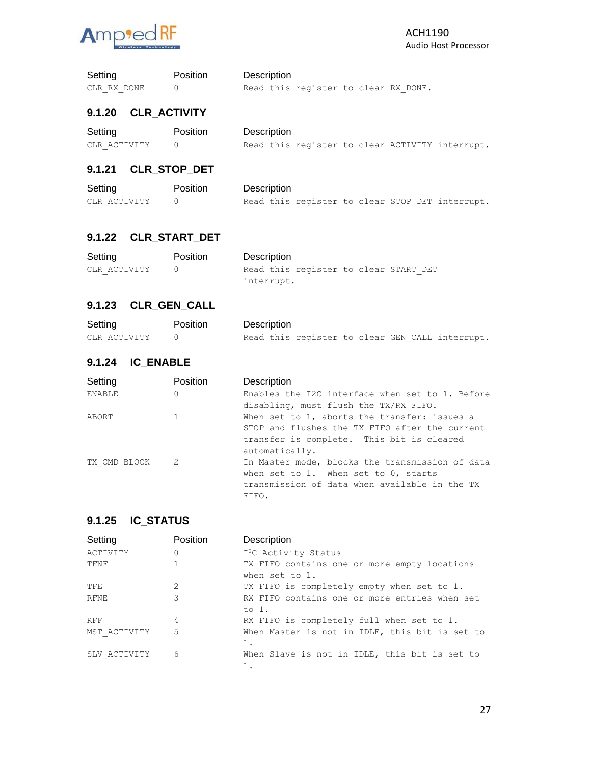| Setting | Position | Description |
|---|---|---|
| CLR_RX_DONE | 0 | Read this register to clear RX_DONE. |

### 9.1.20 CLR_ACTIVITY

| Setting | Position | Description |
|---|---|---|
| CLR_ACTIVITY | 0 | Read this register to clear ACTIVITY interrupt. |

### 9.1.21 CLR_STOP_DET

| Setting | Position | Description |
|---|---|---|
| CLR_ACTIVITY | 0 | Read this register to clear STOP_DET interrupt. |

### 9.1.22 CLR_START_DET

| Setting | Position | Description |
|---|---|---|
| CLR_ACTIVITY | 0 | Read this register to clear START_DET interrupt. |

### 9.1.23 CLR_GEN_CALL

| Setting | Position | Description |
|---|---|---|
| CLR_ACTIVITY | 0 | Read this register to clear GEN_CALL interrupt. |

### 9.1.24 IC_ENABLE

| Setting | Position | Description |
|---|---|---|
| ENABLE | 0 | Enables the I2C interface when set to 1. Before disabling, must flush the TX/RX FIFO. |
| ABORT | 1 | When set to 1, aborts the transfer: issues a STOP and flushes the TX FIFO after the current transfer is complete. This bit is cleared automatically. |
| TX_CMD_BLOCK | 2 | In Master mode, blocks the transmission of data when set to 1. When set to 0, starts transmission of data when available in the TX FIFO. |

### 9.1.25 IC_STATUS

| Setting | Position | Description |
|---|---|---|
| ACTIVITY | 0 | $I^2C$ Activity Status |
| TFNF | 1 | TX FIFO contains one or more empty locations when set to 1. |
| TFE | 2 | TX FIFO is completely empty when set to 1. |
| RFNE | 3 | RX FIFO contains one or more entries when set to 1. |
| RFF | 4 | RX FIFO is completely full when set to 1. |
| MST_ACTIVITY | 5 | When Master is not in IDLE, this bit is set to 1. |
| SLV_ACTIVITY | 6 | When Slave is not in IDLE, this bit is set to 1. |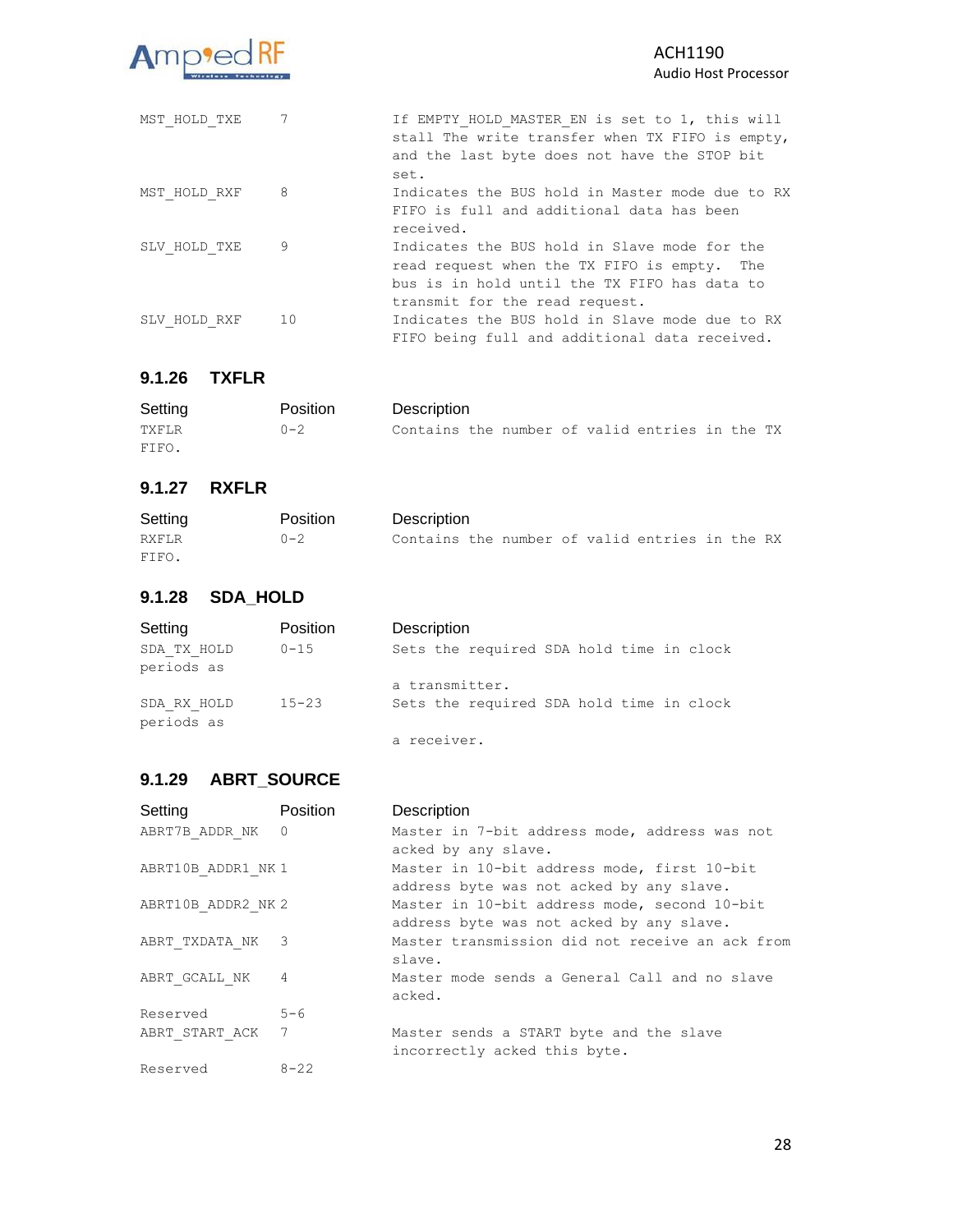| | | |
|---|---|---|
| MST_HOLD_TXE | 7 | If EMPTY_HOLD_MASTER_EN is set to 1, this will stall The write transfer when TX FIFO is empty, and the last byte does not have the STOP bit set. |
| MST_HOLD_RXF | 8 | Indicates the BUS hold in Master mode due to RX FIFO is full and additional data has been received. |
| SLV_HOLD_TXE | 9 | Indicates the BUS hold in Slave mode for the read request when the TX FIFO is empty. The bus is in hold until the TX FIFO has data to transmit for the read request. |
| SLV_HOLD_RXF | 10 | Indicates the BUS hold in Slave mode due to RX FIFO being full and additional data received. |

### 9.1.26 TXFLR

| Setting | Position | Description |
|---|---|---|
| TXFLR | 0-2 | Contains the number of valid entries in the TX FIFO. |

### 9.1.27 RXFLR

| Setting | Position | Description |
|---|---|---|
| RXFLR | 0-2 | Contains the number of valid entries in the RX FIFO. |

### 9.1.28 SDA_HOLD

| Setting | Position | Description |
|---|---|---|
| SDA_TX_HOLD | 0-15 | Sets the required SDA hold time in clock periods as a transmitter. |
| SDA_RX_HOLD | 15-23 | Sets the required SDA hold time in clock periods as a receiver. |

### 9.1.29 ABRT_SOURCE

| Setting | Position | Description |
|---|---|---|
| ABRT7B_ADDR_NK | 0 | Master in 7-bit address mode, address was not acked by any slave. |
| ABRT10B_ADDR1_NK | 1 | Master in 10-bit address mode, first 10-bit address byte was not acked by any slave. |
| ABRT10B_ADDR2_NK | 2 | Master in 10-bit address mode, second 10-bit address byte was not acked by any slave. |
| ABRT_TXDATA_NK | 3 | Master transmission did not receive an ack from slave. |
| ABRT_GCALL_NK | 4 | Master mode sends a General Call and no slave acked. |
| Reserved | 5-6 | |
| ABRT_START_ACK | 7 | Master sends a START byte and the slave incorrectly acked this byte. |
| Reserved | 8-22 | |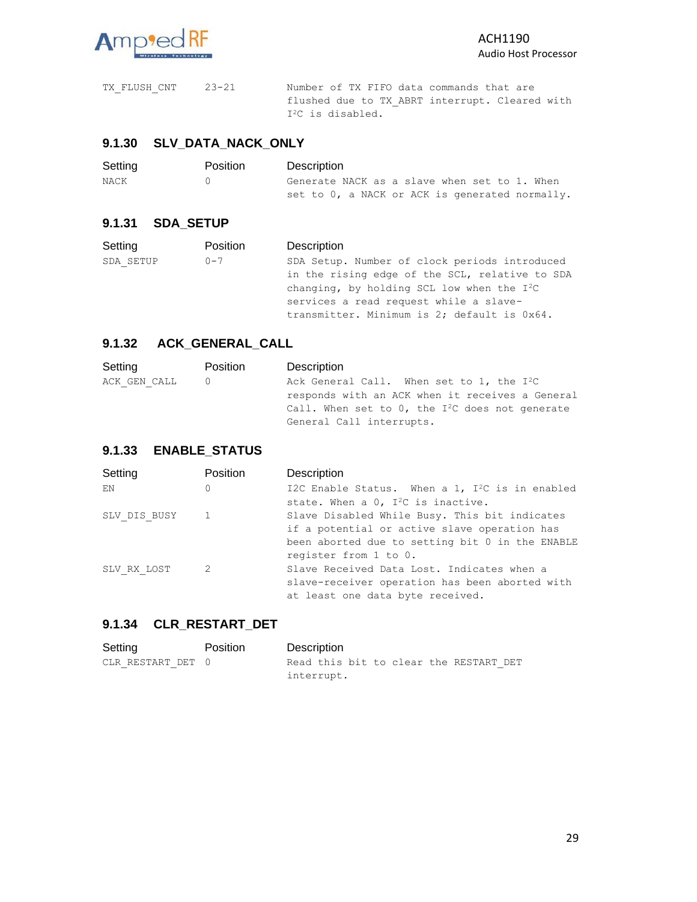| Setting | Position | Description |
| --- | --- | --- |
| TX_FLUSH_CNT | 23-21 | Number of TX FIFO data commands that are flushed due to TX_ABRT interrupt. Cleared with I²C is disabled. |

### 9.1.30 SLV_DATA_NACK_ONLY

| Setting | Position | Description |
| --- | --- | --- |
| NACK | 0 | Generate NACK as a slave when set to 1. When set to 0, a NACK or ACK is generated normally. |

### 9.1.31 SDA_SETUP

| Setting | Position | Description |
| --- | --- | --- |
| SDA_SETUP | 0-7 | SDA Setup. Number of clock periods introduced in the rising edge of the SCL, relative to SDA changing, by holding SCL low when the I²C services a read request while a slave-transmitter. Minimum is 2; default is 0x64. |

### 9.1.32 ACK_GENERAL_CALL

| Setting | Position | Description |
| --- | --- | --- |
| ACK_GEN_CALL | 0 | Ack General Call. When set to 1, the I²C responds with an ACK when it receives a General Call. When set to 0, the I²C does not generate General Call interrupts. |

### 9.1.33 ENABLE_STATUS

| Setting | Position | Description |
| --- | --- | --- |
| EN | 0 | I2C Enable Status. When a 1, I²C is in enabled state. When a 0, I²C is inactive. |
| SLV_DIS_BUSY | 1 | Slave Disabled While Busy. This bit indicates if a potential or active slave operation has been aborted due to setting bit 0 in the ENABLE register from 1 to 0. |
| SLV_RX_LOST | 2 | Slave Received Data Lost. Indicates when a slave-receiver operation has been aborted with at least one data byte received. |

### 9.1.34 CLR_RESTART_DET

| Setting | Position | Description |
| --- | --- | --- |
| CLR_RESTART_DET | 0 | Read this bit to clear the RESTART_DET interrupt. |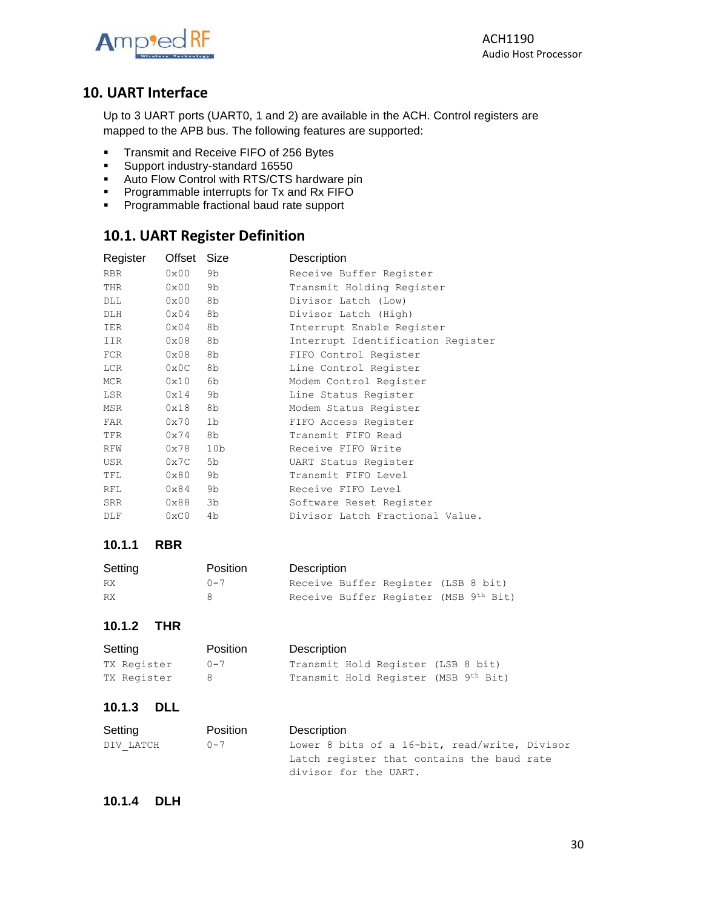# 10. UART Interface

Up to 3 UART ports (UART0, 1 and 2) are available in the ACH. Control registers are mapped to the APB bus. The following features are supported:

- Transmit and Receive FIFO of 256 Bytes
- Support industry-standard 16550
- Auto Flow Control with RTS/CTS hardware pin
- Programmable interrupts for Tx and Rx FIFO
- Programmable fractional baud rate support

## 10.1. UART Register Definition

| Register | Offset | Size | Description |
|---|---|---|---|
| RBR | 0x00 | 9b | Receive Buffer Register |
| THR | 0x00 | 9b | Transmit Holding Register |
| DLL | 0x00 | 8b | Divisor Latch (Low) |
| DLH | 0x04 | 8b | Divisor Latch (High) |
| IER | 0x04 | 8b | Interrupt Enable Register |
| IIR | 0x08 | 8b | Interrupt Identification Register |
| FCR | 0x08 | 8b | FIFO Control Register |
| LCR | 0x0C | 8b | Line Control Register |
| MCR | 0x10 | 6b | Modem Control Register |
| LSR | 0x14 | 9b | Line Status Register |
| MSR | 0x18 | 8b | Modem Status Register |
| FAR | 0x70 | 1b | FIFO Access Register |
| TFR | 0x74 | 8b | Transmit FIFO Read |
| RFW | 0x78 | 10b | Receive FIFO Write |
| USR | 0x7C | 5b | UART Status Register |
| TFL | 0x80 | 9b | Transmit FIFO Level |
| RFL | 0x84 | 9b | Receive FIFO Level |
| SRR | 0x88 | 3b | Software Reset Register |
| DLF | 0xC0 | 4b | Divisor Latch Fractional Value. |

### 10.1.1 RBR

| Setting | Position | Description |
|---|---|---|
| RX | 0-7 | Receive Buffer Register (LSB 8 bit) |
| RX | 8 | Receive Buffer Register (MSB 9th Bit) |

### 10.1.2 THR

| Setting | Position | Description |
|---|---|---|
| TX Register | 0-7 | Transmit Hold Register (LSB 8 bit) |
| TX Register | 8 | Transmit Hold Register (MSB 9th Bit) |

### 10.1.3 DLL

| Setting | Position | Description |
|---|---|---|
| DIV_LATCH | 0-7 | Lower 8 bits of a 16-bit, read/write, Divisor Latch register that contains the baud rate divisor for the UART. |

### 10.1.4 DLH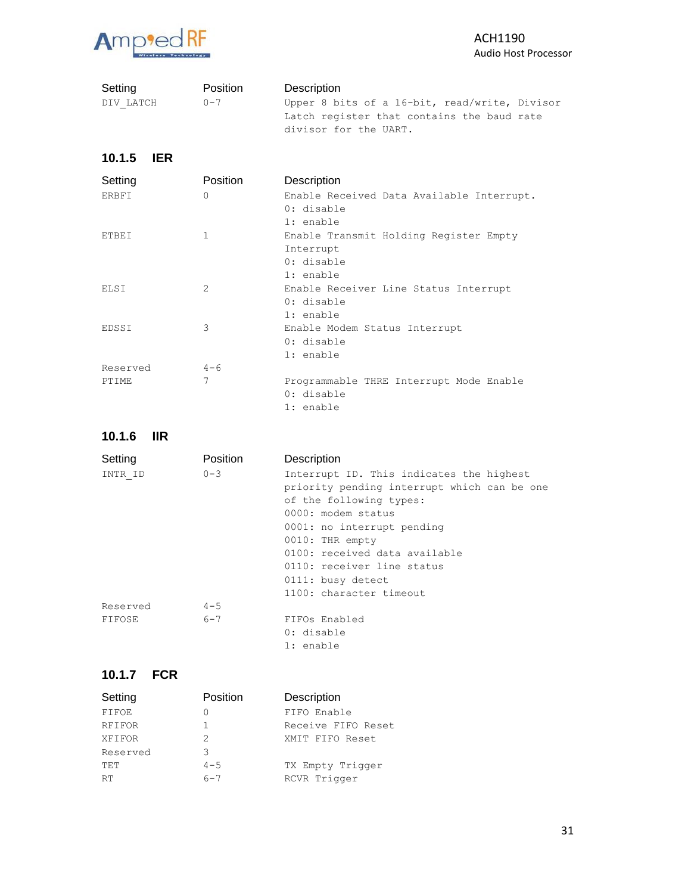| Setting | Position | Description |
|---|---|---|
| DIV_LATCH | 0-7 | Upper 8 bits of a 16-bit, read/write, Divisor Latch register that contains the baud rate divisor for the UART. |

### 10.1.5 IER

| Setting | Position | Description |
|---|---|---|
| ERBFI | 0 | Enable Received Data Available Interrupt.<br>0: disable<br>1: enable |
| ETBEI | 1 | Enable Transmit Holding Register Empty Interrupt<br>0: disable<br>1: enable |
| ELSI | 2 | Enable Receiver Line Status Interrupt<br>0: disable<br>1: enable |
| EDSSI | 3 | Enable Modem Status Interrupt<br>0: disable<br>1: enable |
| Reserved | 4-6 | |
| PTIME | 7 | Programmable THRE Interrupt Mode Enable<br>0: disable<br>1: enable |

### 10.1.6 IIR

| Setting | Position | Description |
|---|---|---|
| INTR_ID | 0-3 | Interrupt ID. This indicates the highest priority pending interrupt which can be one of the following types:<br>0000: modem status<br>0001: no interrupt pending<br>0010: THR empty<br>0100: received data available<br>0110: receiver line status<br>0111: busy detect<br>1100: character timeout |
| Reserved | 4-5 | |
| FIFOSE | 6-7 | FIFOs Enabled<br>0: disable<br>1: enable |

### 10.1.7 FCR

| Setting | Position | Description |
|---|---|---|
| FIFOE | 0 | FIFO Enable |
| RFIFOR | 1 | Receive FIFO Reset |
| XFIFOR | 2 | XMIT FIFO Reset |
| Reserved | 3 | |
| TET | 4-5 | TX Empty Trigger |
| RT | 6-7 | RCVR Trigger |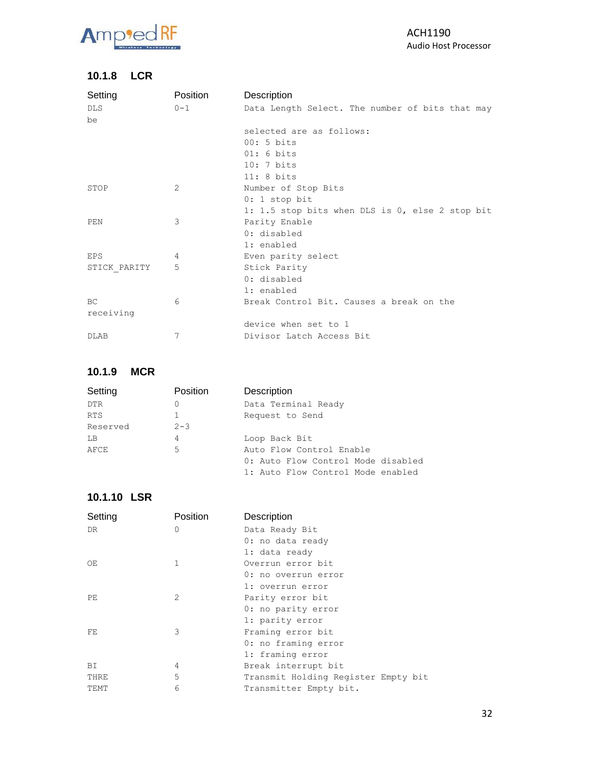### 10.1.8 LCR

| Setting | Position | Description |
|---|---|---|
| DLS | 0-1 | Data Length Select. The number of bits that may be selected are as follows:<br>00: 5 bits<br>01: 6 bits<br>10: 7 bits<br>11: 8 bits |
| STOP | 2 | Number of Stop Bits<br>0: 1 stop bit<br>1: 1.5 stop bits when DLS is 0, else 2 stop bit |
| PEN | 3 | Parity Enable<br>0: disabled<br>1: enabled |
| EPS | 4 | Even parity select |
| STICK_PARITY | 5 | Stick Parity<br>0: disabled<br>1: enabled |
| BC | 6 | Break Control Bit. Causes a break on the receiving device when set to 1 |
| DLAB | 7 | Divisor Latch Access Bit |

### 10.1.9 MCR

| Setting | Position | Description |
|---|---|---|
| DTR | 0 | Data Terminal Ready |
| RTS | 1 | Request to Send |
| Reserved | 2-3 | |
| LB | 4 | Loop Back Bit |
| AFCE | 5 | Auto Flow Control Enable<br>0: Auto Flow Control Mode disabled<br>1: Auto Flow Control Mode enabled |

### 10.1.10 LSR

| Setting | Position | Description |
|---|---|---|
| DR | 0 | Data Ready Bit<br>0: no data ready<br>1: data ready |
| OE | 1 | Overrun error bit<br>0: no overrun error<br>1: overrun error |
| PE | 2 | Parity error bit<br>0: no parity error<br>1: parity error |
| FE | 3 | Framing error bit<br>0: no framing error<br>1: framing error |
| BI | 4 | Break interrupt bit |
| THRE | 5 | Transmit Holding Register Empty bit |
| TEMT | 6 | Transmitter Empty bit. |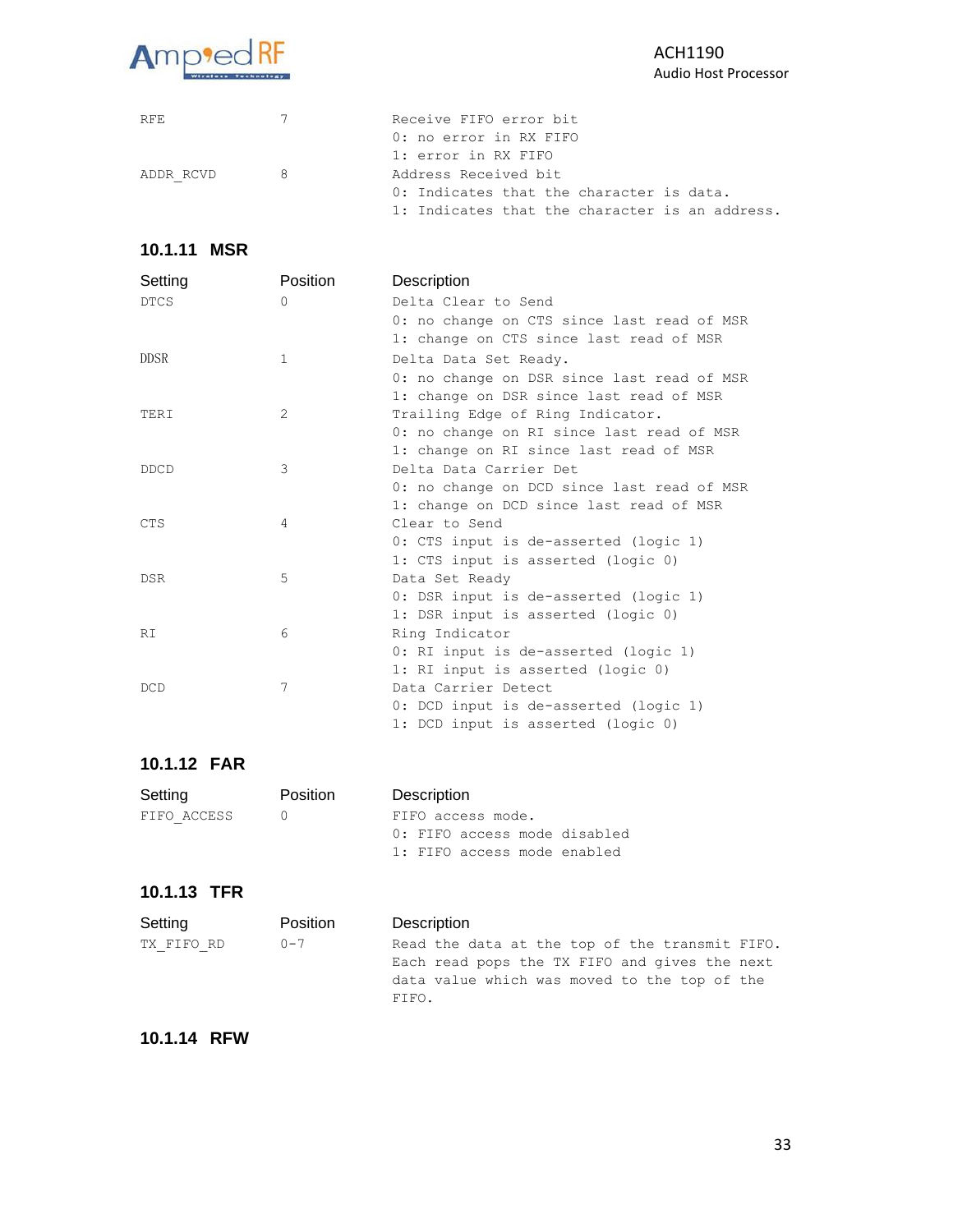| | | |
|---|---|---|
| RFE | 7 | Receive FIFO error bit<br>0: no error in RX FIFO<br>1: error in RX FIFO |
| ADDR_RCVD | 8 | Address Received bit<br>0: Indicates that the character is data.<br>1: Indicates that the character is an address. |

### 10.1.11 MSR

| Setting | Position | Description |
|---|---|---|
| DTCS | 0 | Delta Clear to Send<br>0: no change on CTS since last read of MSR<br>1: change on CTS since last read of MSR |
| DDSR | 1 | Delta Data Set Ready.<br>0: no change on DSR since last read of MSR<br>1: change on DSR since last read of MSR |
| TERI | 2 | Trailing Edge of Ring Indicator.<br>0: no change on RI since last read of MSR<br>1: change on RI since last read of MSR |
| DDCD | 3 | Delta Data Carrier Det<br>0: no change on DCD since last read of MSR<br>1: change on DCD since last read of MSR |
| CTS | 4 | Clear to Send<br>0: CTS input is de-asserted (logic 1)<br>1: CTS input is asserted (logic 0) |
| DSR | 5 | Data Set Ready<br>0: DSR input is de-asserted (logic 1)<br>1: DSR input is asserted (logic 0) |
| RI | 6 | Ring Indicator<br>0: RI input is de-asserted (logic 1)<br>1: RI input is asserted (logic 0) |
| DCD | 7 | Data Carrier Detect<br>0: DCD input is de-asserted (logic 1)<br>1: DCD input is asserted (logic 0) |

### 10.1.12 FAR

| Setting | Position | Description |
|---|---|---|
| FIFO_ACCESS | 0 | FIFO access mode.<br>0: FIFO access mode disabled<br>1: FIFO access mode enabled |

### 10.1.13 TFR

| Setting | Position | Description |
|---|---|---|
| TX_FIFO_RD | 0-7 | Read the data at the top of the transmit FIFO. Each read pops the TX FIFO and gives the next data value which was moved to the top of the FIFO. |

### 10.1.14 RFW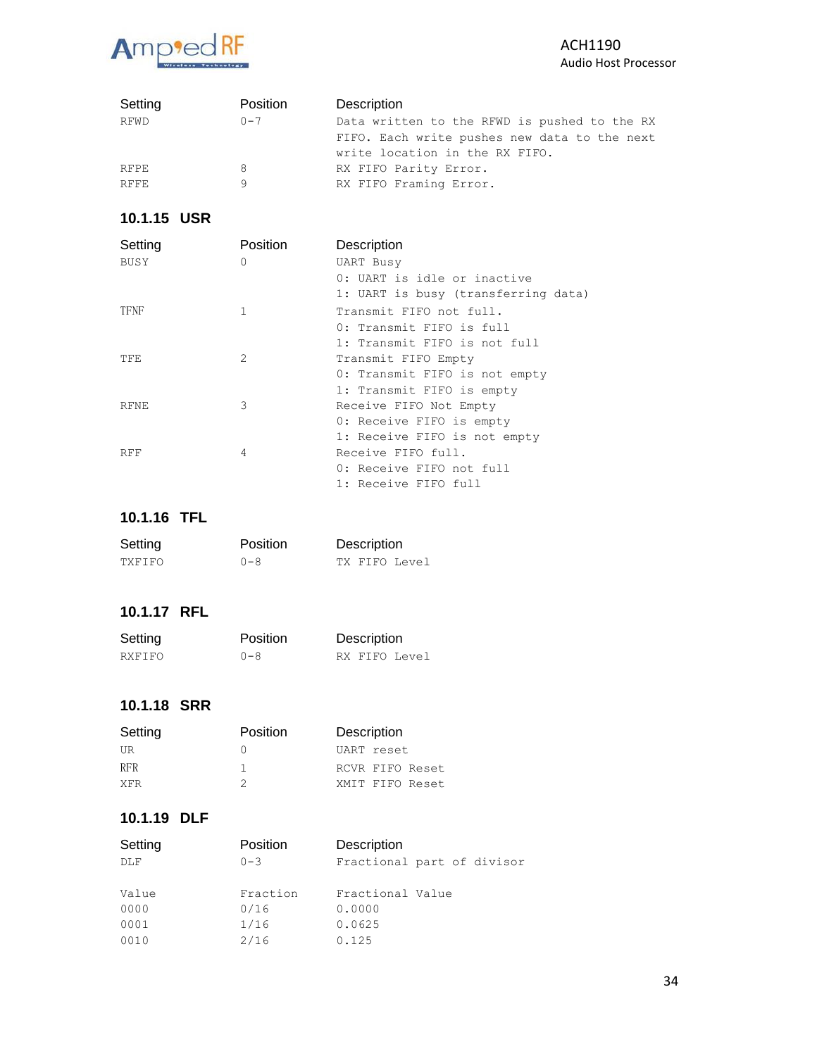| Setting | Position | Description |
|---|---|---|
| RFWD | 0-7 | Data written to the RFWD is pushed to the RX FIFO. Each write pushes new data to the next write location in the RX FIFO. |
| RFPE | 8 | RX FIFO Parity Error. |
| RFFE | 9 | RX FIFO Framing Error. |

### 10.1.15 USR

| Setting | Position | Description |
|---|---|---|
| BUSY | 0 | UART Busy<br>0: UART is idle or inactive<br>1: UART is busy (transferring data) |
| TFNF | 1 | Transmit FIFO not full.<br>0: Transmit FIFO is full<br>1: Transmit FIFO is not full |
| TFE | 2 | Transmit FIFO Empty<br>0: Transmit FIFO is not empty<br>1: Transmit FIFO is empty |
| RFNE | 3 | Receive FIFO Not Empty<br>0: Receive FIFO is empty<br>1: Receive FIFO is not empty |
| RFF | 4 | Receive FIFO full.<br>0: Receive FIFO not full<br>1: Receive FIFO full |

### 10.1.16 TFL

| Setting | Position | Description |
|---|---|---|
| TXFIFO | 0-8 | TX FIFO Level |

### 10.1.17 RFL

| Setting | Position | Description |
|---|---|---|
| RXFIFO | 0-8 | RX FIFO Level |

### 10.1.18 SRR

| Setting | Position | Description |
|---|---|---|
| UR | 0 | UART reset |
| RFR | 1 | RCVR FIFO Reset |
| XFR | 2 | XMIT FIFO Reset |

### 10.1.19 DLF

| Setting | Position | Description |
|---|---|---|
| DLF | 0-3 | Fractional part of divisor |

| Value | Fraction | Fractional Value |
|---|---|---|
| 0000 | 0/16 | 0.0000 |
| 0001 | 1/16 | 0.0625 |
| 0010 | 2/16 | 0.125 |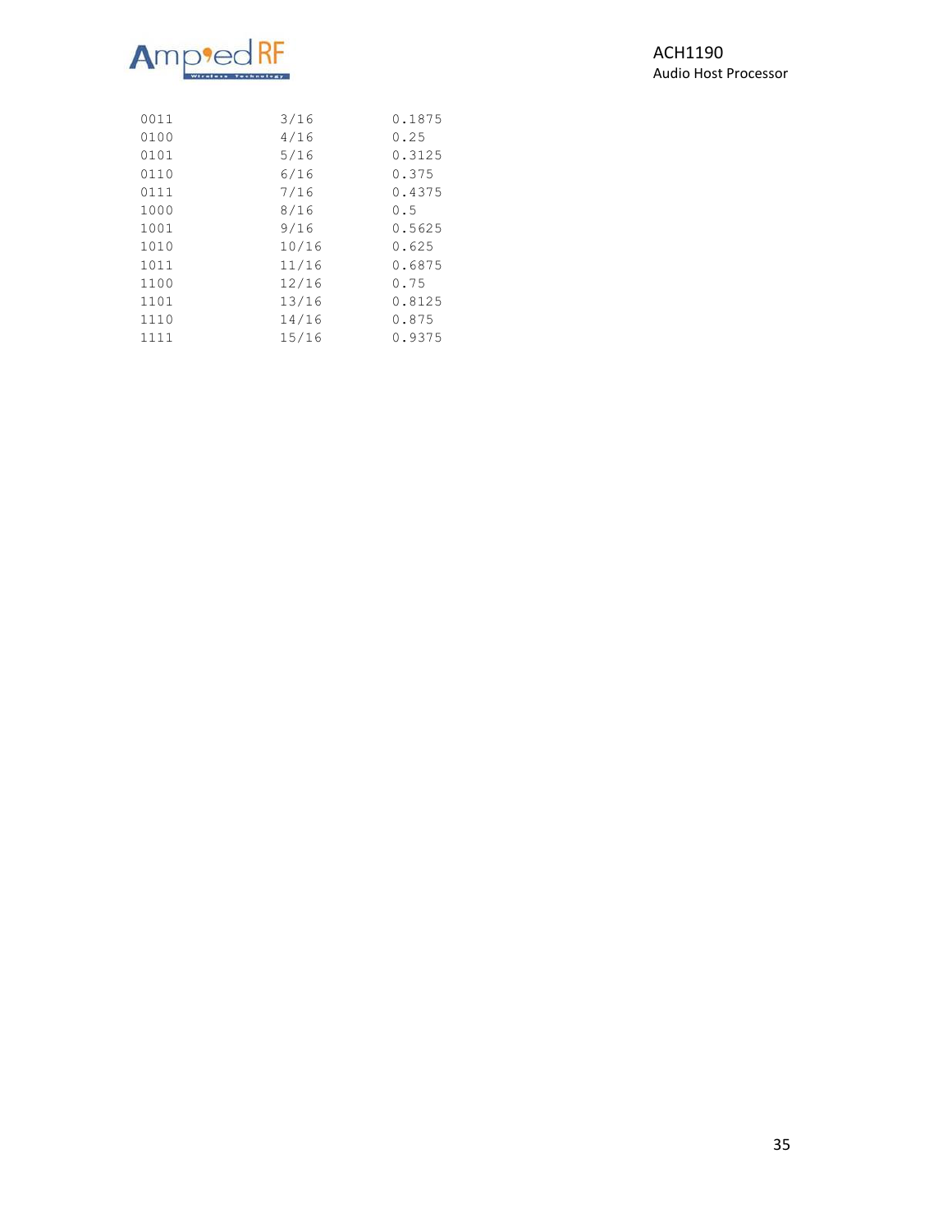```
0011            3/16        0.1875
0100            4/16        0.25
0101            5/16        0.3125
0110            6/16        0.375
0111            7/16        0.4375
1000            8/16        0.5
1001            9/16        0.5625
1010            10/16       0.625
1011            11/16       0.6875
1100            12/16       0.75
1101            13/16       0.8125
1110            14/16       0.875
1111            15/16       0.9375
```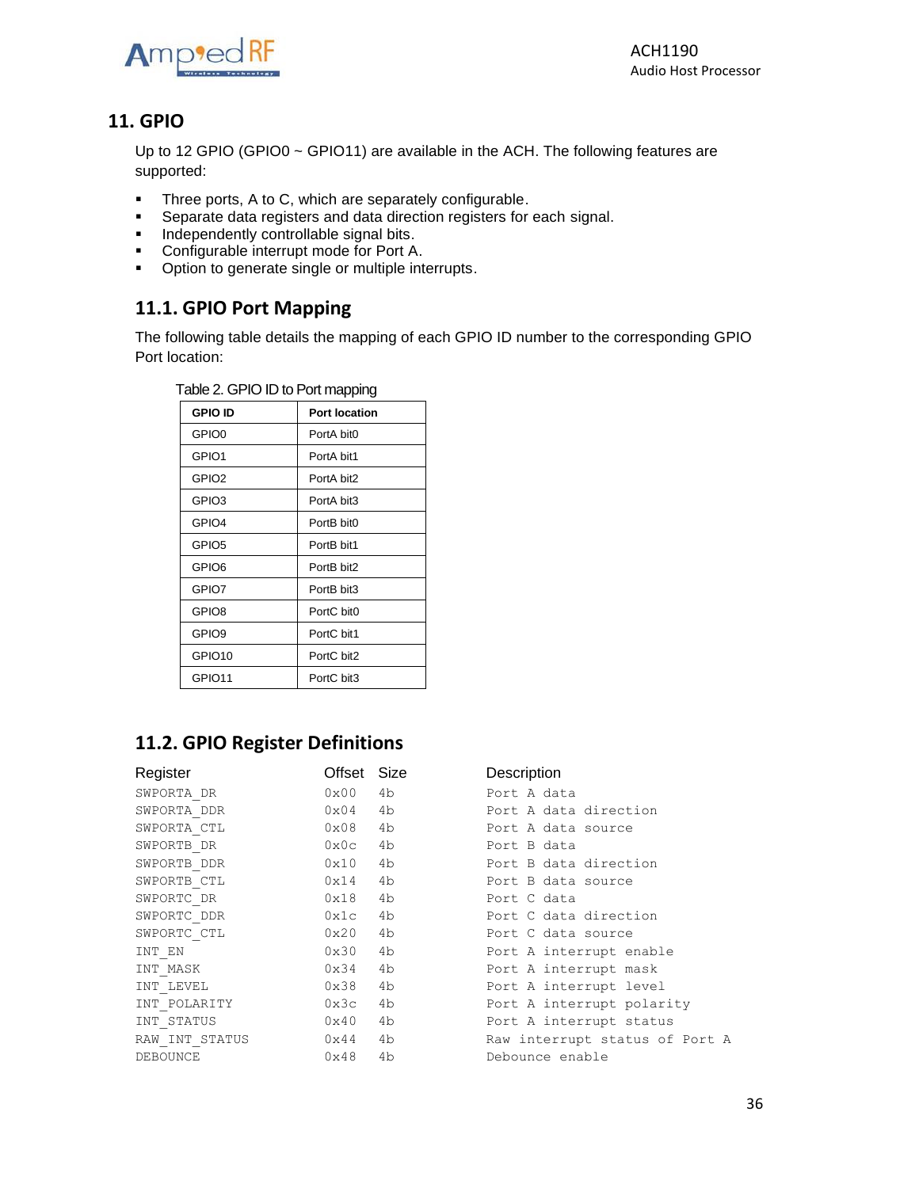## 11. GPIO

Up to 12 GPIO (GPIO0 ~ GPIO11) are available in the ACH. The following features are supported:

- Three ports, A to C, which are separately configurable.
- Separate data registers and data direction registers for each signal.
- Independently controllable signal bits.
- Configurable interrupt mode for Port A.
- Option to generate single or multiple interrupts.

### 11.1. GPIO Port Mapping

The following table details the mapping of each GPIO ID number to the corresponding GPIO Port location:

Table 2. GPIO ID to Port mapping

| GPIO ID | Port location |
|---|---|
| GPIO0 | PortA bit0 |
| GPIO1 | PortA bit1 |
| GPIO2 | PortA bit2 |
| GPIO3 | PortA bit3 |
| GPIO4 | PortB bit0 |
| GPIO5 | PortB bit1 |
| GPIO6 | PortB bit2 |
| GPIO7 | PortB bit3 |
| GPIO8 | PortC bit0 |
| GPIO9 | PortC bit1 |
| GPIO10 | PortC bit2 |
| GPIO11 | PortC bit3 |

### 11.2. GPIO Register Definitions

| Register | Offset | Size | Description |
|---|---|---|---|
| SWPORTA_DR | 0x00 | 4b | Port A data |
| SWPORTA_DDR | 0x04 | 4b | Port A data direction |
| SWPORTA_CTL | 0x08 | 4b | Port A data source |
| SWPORTB_DR | 0x0c | 4b | Port B data |
| SWPORTB_DDR | 0x10 | 4b | Port B data direction |
| SWPORTB_CTL | 0x14 | 4b | Port B data source |
| SWPORTC_DR | 0x18 | 4b | Port C data |
| SWPORTC_DDR | 0x1c | 4b | Port C data direction |
| SWPORTC_CTL | 0x20 | 4b | Port C data source |
| INT_EN | 0x30 | 4b | Port A interrupt enable |
| INT_MASK | 0x34 | 4b | Port A interrupt mask |
| INT_LEVEL | 0x38 | 4b | Port A interrupt level |
| INT_POLARITY | 0x3c | 4b | Port A interrupt polarity |
| INT_STATUS | 0x40 | 4b | Port A interrupt status |
| RAW_INT_STATUS | 0x44 | 4b | Raw interrupt status of Port A |
| DEBOUNCE | 0x48 | 4b | Debounce enable |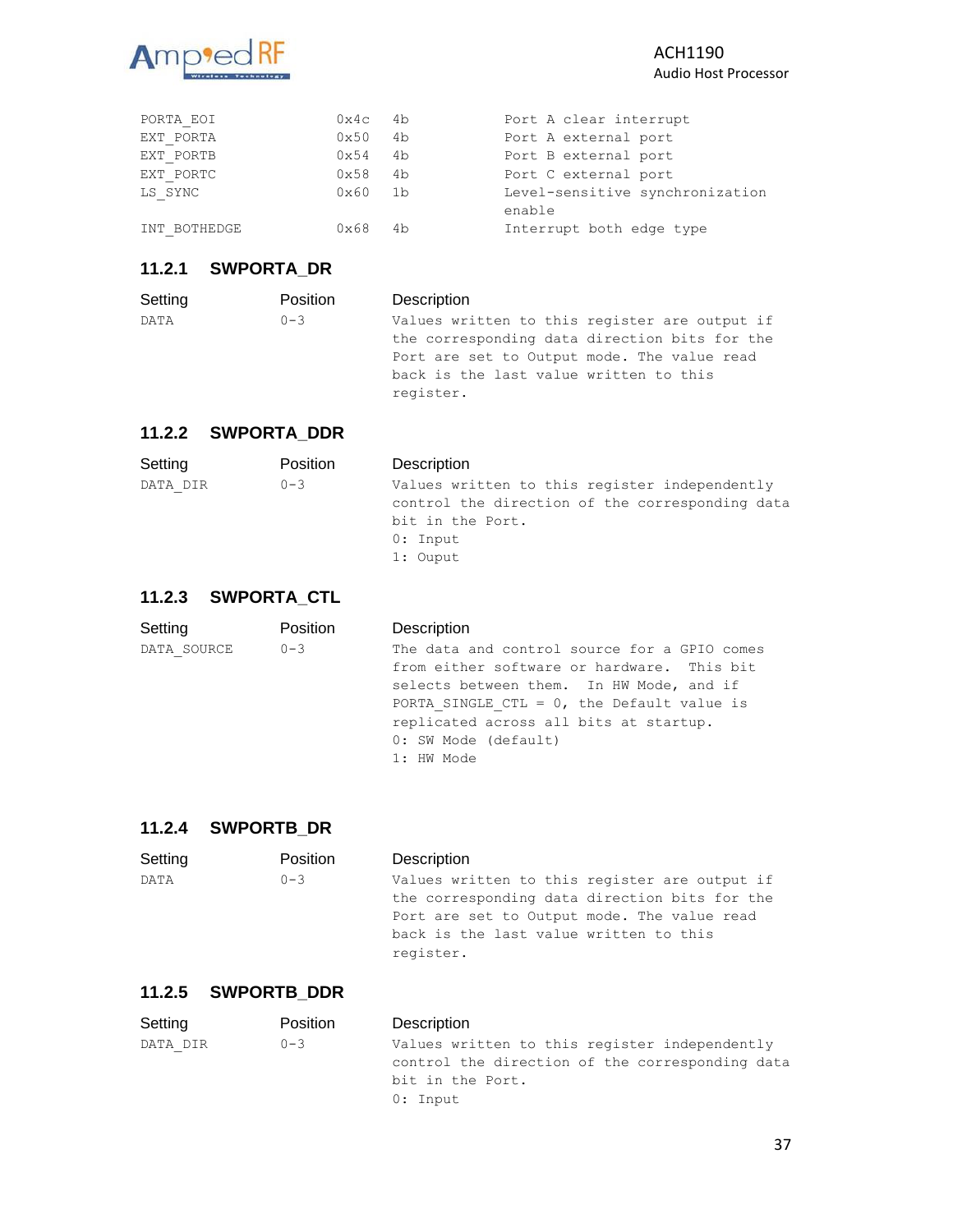| | | | |
|---|---|---|---|
| PORTA_EOI | 0x4c | 4b | Port A clear interrupt |
| EXT_PORTA | 0x50 | 4b | Port A external port |
| EXT_PORTB | 0x54 | 4b | Port B external port |
| EXT_PORTC | 0x58 | 4b | Port C external port |
| LS_SYNC | 0x60 | 1b | Level-sensitive synchronization enable |
| INT_BOTHEDGE | 0x68 | 4b | Interrupt both edge type |

### 11.2.1 SWPORTA_DR

| Setting | Position | Description |
|---|---|---|
| DATA | 0-3 | Values written to this register are output if the corresponding data direction bits for the Port are set to Output mode. The value read back is the last value written to this register. |

### 11.2.2 SWPORTA_DDR

| Setting | Position | Description |
|---|---|---|
| DATA_DIR | 0-3 | Values written to this register independently control the direction of the corresponding data bit in the Port.<br>0: Input<br>1: Ouput |

### 11.2.3 SWPORTA_CTL

| Setting | Position | Description |
|---|---|---|
| DATA_SOURCE | 0-3 | The data and control source for a GPIO comes from either software or hardware. This bit selects between them. In HW Mode, and if PORTA_SINGLE_CTL = 0, the Default value is replicated across all bits at startup.<br>0: SW Mode (default)<br>1: HW Mode |

### 11.2.4 SWPORTB_DR

| Setting | Position | Description |
|---|---|---|
| DATA | 0-3 | Values written to this register are output if the corresponding data direction bits for the Port are set to Output mode. The value read back is the last value written to this register. |

### 11.2.5 SWPORTB_DDR

| Setting | Position | Description |
|---|---|---|
| DATA_DIR | 0-3 | Values written to this register independently control the direction of the corresponding data bit in the Port.<br>0: Input |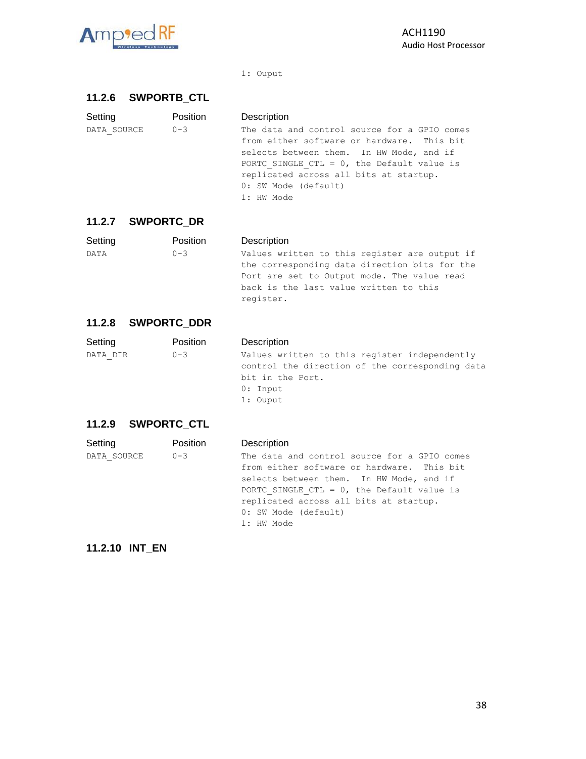1: Ouput

### 11.2.6 SWPORTB_CTL

| Setting | Position | Description |
|---|---|---|
| DATA_SOURCE | 0-3 | The data and control source for a GPIO comes from either software or hardware. This bit selects between them. In HW Mode, and if PORTC_SINGLE_CTL = 0, the Default value is replicated across all bits at startup.<br>0: SW Mode (default)<br>1: HW Mode |

### 11.2.7 SWPORTC_DR

| Setting | Position | Description |
|---|---|---|
| DATA | 0-3 | Values written to this register are output if the corresponding data direction bits for the Port are set to Output mode. The value read back is the last value written to this register. |

### 11.2.8 SWPORTC_DDR

| Setting | Position | Description |
|---|---|---|
| DATA_DIR | 0-3 | Values written to this register independently control the direction of the corresponding data bit in the Port.<br>0: Input<br>1: Ouput |

### 11.2.9 SWPORTC_CTL

| Setting | Position | Description |
|---|---|---|
| DATA_SOURCE | 0-3 | The data and control source for a GPIO comes from either software or hardware. This bit selects between them. In HW Mode, and if PORTC_SINGLE_CTL = 0, the Default value is replicated across all bits at startup.<br>0: SW Mode (default)<br>1: HW Mode |

### 11.2.10 INT_EN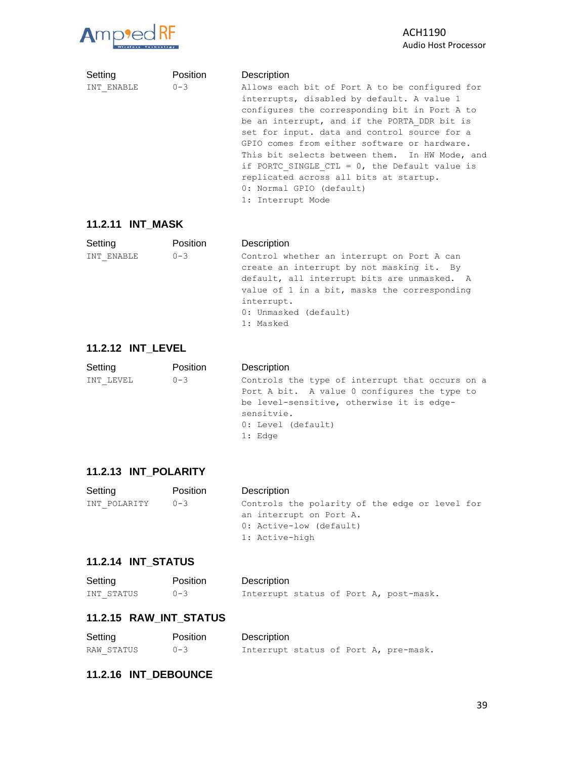| Setting | Position | Description |
| --- | --- | --- |
| INT_ENABLE | 0-3 | Allows each bit of Port A to be configured for interrupts, disabled by default. A value 1 configures the corresponding bit in Port A to be an interrupt, and if the PORTA_DDR bit is set for input. data and control source for a GPIO comes from either software or hardware. This bit selects between them. In HW Mode, and if PORTC_SINGLE_CTL = 0, the Default value is replicated across all bits at startup.<br>0: Normal GPIO (default)<br>1: Interrupt Mode |

### 11.2.11 INT_MASK

| Setting | Position | Description |
| --- | --- | --- |
| INT_ENABLE | 0-3 | Control whether an interrupt on Port A can create an interrupt by not masking it. By default, all interrupt bits are unmasked. A value of 1 in a bit, masks the corresponding interrupt.<br>0: Unmasked (default)<br>1: Masked |

### 11.2.12 INT_LEVEL

| Setting | Position | Description |
| --- | --- | --- |
| INT_LEVEL | 0-3 | Controls the type of interrupt that occurs on a Port A bit. A value 0 configures the type to be level-sensitive, otherwise it is edge-sensitvie.<br>0: Level (default)<br>1: Edge |

### 11.2.13 INT_POLARITY

| Setting | Position | Description |
| --- | --- | --- |
| INT_POLARITY | 0-3 | Controls the polarity of the edge or level for an interrupt on Port A.<br>0: Active-low (default)<br>1: Active-high |

### 11.2.14 INT_STATUS

| Setting | Position | Description |
| --- | --- | --- |
| INT_STATUS | 0-3 | Interrupt status of Port A, post-mask. |

### 11.2.15 RAW_INT_STATUS

| Setting | Position | Description |
| --- | --- | --- |
| RAW_STATUS | 0-3 | Interrupt status of Port A, pre-mask. |

### 11.2.16 INT_DEBOUNCE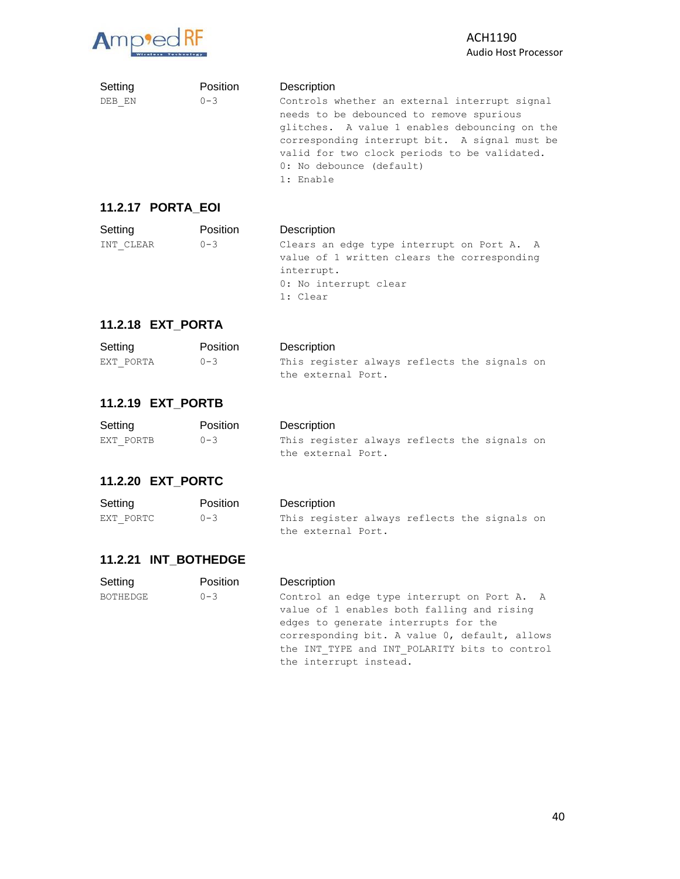| Setting | Position | Description |
|---|---|---|
| DEB_EN | 0-3 | Controls whether an external interrupt signal needs to be debounced to remove spurious glitches. A value 1 enables debouncing on the corresponding interrupt bit. A signal must be valid for two clock periods to be validated.<br>0: No debounce (default)<br>1: Enable |

### 11.2.17 PORTA_EOI

| Setting | Position | Description |
|---|---|---|
| INT_CLEAR | 0-3 | Clears an edge type interrupt on Port A. A value of 1 written clears the corresponding interrupt.<br>0: No interrupt clear<br>1: Clear |

### 11.2.18 EXT_PORTA

| Setting | Position | Description |
|---|---|---|
| EXT_PORTA | 0-3 | This register always reflects the signals on the external Port. |

### 11.2.19 EXT_PORTB

| Setting | Position | Description |
|---|---|---|
| EXT_PORTB | 0-3 | This register always reflects the signals on the external Port. |

### 11.2.20 EXT_PORTC

| Setting | Position | Description |
|---|---|---|
| EXT_PORTC | 0-3 | This register always reflects the signals on the external Port. |

### 11.2.21 INT_BOTHEDGE

| Setting | Position | Description |
|---|---|---|
| BOTHEDGE | 0-3 | Control an edge type interrupt on Port A. A value of 1 enables both falling and rising edges to generate interrupts for the corresponding bit. A value 0, default, allows the INT_TYPE and INT_POLARITY bits to control the interrupt instead. |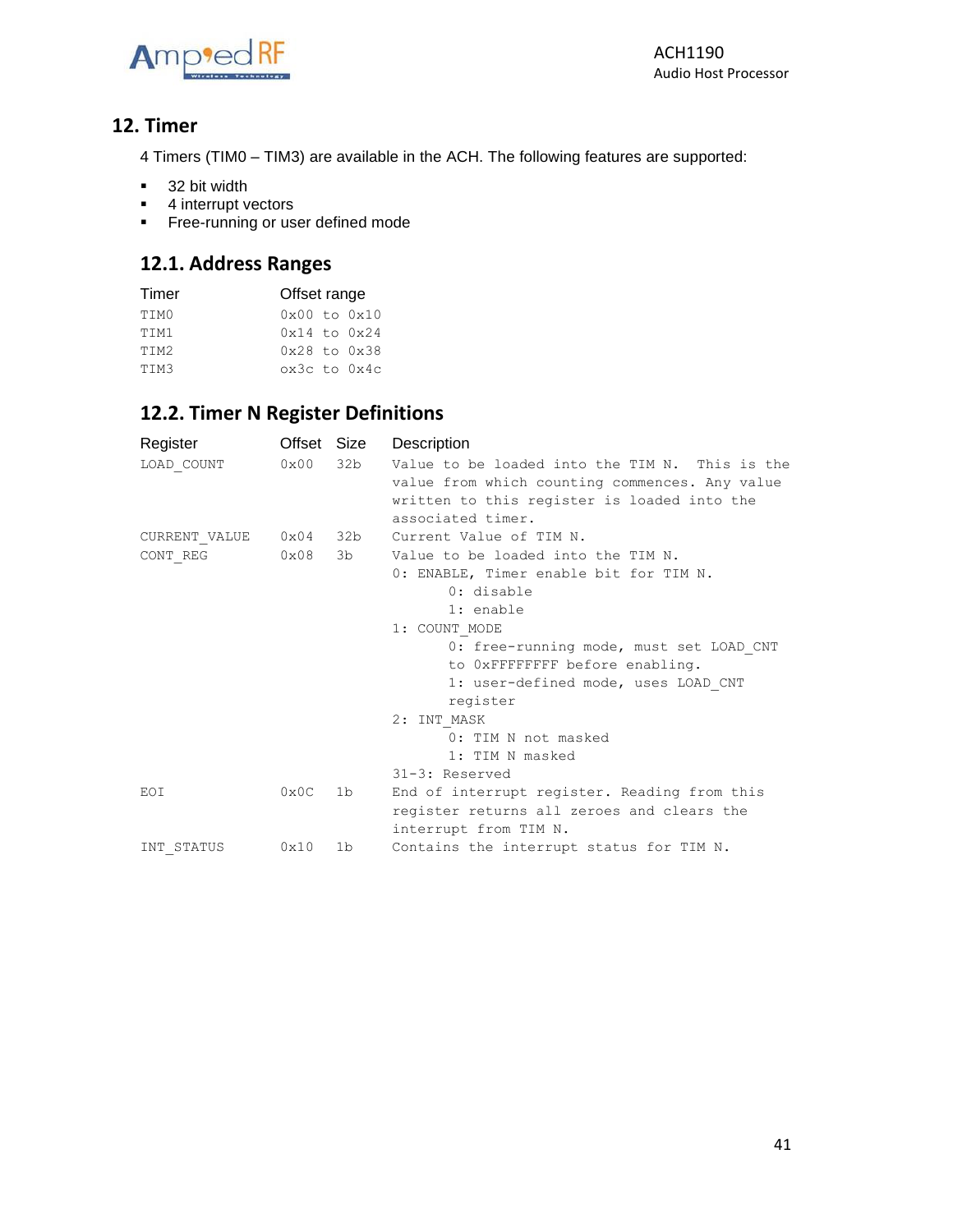# 12. Timer

4 Timers (TIM0 – TIM3) are available in the ACH. The following features are supported:

- 32 bit width
- 4 interrupt vectors
- Free-running or user defined mode

## 12.1. Address Ranges

| Timer | Offset range |
|---|---|
| TIM0 | 0x00 to 0x10 |
| TIM1 | 0x14 to 0x24 |
| TIM2 | 0x28 to 0x38 |
| TIM3 | ox3c to 0x4c |

## 12.2. Timer N Register Definitions

| Register | Offset | Size | Description |
|---|---|---|---|
| LOAD_COUNT | 0x00 | 32b | Value to be loaded into the TIM N. This is the value from which counting commences. Any value written to this register is loaded into the associated timer. |
| CURRENT_VALUE | 0x04 | 32b | Current Value of TIM N. |
| CONT_REG | 0x08 | 3b | Value to be loaded into the TIM N.<br>0: ENABLE, Timer enable bit for TIM N.<br>&nbsp;&nbsp;&nbsp;&nbsp;0: disable<br>&nbsp;&nbsp;&nbsp;&nbsp;1: enable<br>1: COUNT_MODE<br>&nbsp;&nbsp;&nbsp;&nbsp;0: free-running mode, must set LOAD_CNT to 0xFFFFFFFF before enabling.<br>&nbsp;&nbsp;&nbsp;&nbsp;1: user-defined mode, uses LOAD_CNT register<br>2: INT_MASK<br>&nbsp;&nbsp;&nbsp;&nbsp;0: TIM N not masked<br>&nbsp;&nbsp;&nbsp;&nbsp;1: TIM N masked<br>31-3: Reserved |
| EOI | 0x0C | 1b | End of interrupt register. Reading from this register returns all zeroes and clears the interrupt from TIM N. |
| INT_STATUS | 0x10 | 1b | Contains the interrupt status for TIM N. |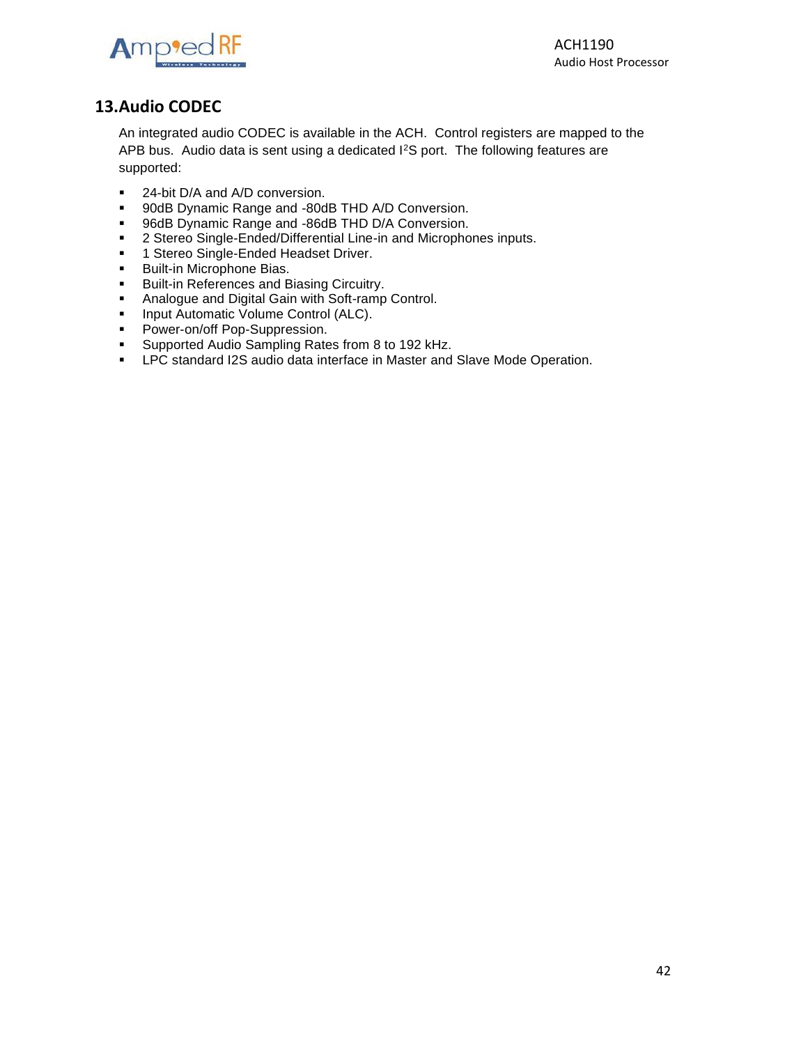## 13. Audio CODEC

An integrated audio CODEC is available in the ACH. Control registers are mapped to the APB bus. Audio data is sent using a dedicated $I^2S$ port. The following features are supported:

- 24-bit D/A and A/D conversion.
- 90dB Dynamic Range and -80dB THD A/D Conversion.
- 96dB Dynamic Range and -86dB THD D/A Conversion.
- 2 Stereo Single-Ended/Differential Line-in and Microphones inputs.
- 1 Stereo Single-Ended Headset Driver.
- Built-in Microphone Bias.
- Built-in References and Biasing Circuitry.
- Analogue and Digital Gain with Soft-ramp Control.
- Input Automatic Volume Control (ALC).
- Power-on/off Pop-Suppression.
- Supported Audio Sampling Rates from 8 to 192 kHz.
- LPC standard I2S audio data interface in Master and Slave Mode Operation.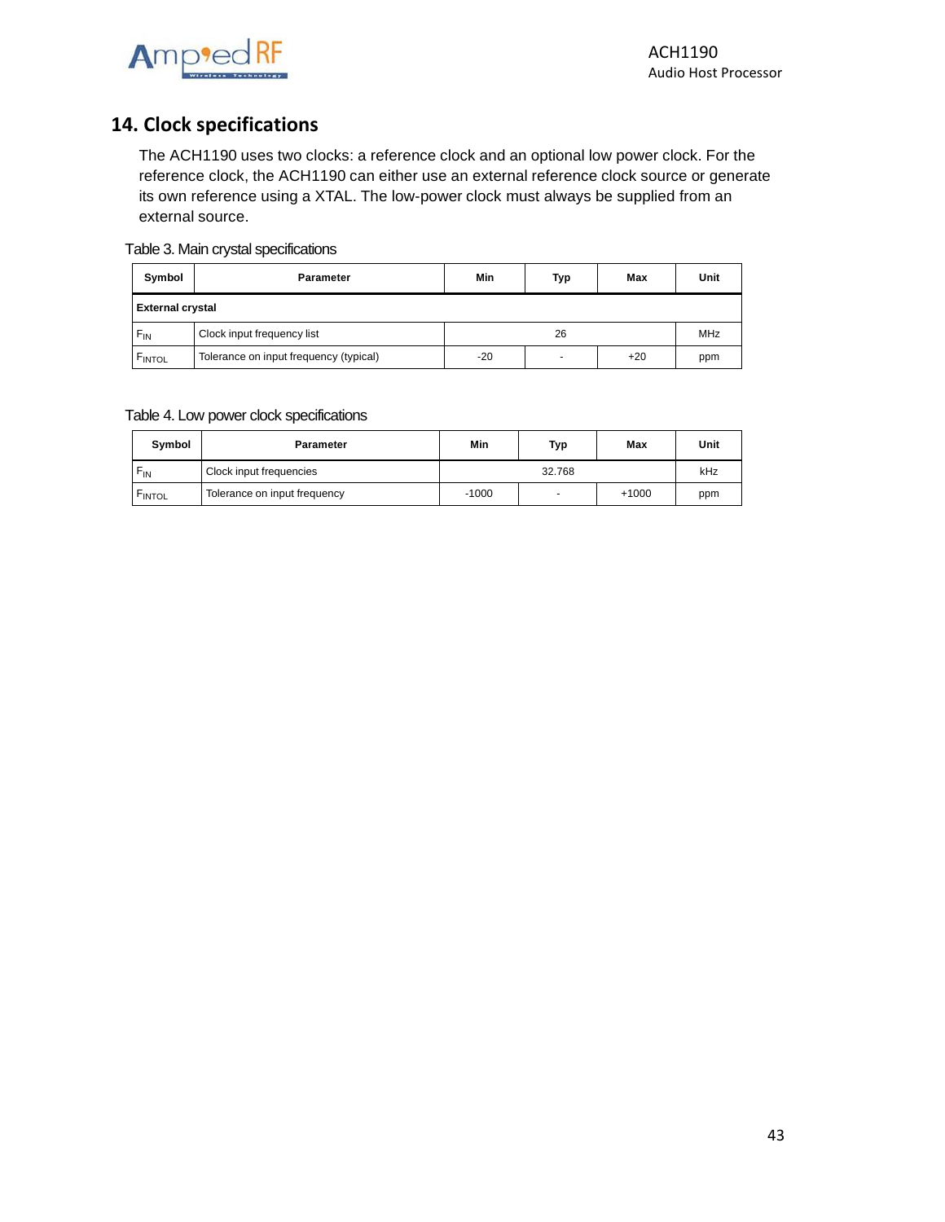## 14. Clock specifications

The ACH1190 uses two clocks: a reference clock and an optional low power clock. For the reference clock, the ACH1190 can either use an external reference clock source or generate its own reference using a XTAL. The low-power clock must always be supplied from an external source.

Table 3. Main crystal specifications

| Symbol | Parameter | Min | Typ | Max | Unit |
|---|---|---|---|---|---|
| **External crystal** | | | | | |
| $F_{IN}$ | Clock input frequency list | | 26 | | MHz |
| $F_{INTOL}$ | Tolerance on input frequency (typical) | -20 | - | +20 | ppm |

Table 4. Low power clock specifications

| Symbol | Parameter | Min | Typ | Max | Unit |
|---|---|---|---|---|---|
| $F_{IN}$ | Clock input frequencies | | 32.768 | | kHz |
| $F_{INTOL}$ | Tolerance on input frequency | -1000 | - | +1000 | ppm |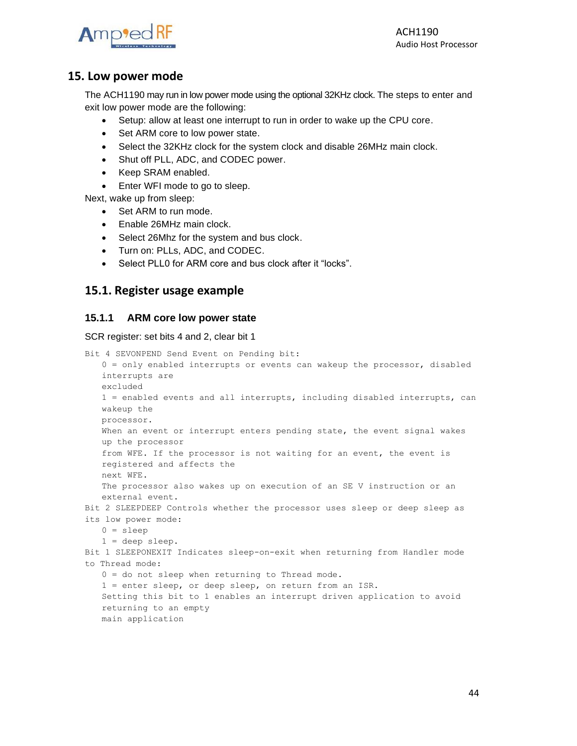## 15. Low power mode

The ACH1190 may run in low power mode using the optional 32KHz clock. The steps to enter and exit low power mode are the following:

- Setup: allow at least one interrupt to run in order to wake up the CPU core.
- Set ARM core to low power state.
- Select the 32KHz clock for the system clock and disable 26MHz main clock.
- Shut off PLL, ADC, and CODEC power.
- Keep SRAM enabled.
- Enter WFI mode to go to sleep.

Next, wake up from sleep:

- Set ARM to run mode.
- Enable 26MHz main clock.
- Select 26Mhz for the system and bus clock.
- Turn on: PLLs, ADC, and CODEC.
- Select PLL0 for ARM core and bus clock after it “locks”.

### 15.1. Register usage example

#### 15.1.1 ARM core low power state

SCR register: set bits 4 and 2, clear bit 1

```
Bit 4 SEVONPEND Send Event on Pending bit:
    0 = only enabled interrupts or events can wakeup the processor, disabled
    interrupts are
    excluded
    1 = enabled events and all interrupts, including disabled interrupts, can
    wakeup the
    processor.
    When an event or interrupt enters pending state, the event signal wakes
    up the processor
    from WFE. If the processor is not waiting for an event, the event is
    registered and affects the
    next WFE.
    The processor also wakes up on execution of an SE V instruction or an
    external event.
Bit 2 SLEEPDEEP Controls whether the processor uses sleep or deep sleep as
its low power mode:
    0 = sleep
    1 = deep sleep.
Bit 1 SLEEPONEXIT Indicates sleep-on-exit when returning from Handler mode
to Thread mode:
    0 = do not sleep when returning to Thread mode.
    1 = enter sleep, or deep sleep, on return from an ISR.
    Setting this bit to 1 enables an interrupt driven application to avoid
    returning to an empty
    main application
```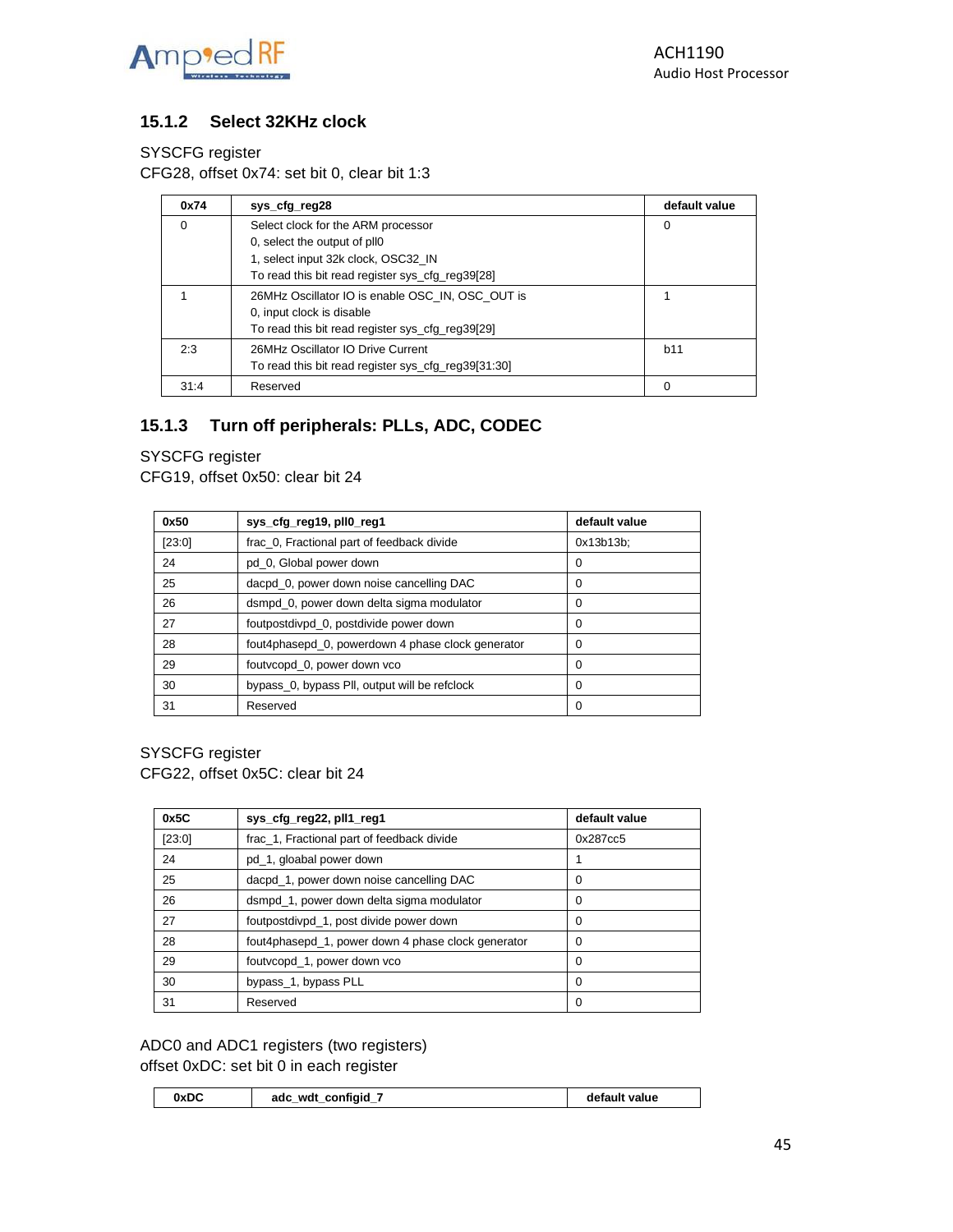### 15.1.2 Select 32KHz clock

SYSCFG register
CFG28, offset 0x74: set bit 0, clear bit 1:3

| 0x74 | sys_cfg_reg28 | default value |
|---|---|---|
| 0 | Select clock for the ARM processor<br>0, select the output of pll0<br>1, select input 32k clock, OSC32_IN<br>To read this bit read register sys_cfg_reg39[28] | 0 |
| 1 | 26MHz Oscillator IO is enable OSC_IN, OSC_OUT is<br>0, input clock is disable<br>To read this bit read register sys_cfg_reg39[29] | 1 |
| 2:3 | 26MHz Oscillator IO Drive Current<br>To read this bit read register sys_cfg_reg39[31:30] | b11 |
| 31:4 | Reserved | 0 |

### 15.1.3 Turn off peripherals: PLLs, ADC, CODEC

SYSCFG register
CFG19, offset 0x50: clear bit 24

| 0x50 | sys_cfg_reg19, pll0_reg1 | default value |
|---|---|---|
| [23:0] | frac_0, Fractional part of feedback divide | 0x13b13b; |
| 24 | pd_0, Global power down | 0 |
| 25 | dacpd_0, power down noise cancelling DAC | 0 |
| 26 | dsmpd_0, power down delta sigma modulator | 0 |
| 27 | foutpostdivpd_0, postdivide power down | 0 |
| 28 | fout4phasepd_0, powerdown 4 phase clock generator | 0 |
| 29 | foutvcopd_0, power down vco | 0 |
| 30 | bypass_0, bypass Pll, output will be refclock | 0 |
| 31 | Reserved | 0 |

SYSCFG register
CFG22, offset 0x5C: clear bit 24

| 0x5C | sys_cfg_reg22, pll1_reg1 | default value |
|---|---|---|
| [23:0] | frac_1, Fractional part of feedback divide | 0x287cc5 |
| 24 | pd_1, gloabal power down | 1 |
| 25 | dacpd_1, power down noise cancelling DAC | 0 |
| 26 | dsmpd_1, power down delta sigma modulator | 0 |
| 27 | foutpostdivpd_1, post divide power down | 0 |
| 28 | fout4phasepd_1, power down 4 phase clock generator | 0 |
| 29 | foutvcopd_1, power down vco | 0 |
| 30 | bypass_1, bypass PLL | 0 |
| 31 | Reserved | 0 |

ADC0 and ADC1 registers (two registers)
offset 0xDC: set bit 0 in each register

| 0xDC | adc_wdt_configid_7 | default value |
|---|---|---|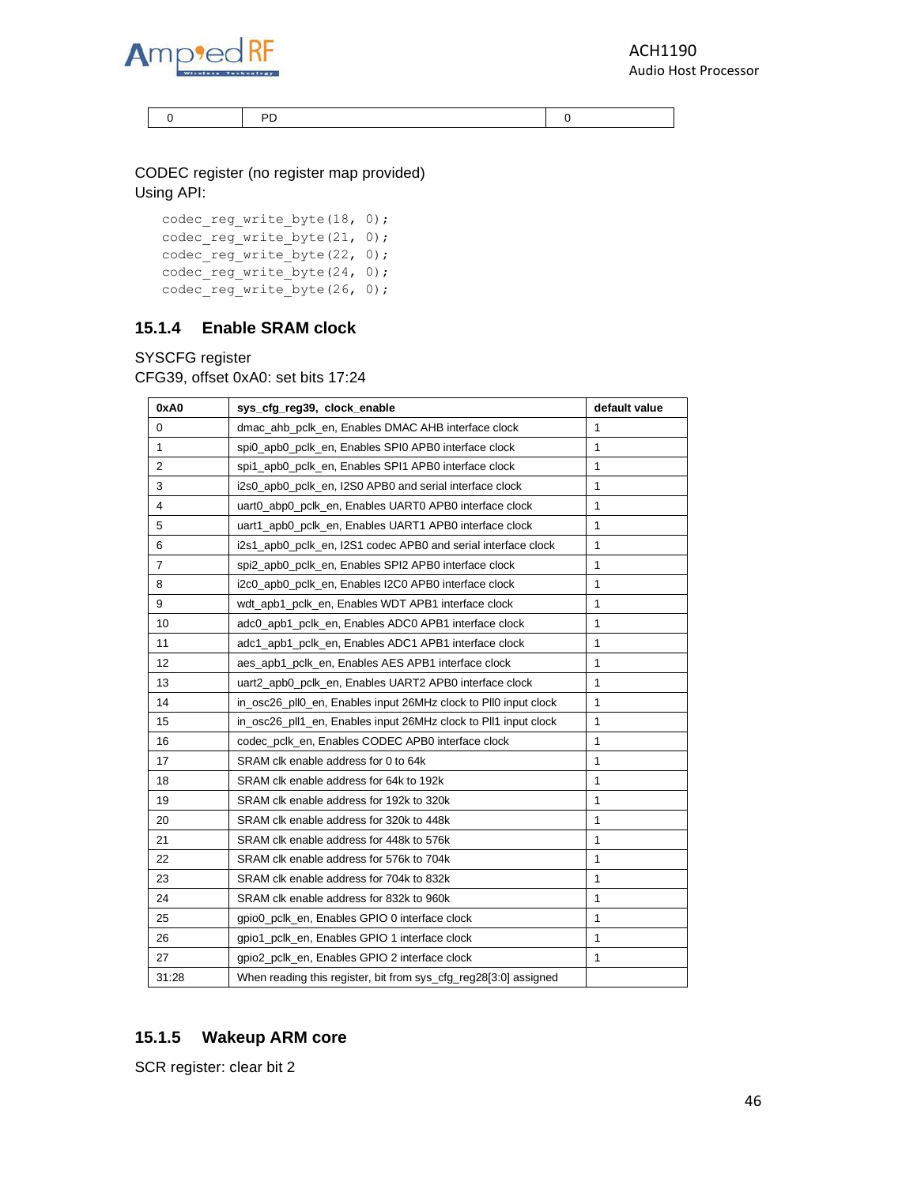| 0 | PD | 0 |
|---|---|---|

CODEC register (no register map provided)
Using API:

```
codec_reg_write_byte(18, 0);
codec_reg_write_byte(21, 0);
codec_reg_write_byte(22, 0);
codec_reg_write_byte(24, 0);
codec_reg_write_byte(26, 0);
```

### 15.1.4 Enable SRAM clock

SYSCFG register
CFG39, offset 0xA0: set bits 17:24

| 0xA0 | sys_cfg_reg39, clock_enable | default value |
|---|---|---|
| 0 | dmac_ahb_pclk_en, Enables DMAC AHB interface clock | 1 |
| 1 | spi0_apb0_pclk_en, Enables SPI0 APB0 interface clock | 1 |
| 2 | spi1_apb0_pclk_en, Enables SPI1 APB0 interface clock | 1 |
| 3 | i2s0_apb0_pclk_en, I2S0 APB0 and serial interface clock | 1 |
| 4 | uart0_abp0_pclk_en, Enables UART0 APB0 interface clock | 1 |
| 5 | uart1_apb0_pclk_en, Enables UART1 APB0 interface clock | 1 |
| 6 | i2s1_apb0_pclk_en, I2S1 codec APB0 and serial interface clock | 1 |
| 7 | spi2_apb0_pclk_en, Enables SPI2 APB0 interface clock | 1 |
| 8 | i2c0_apb0_pclk_en, Enables I2C0 APB0 interface clock | 1 |
| 9 | wdt_apb1_pclk_en, Enables WDT APB1 interface clock | 1 |
| 10 | adc0_apb1_pclk_en, Enables ADC0 APB1 interface clock | 1 |
| 11 | adc1_apb1_pclk_en, Enables ADC1 APB1 interface clock | 1 |
| 12 | aes_apb1_pclk_en, Enables AES APB1 interface clock | 1 |
| 13 | uart2_apb0_pclk_en, Enables UART2 APB0 interface clock | 1 |
| 14 | in_osc26_pll0_en, Enables input 26MHz clock to Pll0 input clock | 1 |
| 15 | in_osc26_pll1_en, Enables input 26MHz clock to Pll1 input clock | 1 |
| 16 | codec_pclk_en, Enables CODEC APB0 interface clock | 1 |
| 17 | SRAM clk enable address for 0 to 64k | 1 |
| 18 | SRAM clk enable address for 64k to 192k | 1 |
| 19 | SRAM clk enable address for 192k to 320k | 1 |
| 20 | SRAM clk enable address for 320k to 448k | 1 |
| 21 | SRAM clk enable address for 448k to 576k | 1 |
| 22 | SRAM clk enable address for 576k to 704k | 1 |
| 23 | SRAM clk enable address for 704k to 832k | 1 |
| 24 | SRAM clk enable address for 832k to 960k | 1 |
| 25 | gpio0_pclk_en, Enables GPIO 0 interface clock | 1 |
| 26 | gpio1_pclk_en, Enables GPIO 1 interface clock | 1 |
| 27 | gpio2_pclk_en, Enables GPIO 2 interface clock | 1 |
| 31:28 | When reading this register, bit from sys_cfg_reg28[3:0] assigned | |

### 15.1.5 Wakeup ARM core

SCR register: clear bit 2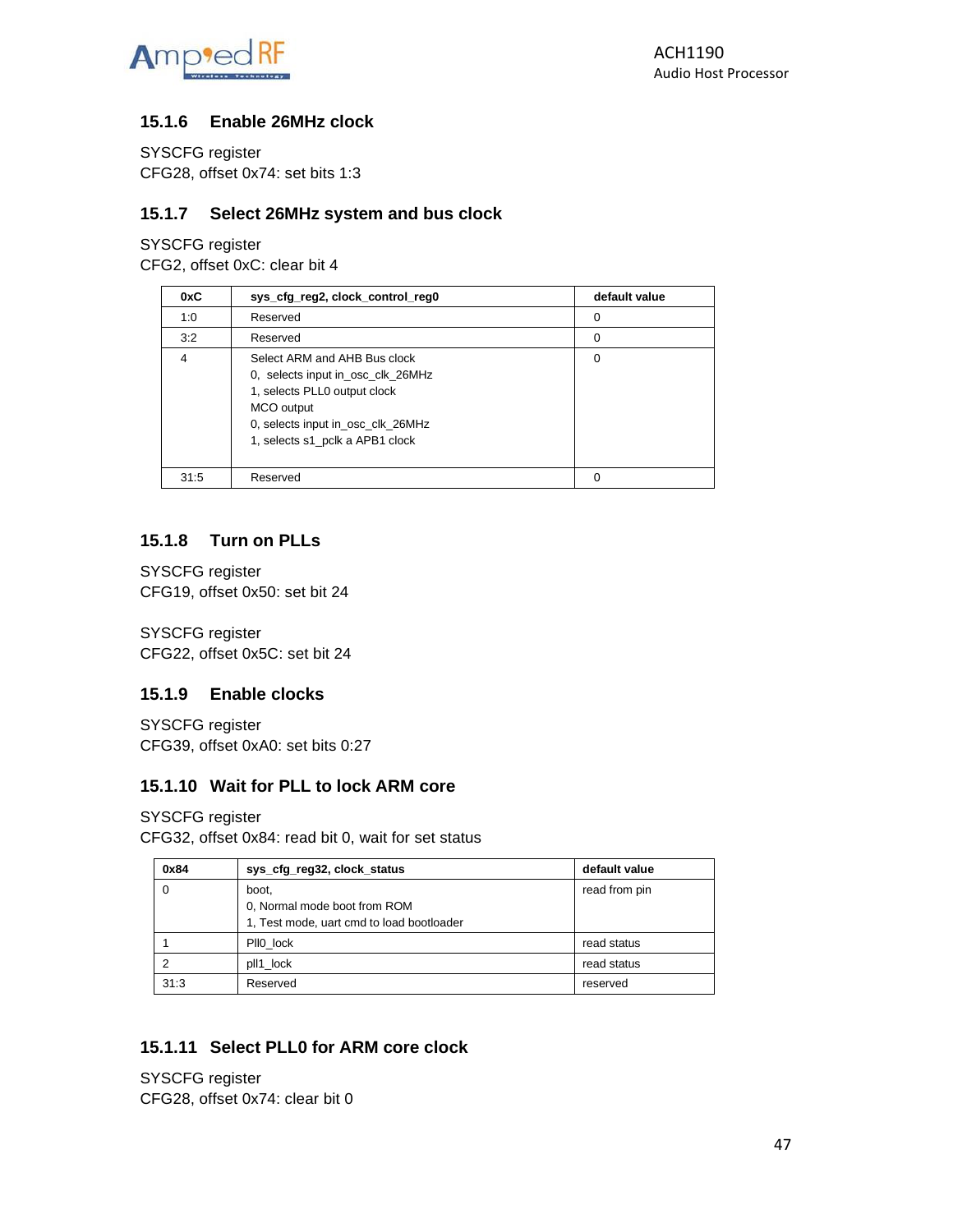### 15.1.6 Enable 26MHz clock

SYSCFG register
CFG28, offset 0x74: set bits 1:3

### 15.1.7 Select 26MHz system and bus clock

SYSCFG register
CFG2, offset 0xC: clear bit 4

| 0xC | sys_cfg_reg2, clock_control_reg0 | default value |
|---|---|---|
| 1:0 | Reserved | 0 |
| 3:2 | Reserved | 0 |
| 4 | Select ARM and AHB Bus clock<br>0, selects input in_osc_clk_26MHz<br>1, selects PLL0 output clock<br>MCO output<br>0, selects input in_osc_clk_26MHz<br>1, selects s1_pclk a APB1 clock | 0 |
| 31:5 | Reserved | 0 |

### 15.1.8 Turn on PLLs

SYSCFG register
CFG19, offset 0x50: set bit 24

SYSCFG register
CFG22, offset 0x5C: set bit 24

### 15.1.9 Enable clocks

SYSCFG register
CFG39, offset 0xA0: set bits 0:27

### 15.1.10 Wait for PLL to lock ARM core

SYSCFG register
CFG32, offset 0x84: read bit 0, wait for set status

| 0x84 | sys_cfg_reg32, clock_status | default value |
|---|---|---|
| 0 | boot,<br>0, Normal mode boot from ROM<br>1, Test mode, uart cmd to load bootloader | read from pin |
| 1 | Pll0_lock | read status |
| 2 | pll1_lock | read status |
| 31:3 | Reserved | reserved |

### 15.1.11 Select PLL0 for ARM core clock

SYSCFG register
CFG28, offset 0x74: clear bit 0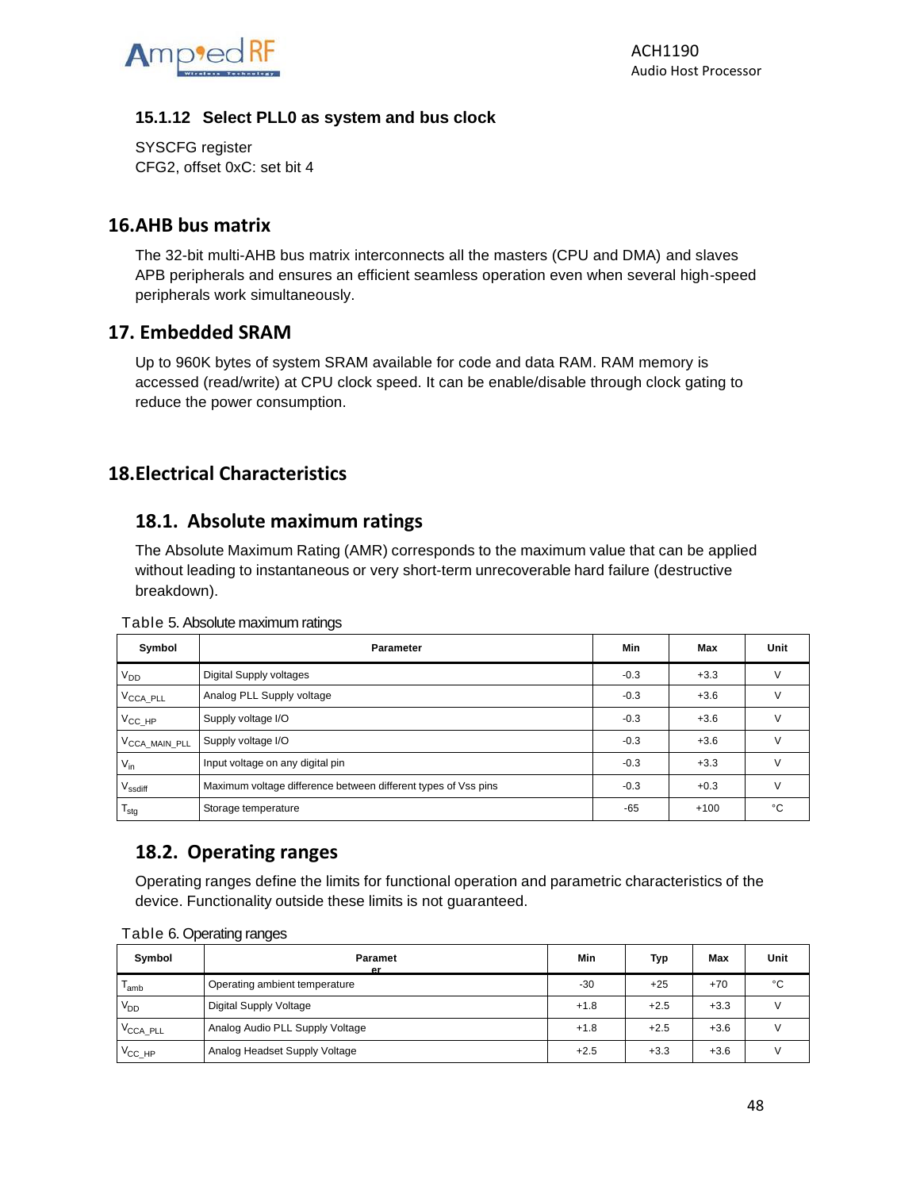### 15.1.12 Select PLL0 as system and bus clock

SYSCFG register
CFG2, offset 0xC: set bit 4

## 16. AHB bus matrix

The 32-bit multi-AHB bus matrix interconnects all the masters (CPU and DMA) and slaves APB peripherals and ensures an efficient seamless operation even when several high-speed peripherals work simultaneously.

## 17. Embedded SRAM

Up to 960K bytes of system SRAM available for code and data RAM. RAM memory is accessed (read/write) at CPU clock speed. It can be enable/disable through clock gating to reduce the power consumption.

## 18. Electrical Characteristics

### 18.1. Absolute maximum ratings

The Absolute Maximum Rating (AMR) corresponds to the maximum value that can be applied without leading to instantaneous or very short-term unrecoverable hard failure (destructive breakdown).

Table 5. Absolute maximum ratings

| Symbol | Parameter | Min | Max | Unit |
|---|---|---|---|---|
| $V_{DD}$ | Digital Supply voltages | -0.3 | +3.3 | V |
| $V_{CCA\_PLL}$ | Analog PLL Supply voltage | -0.3 | +3.6 | V |
| $V_{CC\_HP}$ | Supply voltage I/O | -0.3 | +3.6 | V |
| $V_{CCA\_MAIN\_PLL}$ | Supply voltage I/O | -0.3 | +3.6 | V |
| $V_{in}$ | Input voltage on any digital pin | -0.3 | +3.3 | V |
| $V_{ssdiff}$ | Maximum voltage difference between different types of Vss pins | -0.3 | +0.3 | V |
| $T_{stg}$ | Storage temperature | -65 | +100 | °C |

### 18.2. Operating ranges

Operating ranges define the limits for functional operation and parametric characteristics of the device. Functionality outside these limits is not guaranteed.

Table 6. Operating ranges

| Symbol | Parameter | Min | Typ | Max | Unit |
|---|---|---|---|---|---|
| $T_{amb}$ | Operating ambient temperature | -30 | +25 | +70 | °C |
| $V_{DD}$ | Digital Supply Voltage | +1.8 | +2.5 | +3.3 | V |
| $V_{CCA\_PLL}$ | Analog Audio PLL Supply Voltage | +1.8 | +2.5 | +3.6 | V |
| $V_{CC\_HP}$ | Analog Headset Supply Voltage | +2.5 | +3.3 | +3.6 | V |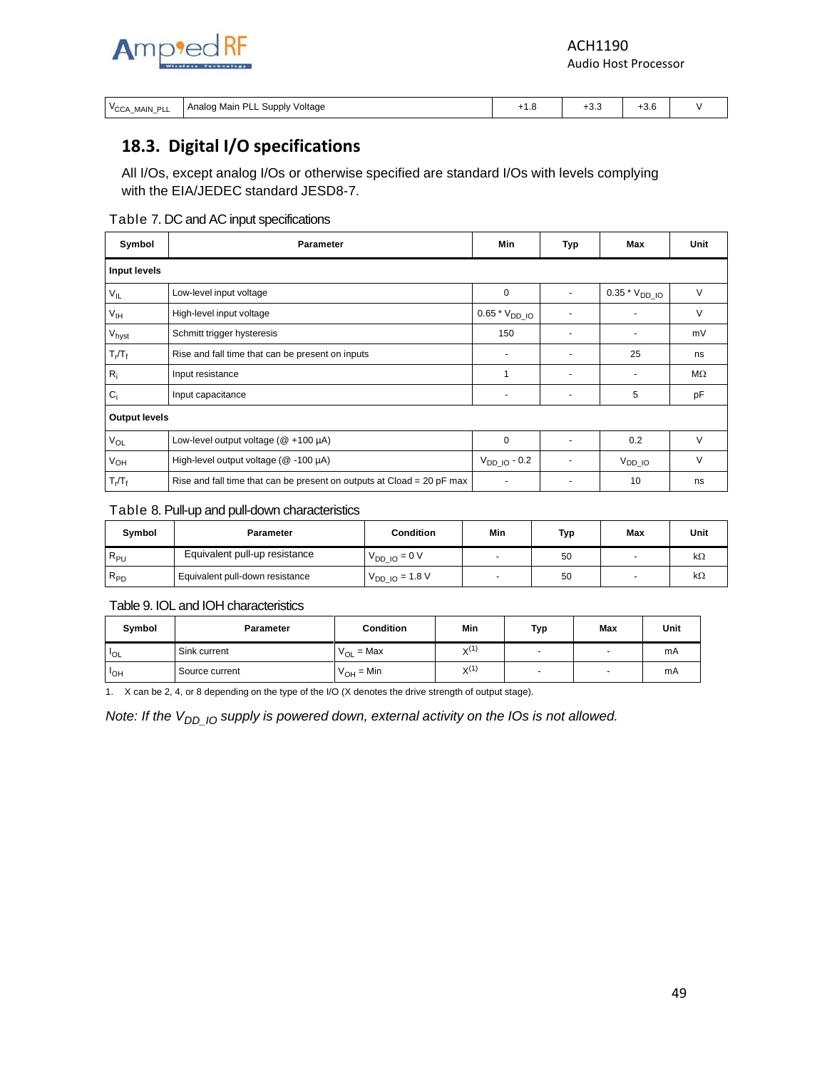| $V_{CCA\_MAIN\_PLL}$ | Analog Main PLL Supply Voltage | +1.8 | +3.3 | +3.6 | V |
|---|---|---|---|---|---|

## 18.3. Digital I/O specifications

All I/Os, except analog I/Os or otherwise specified are standard I/Os with levels complying with the EIA/JEDEC standard JESD8-7.

Table 7. DC and AC input specifications

| Symbol | Parameter | Min | Typ | Max | Unit |
|---|---|---|---|---|---|
| **Input levels** | | | | | |
| $V_{IL}$ | Low-level input voltage | 0 | - | 0.35 * $V_{DD\_IO}$ | V |
| $V_{IH}$ | High-level input voltage | 0.65 * $V_{DD\_IO}$ | - | - | V |
| $V_{hyst}$ | Schmitt trigger hysteresis | 150 | - | - | mV |
| $T_r/T_f$ | Rise and fall time that can be present on inputs | - | - | 25 | ns |
| $R_i$ | Input resistance | 1 | - | - | MΩ |
| $C_i$ | Input capacitance | - | - | 5 | pF |
| **Output levels** | | | | | |
| $V_{OL}$ | Low-level output voltage (@ +100 µA) | 0 | - | 0.2 | V |
| $V_{OH}$ | High-level output voltage (@ -100 µA) | $V_{DD\_IO}$ - 0.2 | - | $V_{DD\_IO}$ | V |
| $T_r/T_f$ | Rise and fall time that can be present on outputs at Cload = 20 pF max | - | - | 10 | ns |

Table 8. Pull-up and pull-down characteristics

| Symbol | Parameter | Condition | Min | Typ | Max | Unit |
|---|---|---|---|---|---|---|
| $R_{PU}$ | Equivalent pull-up resistance | $V_{DD\_IO}$ = 0 V | - | 50 | - | kΩ |
| $R_{PD}$ | Equivalent pull-down resistance | $V_{DD\_IO}$ = 1.8 V | - | 50 | - | kΩ |

Table 9. IOL and IOH characteristics

| Symbol | Parameter | Condition | Min | Typ | Max | Unit |
|---|---|---|---|---|---|---|
| $I_{OL}$ | Sink current | $V_{OL}$ = Max | X[(1)] | - | - | mA |
| $I_{OH}$ | Source current | $V_{OH}$ = Min | X[(1)] | - | - | mA |

1. X can be 2, 4, or 8 depending on the type of the I/O (X denotes the drive strength of output stage).

*Note: If the $V_{DD\_IO}$ supply is powered down, external activity on the IOs is not allowed.*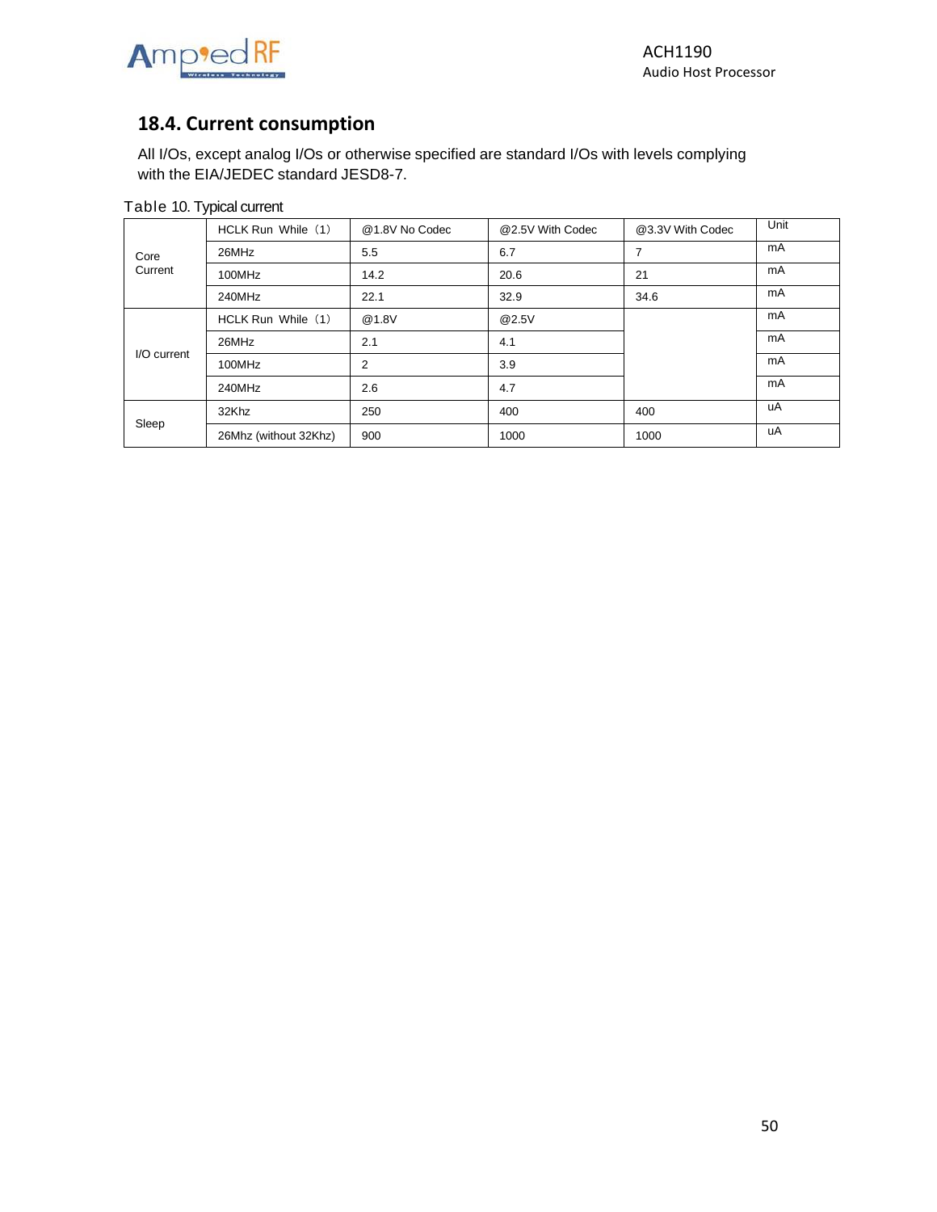## 18.4. Current consumption

All I/Os, except analog I/Os or otherwise specified are standard I/Os with levels complying with the EIA/JEDEC standard JESD8-7.

Table 10. Typical current

| | HCLK Run While（1） | @1.8V No Codec | @2.5V With Codec | @3.3V With Codec | Unit |
|---|---|---|---|---|---|
| Core Current | 26MHz | 5.5 | 6.7 | 7 | mA |
| | 100MHz | 14.2 | 20.6 | 21 | mA |
| | 240MHz | 22.1 | 32.9 | 34.6 | mA |
| I/O current | HCLK Run While（1） | @1.8V | @2.5V | | mA |
| | 26MHz | 2.1 | 4.1 | | mA |
| | 100MHz | 2 | 3.9 | | mA |
| | 240MHz | 2.6 | 4.7 | | mA |
| Sleep | 32Khz | 250 | 400 | 400 | uA |
| | 26Mhz (without 32Khz) | 900 | 1000 | 1000 | uA |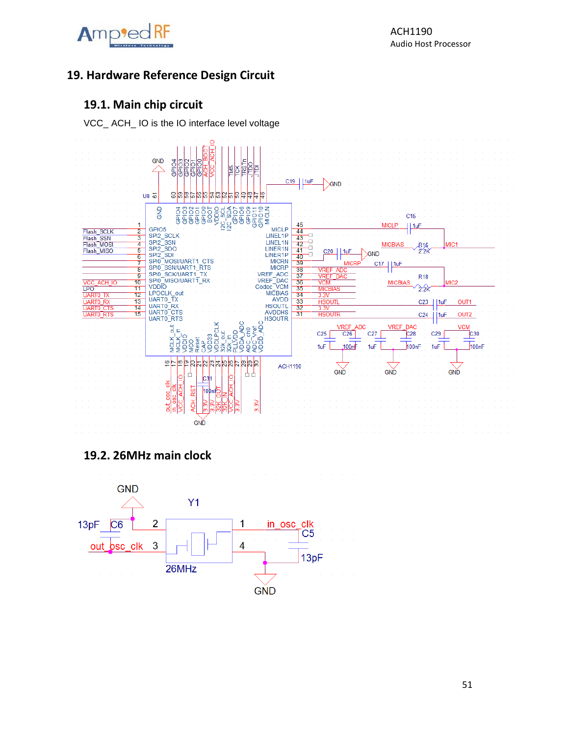# 19. Hardware Reference Design Circuit

## 19.1. Main chip circuit

VCC_ ACH_ IO is the IO interface level voltage

## 19.2. 26MHz main clock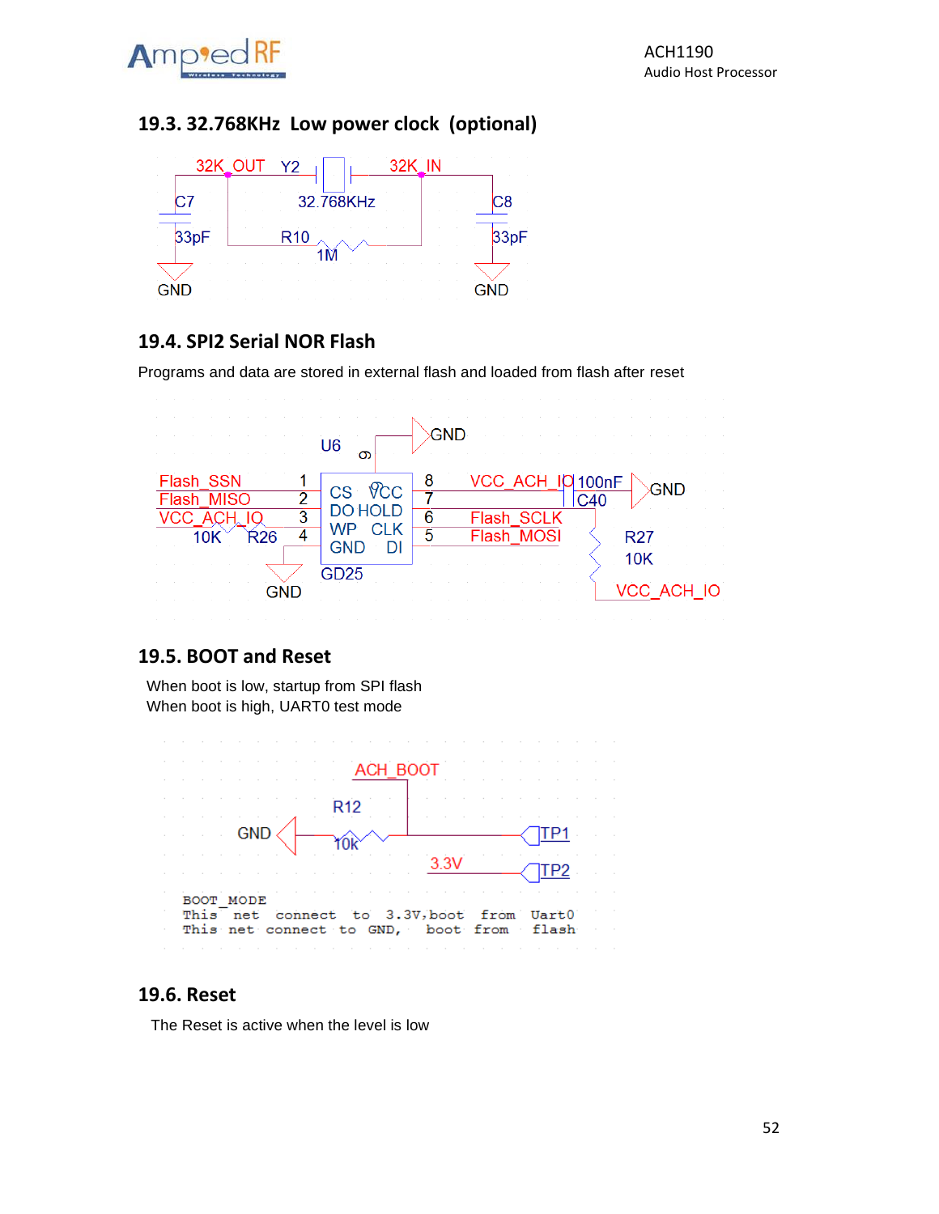## 19.3. 32.768KHz Low power clock (optional)

## 19.4. SPI2 Serial NOR Flash

Programs and data are stored in external flash and loaded from flash after reset

## 19.5. BOOT and Reset

When boot is low, startup from SPI flash

When boot is high, UART0 test mode

## 19.6. Reset

The Reset is active when the level is low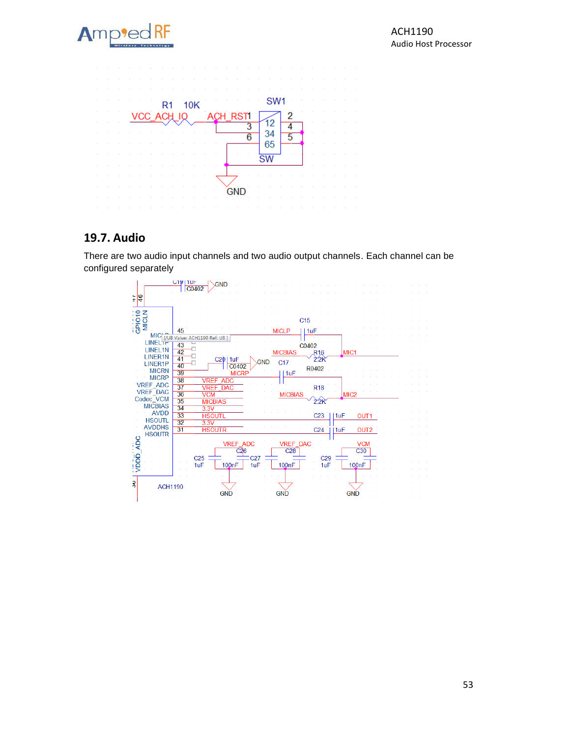## 19.7. Audio

There are two audio input channels and two audio output channels. Each channel can be configured separately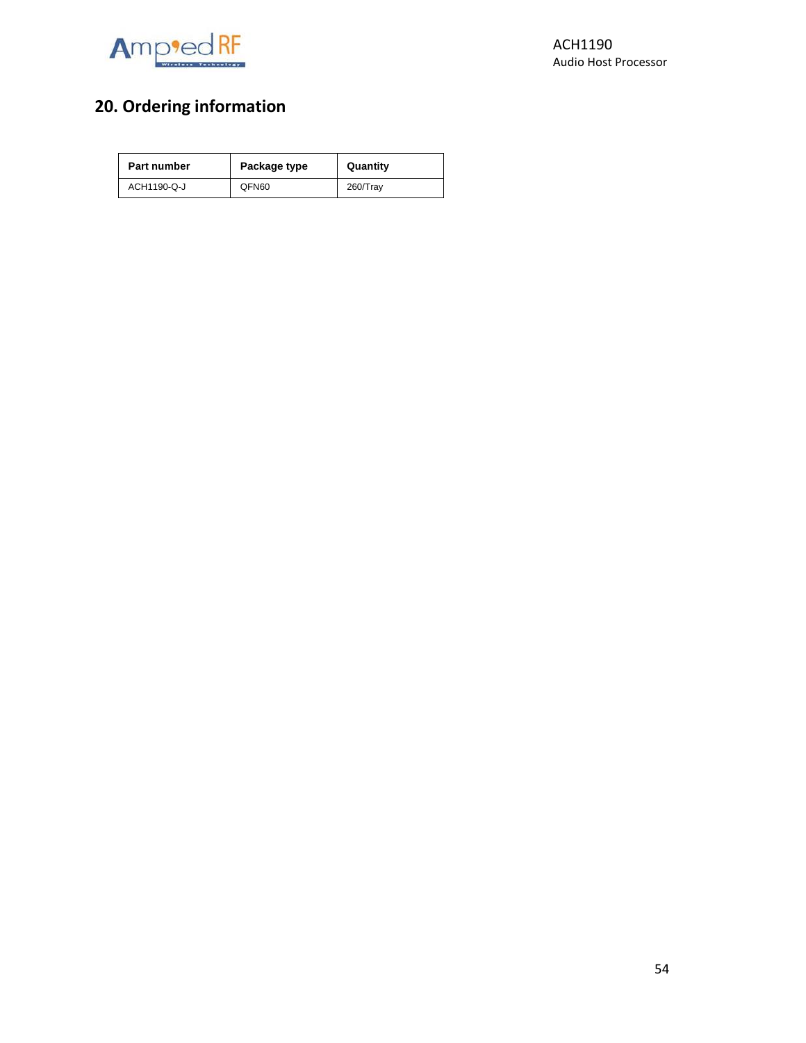## 20. Ordering information

| Part number | Package type | Quantity |
| --- | --- | --- |
| ACH1190-Q-J | QFN60 | 260/Tray |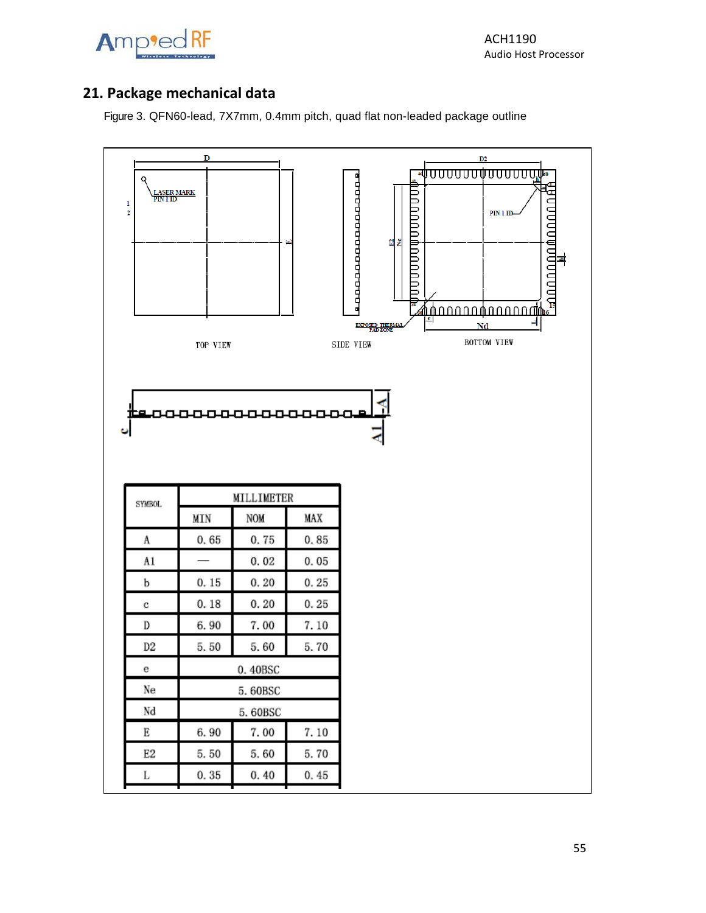## 21. Package mechanical data

Figure 3. QFN60-lead, 7X7mm, 0.4mm pitch, quad flat non-leaded package outline

| SYMBOL | MILLIMETER | | |
|---|---|---|---|
| | MIN | NOM | MAX |
| A | 0.65 | 0.75 | 0.85 |
| A1 | — | 0.02 | 0.05 |
| b | 0.15 | 0.20 | 0.25 |
| c | 0.18 | 0.20 | 0.25 |
| D | 6.90 | 7.00 | 7.10 |
| D2 | 5.50 | 5.60 | 5.70 |
| e | 0.40BSC | | |
| Ne | 5.60BSC | | |
| Nd | 5.60BSC | | |
| E | 6.90 | 7.00 | 7.10 |
| E2 | 5.50 | 5.60 | 5.70 |
| L | 0.35 | 0.40 | 0.45 |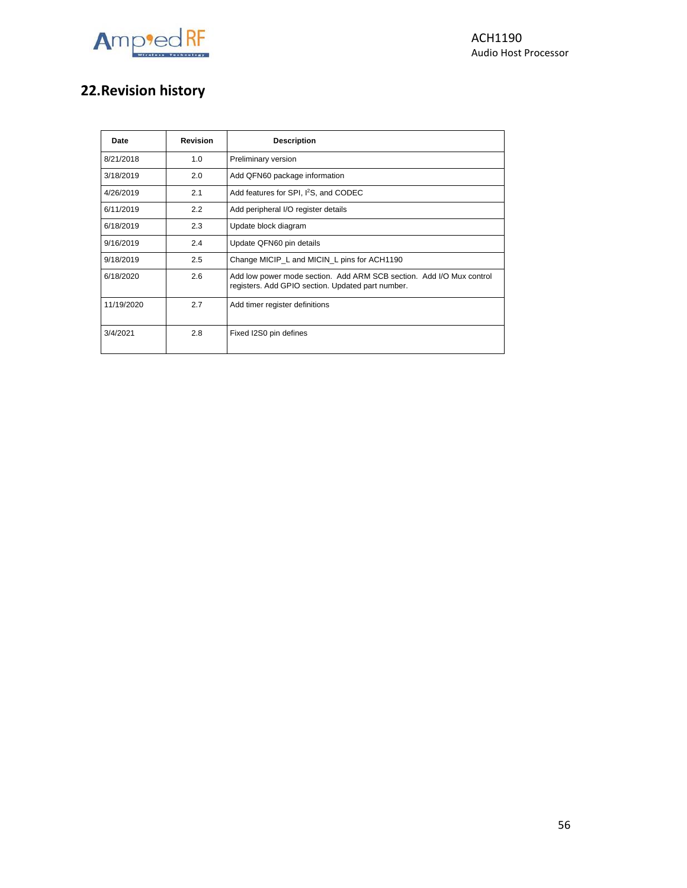# 22. Revision history

| Date | Revision | Description |
|---|---|---|
| 8/21/2018 | 1.0 | Preliminary version |
| 3/18/2019 | 2.0 | Add QFN60 package information |
| 4/26/2019 | 2.1 | Add features for SPI, $I^2S$, and CODEC |
| 6/11/2019 | 2.2 | Add peripheral I/O register details |
| 6/18/2019 | 2.3 | Update block diagram |
| 9/16/2019 | 2.4 | Update QFN60 pin details |
| 9/18/2019 | 2.5 | Change MICIP_L and MICIN_L pins for ACH1190 |
| 6/18/2020 | 2.6 | Add low power mode section. Add ARM SCB section. Add I/O Mux control registers. Add GPIO section. Updated part number. |
| 11/19/2020 | 2.7 | Add timer register definitions |
| 3/4/2021 | 2.8 | Fixed I2S0 pin defines |